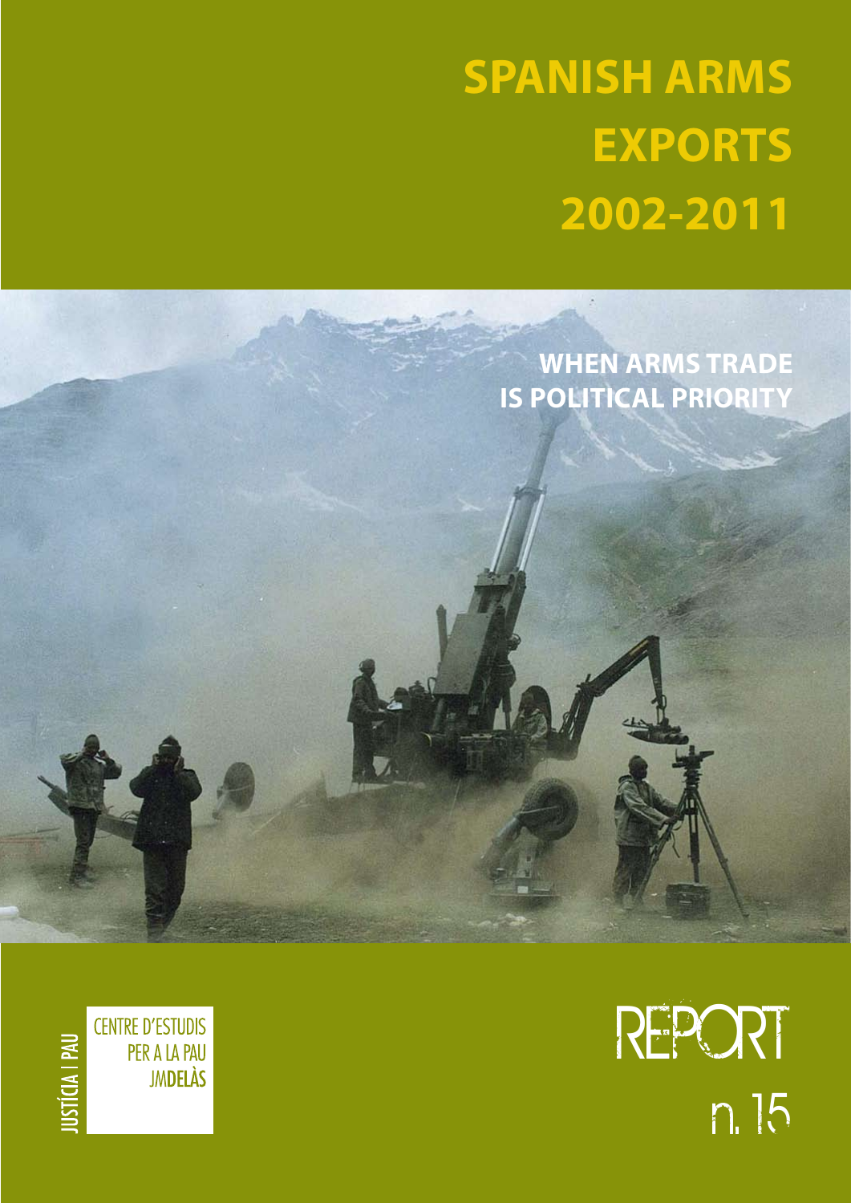# SPANISH ARMS EXPORTS 2002-2011

## WHEN ARMS TRADE IS POLITICAL PRIORITY

JUSTÍCIA I PAU

CENTRE D'ESTUDIS PER A LA PAU JMDELÀS

REPORT n. 15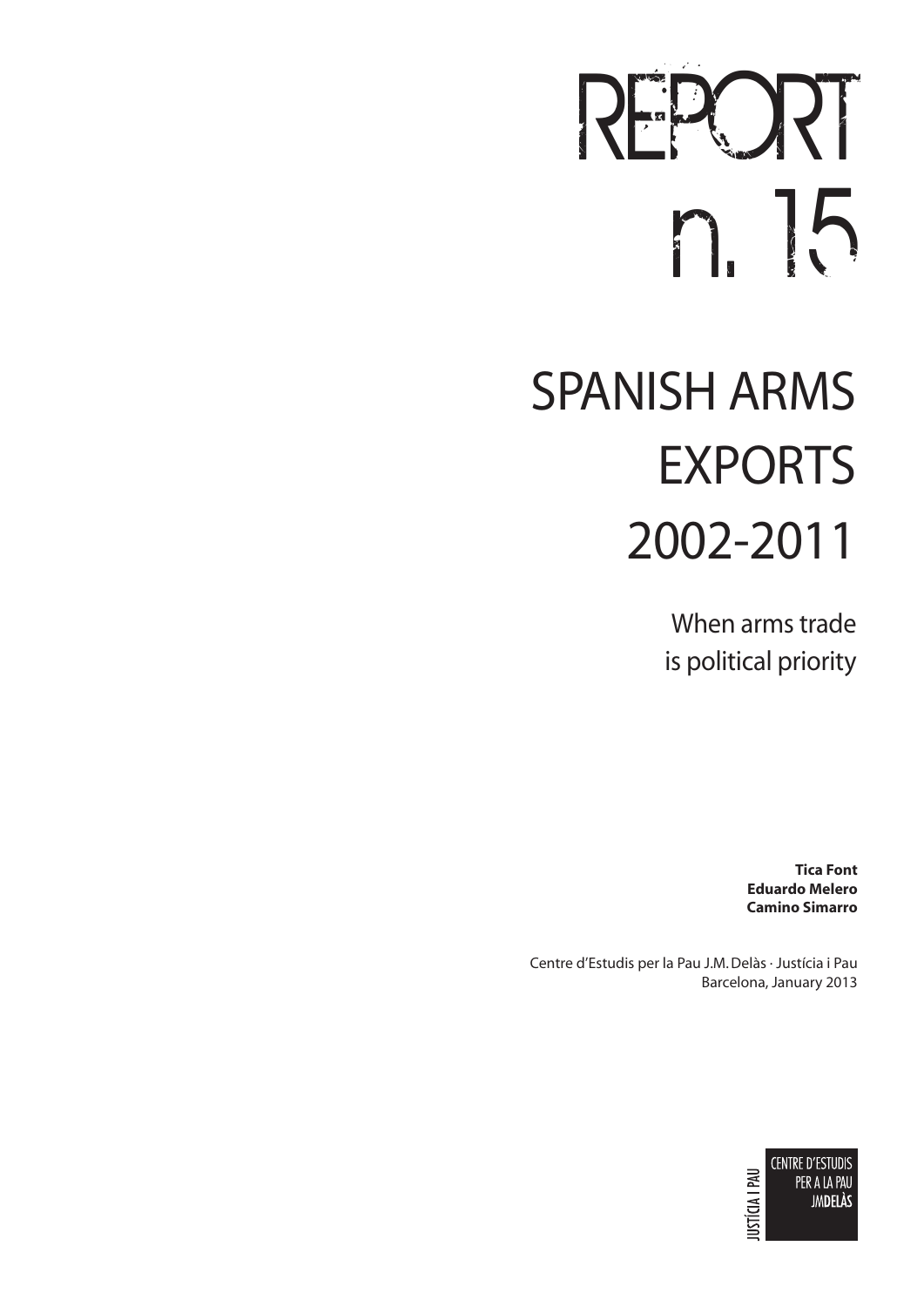# REPORT n. 15

# SPANISH ARMS EXPORTS 2002-2011

## When arms trade is political priority

**Tica Font**
**Eduardo Melero**
**Camino Simarro**

Centre d'Estudis per la Pau J.M. Delàs · Justícia i Pau
Barcelona, January 2013

JUSTÍCIA I PAU
CENTRE D'ESTUDIS PER A LA PAU JMDELÀS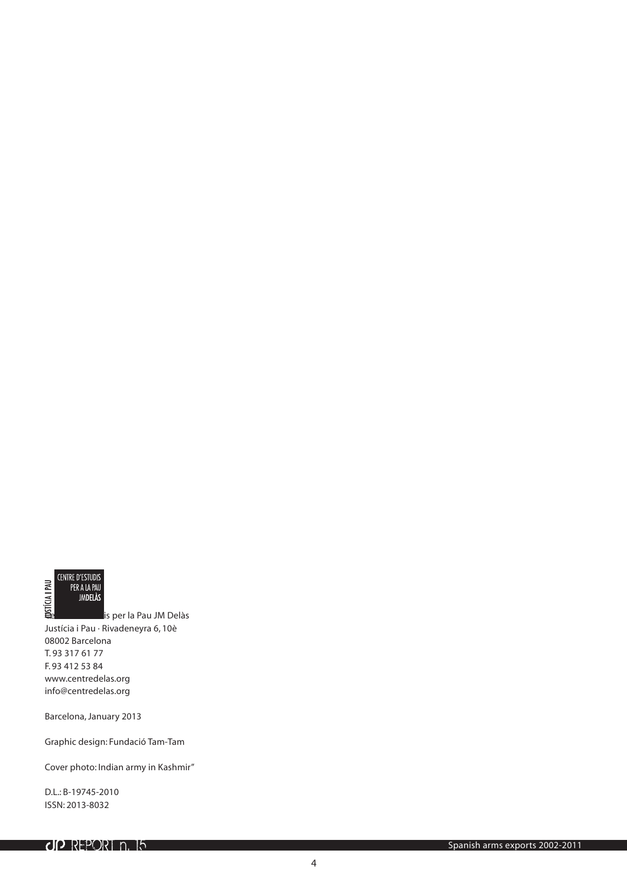JUSTÍCIA I PAU

CENTRE D'ESTUDIS PER A LA PAU JMDELÀS

Centre d'Estudis per la Pau JM Delàs
Justícia i Pau · Rivadeneyra 6, 10è
08002 Barcelona
T. 93 317 61 77
F. 93 412 53 84
www.centredelas.org
info@centredelas.org

Barcelona, January 2013

Graphic design: Fundació Tam-Tam

Cover photo: Indian army in Kashmir"

D.L.: B-19745-2010
ISSN: 2013-8032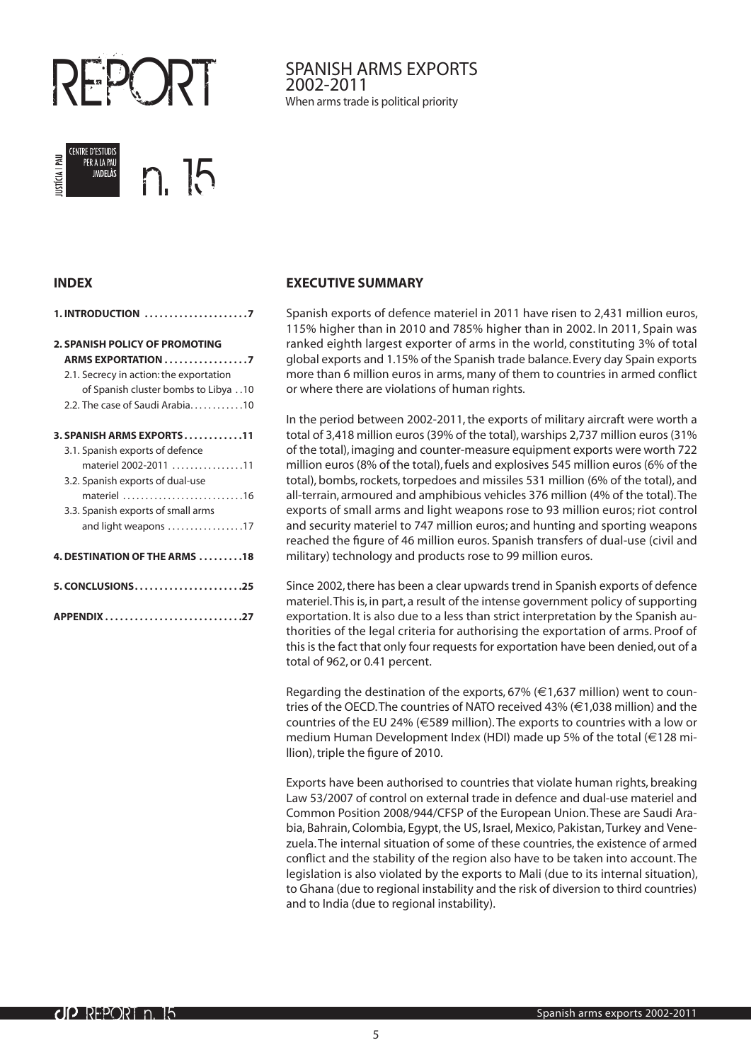# REPORT

## SPANISH ARMS EXPORTS 2002-2011

When arms trade is political priority

CENTRE D'ESTUDIS PER A LA PAU JMDELÀS — JUSTÍCIA I PAU

n. 15

### INDEX

**1. INTRODUCTION .....................7**

**2. SPANISH POLICY OF PROMOTING ARMS EXPORTATION .................7**

- 2.1. Secrecy in action: the exportation of Spanish cluster bombs to Libya . .10
- 2.2. The case of Saudi Arabia. . . . . . . . . . . .10

**3. SPANISH ARMS EXPORTS . . . . . . . . . . . .11**

- 3.1. Spanish exports of defence materiel 2002-2011 . . . . . . . . . . . . . . . .11
- 3.2. Spanish exports of dual-use materiel . . . . . . . . . . . . . . . . . . . . . . . . . . .16
- 3.3. Spanish exports of small arms and light weapons . . . . . . . . . . . . . . . . .17

**4. DESTINATION OF THE ARMS . . . . . . . . .18**

**5. CONCLUSIONS . . . . . . . . . . . . . . . . . . . . . .25**

**APPENDIX . . . . . . . . . . . . . . . . . . . . . . . . . . .27**

### EXECUTIVE SUMMARY

Spanish exports of defence materiel in 2011 have risen to 2,431 million euros, 115% higher than in 2010 and 785% higher than in 2002. In 2011, Spain was ranked eighth largest exporter of arms in the world, constituting 3% of total global exports and 1.15% of the Spanish trade balance. Every day Spain exports more than 6 million euros in arms, many of them to countries in armed conflict or where there are violations of human rights.

In the period between 2002-2011, the exports of military aircraft were worth a total of 3,418 million euros (39% of the total), warships 2,737 million euros (31% of the total), imaging and counter-measure equipment exports were worth 722 million euros (8% of the total), fuels and explosives 545 million euros (6% of the total), bombs, rockets, torpedoes and missiles 531 million (6% of the total), and all-terrain, armoured and amphibious vehicles 376 million (4% of the total). The exports of small arms and light weapons rose to 93 million euros; riot control and security materiel to 747 million euros; and hunting and sporting weapons reached the figure of 46 million euros. Spanish transfers of dual-use (civil and military) technology and products rose to 99 million euros.

Since 2002, there has been a clear upwards trend in Spanish exports of defence materiel. This is, in part, a result of the intense government policy of supporting exportation. It is also due to a less than strict interpretation by the Spanish authorities of the legal criteria for authorising the exportation of arms. Proof of this is the fact that only four requests for exportation have been denied, out of a total of 962, or 0.41 percent.

Regarding the destination of the exports, 67% (€1,637 million) went to countries of the OECD. The countries of NATO received 43% (€1,038 million) and the countries of the EU 24% (€589 million). The exports to countries with a low or medium Human Development Index (HDI) made up 5% of the total (€128 million), triple the figure of 2010.

Exports have been authorised to countries that violate human rights, breaking Law 53/2007 of control on external trade in defence and dual-use materiel and Common Position 2008/944/CFSP of the European Union. These are Saudi Arabia, Bahrain, Colombia, Egypt, the US, Israel, Mexico, Pakistan, Turkey and Venezuela. The internal situation of some of these countries, the existence of armed conflict and the stability of the region also have to be taken into account. The legislation is also violated by the exports to Mali (due to its internal situation), to Ghana (due to regional instability and the risk of diversion to third countries) and to India (due to regional instability).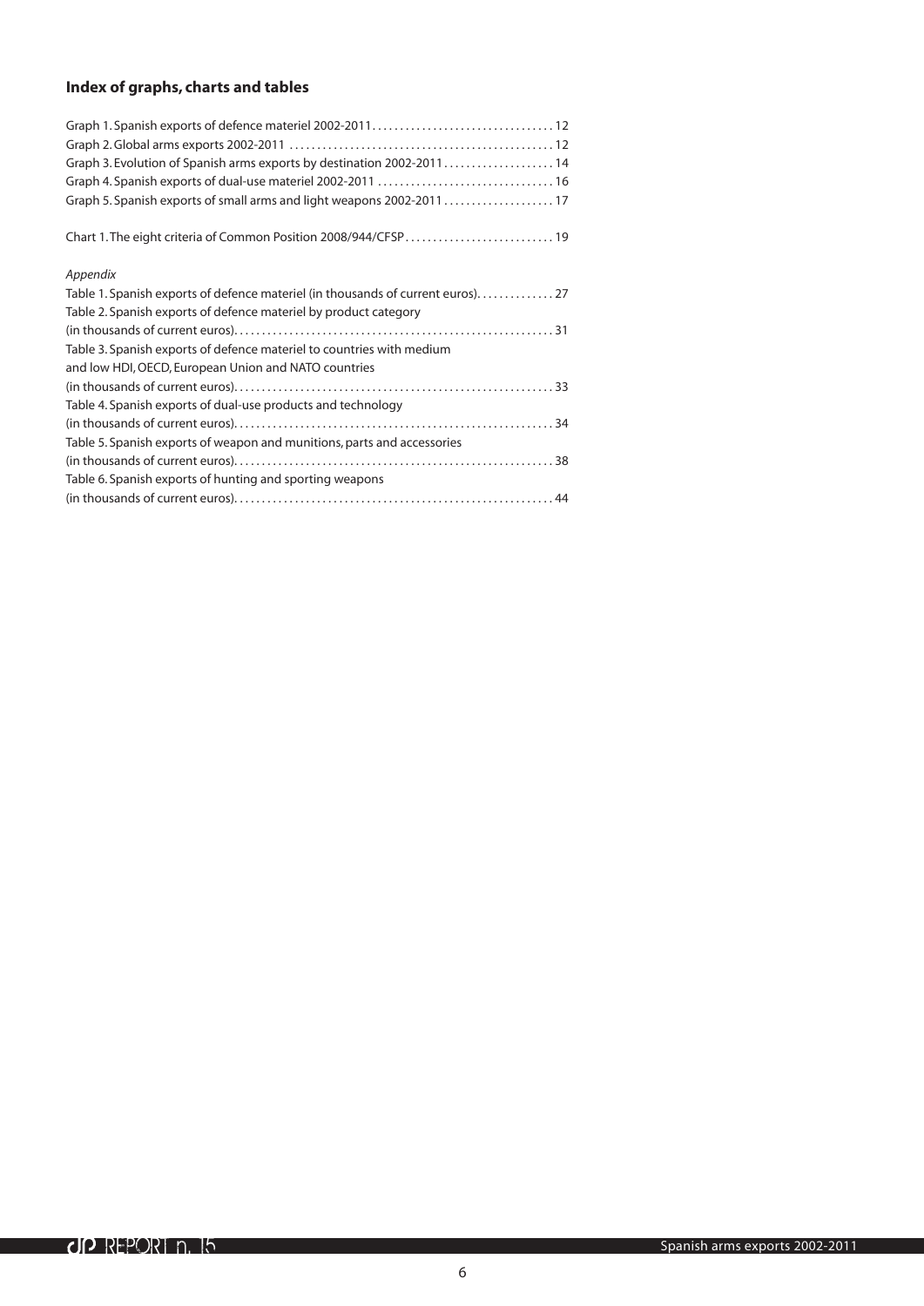### **Index of graphs, charts and tables**

Graph 1. Spanish exports of defence materiel 2002-2011 . . . . . . . . . . . . . . . . . . . . . . . . . . . . . . . . 12
Graph 2. Global arms exports 2002-2011 . . . . . . . . . . . . . . . . . . . . . . . . . . . . . . . . . . . . . . . . . . . . . . . 12
Graph 3. Evolution of Spanish arms exports by destination 2002-2011 . . . . . . . . . . . . . . . . . . . . 14
Graph 4. Spanish exports of dual-use materiel 2002-2011 . . . . . . . . . . . . . . . . . . . . . . . . . . . . . . . . 16
Graph 5. Spanish exports of small arms and light weapons 2002-2011 . . . . . . . . . . . . . . . . . . . . 17

Chart 1. The eight criteria of Common Position 2008/944/CFSP . . . . . . . . . . . . . . . . . . . . . . . . . . . 19

*Appendix*

Table 1. Spanish exports of defence materiel (in thousands of current euros). . . . . . . . . . . . . . 27
Table 2. Spanish exports of defence materiel by product category
(in thousands of current euros). . . . . . . . . . . . . . . . . . . . . . . . . . . . . . . . . . . . . . . . . . . . . . . . . . . . . . . . . 31
Table 3. Spanish exports of defence materiel to countries with medium
and low HDI, OECD, European Union and NATO countries
(in thousands of current euros). . . . . . . . . . . . . . . . . . . . . . . . . . . . . . . . . . . . . . . . . . . . . . . . . . . . . . . . . 33
Table 4. Spanish exports of dual-use products and technology
(in thousands of current euros). . . . . . . . . . . . . . . . . . . . . . . . . . . . . . . . . . . . . . . . . . . . . . . . . . . . . . . . . 34
Table 5. Spanish exports of weapon and munitions, parts and accessories
(in thousands of current euros). . . . . . . . . . . . . . . . . . . . . . . . . . . . . . . . . . . . . . . . . . . . . . . . . . . . . . . . . 38
Table 6. Spanish exports of hunting and sporting weapons
(in thousands of current euros). . . . . . . . . . . . . . . . . . . . . . . . . . . . . . . . . . . . . . . . . . . . . . . . . . . . . . . . . 44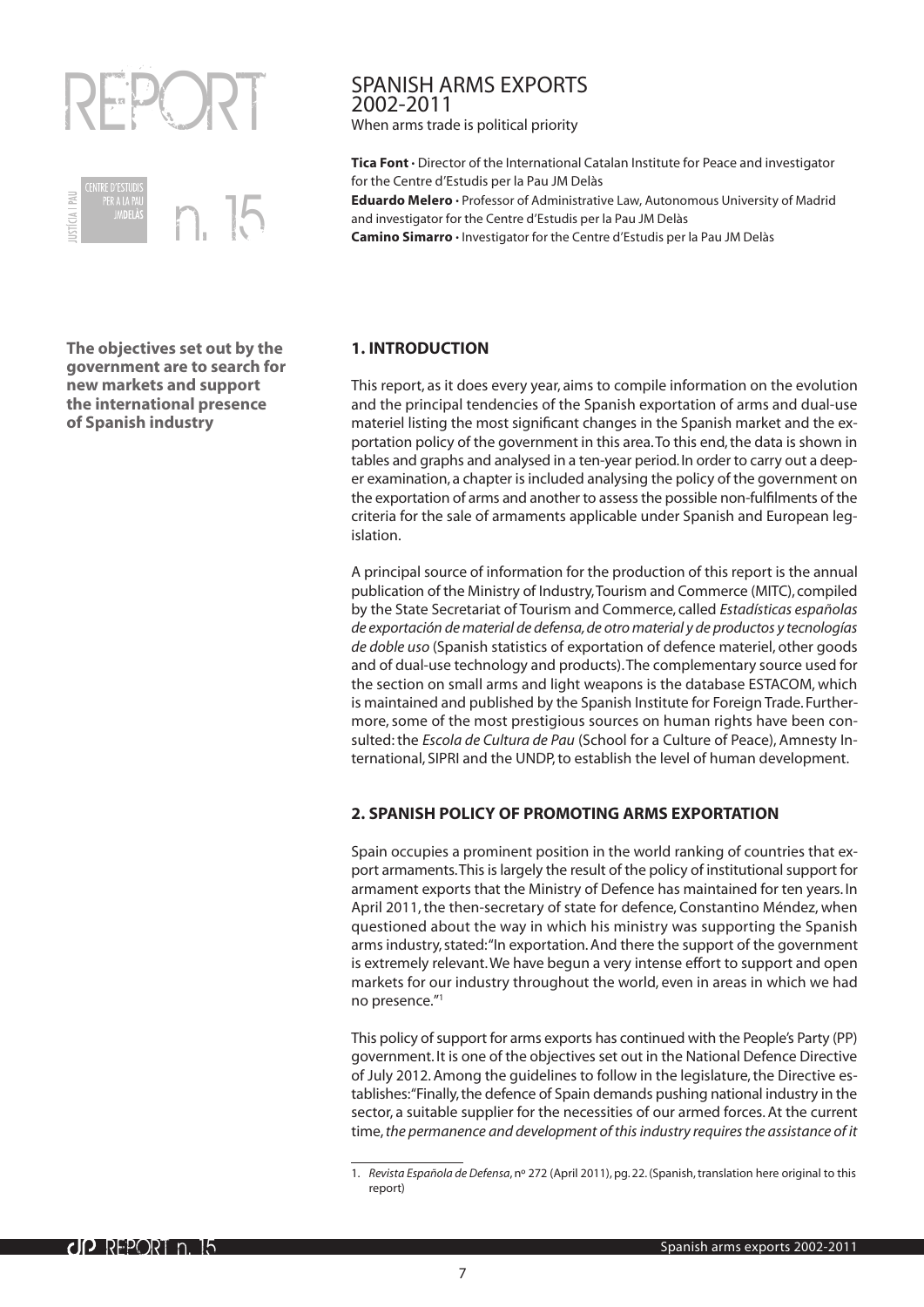# SPANISH ARMS EXPORTS 2002-2011

When arms trade is political priority

**Tica Font** • Director of the International Catalan Institute for Peace and investigator for the Centre d'Estudis per la Pau JM Delàs

**Eduardo Melero** • Professor of Administrative Law, Autonomous University of Madrid and investigator for the Centre d'Estudis per la Pau JM Delàs

**Camino Simarro** • Investigator for the Centre d'Estudis per la Pau JM Delàs

**The objectives set out by the government are to search for new markets and support the international presence of Spanish industry**

## 1. INTRODUCTION

This report, as it does every year, aims to compile information on the evolution and the principal tendencies of the Spanish exportation of arms and dual-use materiel listing the most significant changes in the Spanish market and the exportation policy of the government in this area. To this end, the data is shown in tables and graphs and analysed in a ten-year period. In order to carry out a deeper examination, a chapter is included analysing the policy of the government on the exportation of arms and another to assess the possible non-fulfilments of the criteria for the sale of armaments applicable under Spanish and European legislation.

A principal source of information for the production of this report is the annual publication of the Ministry of Industry, Tourism and Commerce (MITC), compiled by the State Secretariat of Tourism and Commerce, called *Estadísticas españolas de exportación de material de defensa, de otro material y de productos y tecnologías de doble uso* (Spanish statistics of exportation of defence materiel, other goods and of dual-use technology and products). The complementary source used for the section on small arms and light weapons is the database ESTACOM, which is maintained and published by the Spanish Institute for Foreign Trade. Furthermore, some of the most prestigious sources on human rights have been consulted: the *Escola de Cultura de Pau* (School for a Culture of Peace), Amnesty International, SIPRI and the UNDP, to establish the level of human development.

## 2. SPANISH POLICY OF PROMOTING ARMS EXPORTATION

Spain occupies a prominent position in the world ranking of countries that export armaments. This is largely the result of the policy of institutional support for armament exports that the Ministry of Defence has maintained for ten years. In April 2011, the then-secretary of state for defence, Constantino Méndez, when questioned about the way in which his ministry was supporting the Spanish arms industry, stated: "In exportation. And there the support of the government is extremely relevant. We have begun a very intense effort to support and open markets for our industry throughout the world, even in areas in which we had no presence."[1]

This policy of support for arms exports has continued with the People's Party (PP) government. It is one of the objectives set out in the National Defence Directive of July 2012. Among the guidelines to follow in the legislature, the Directive establishes: "Finally, the defence of Spain demands pushing national industry in the sector, a suitable supplier for the necessities of our armed forces. At the current time, *the permanence and development of this industry requires the assistance of it*

---

1. *Revista Española de Defensa*, nº 272 (April 2011), pg. 22. (Spanish, translation here original to this report)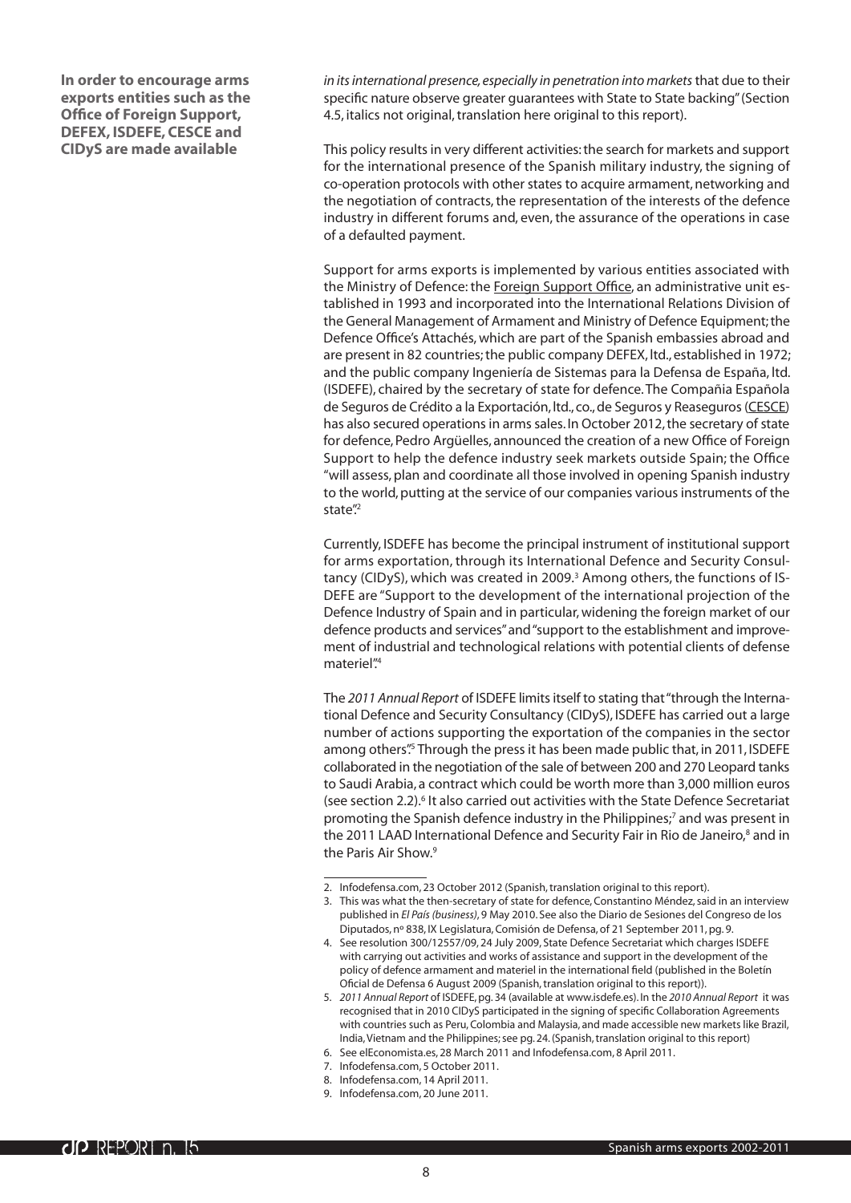**In order to encourage arms exports entities such as the Office of Foreign Support, DEFEX, ISDEFE, CESCE and CIDyS are made available**

*in its international presence, especially in penetration into markets* that due to their specific nature observe greater guarantees with State to State backing" (Section 4.5, italics not original, translation here original to this report).

This policy results in very different activities: the search for markets and support for the international presence of the Spanish military industry, the signing of co-operation protocols with other states to acquire armament, networking and the negotiation of contracts, the representation of the interests of the defence industry in different forums and, even, the assurance of the operations in case of a defaulted payment.

Support for arms exports is implemented by various entities associated with the Ministry of Defence: the Foreign Support Office, an administrative unit established in 1993 and incorporated into the International Relations Division of the General Management of Armament and Ministry of Defence Equipment; the Defence Office's Attachés, which are part of the Spanish embassies abroad and are present in 82 countries; the public company DEFEX, ltd., established in 1972; and the public company Ingeniería de Sistemas para la Defensa de España, ltd. (ISDEFE), chaired by the secretary of state for defence. The Compañia Española de Seguros de Crédito a la Exportación, ltd., co., de Seguros y Reaseguros (CESCE) has also secured operations in arms sales. In October 2012, the secretary of state for defence, Pedro Argüelles, announced the creation of a new Office of Foreign Support to help the defence industry seek markets outside Spain; the Office "will assess, plan and coordinate all those involved in opening Spanish industry to the world, putting at the service of our companies various instruments of the state".[2]

Currently, ISDEFE has become the principal instrument of institutional support for arms exportation, through its International Defence and Security Consultancy (CIDyS), which was created in 2009.[3] Among others, the functions of ISDEFE are "Support to the development of the international projection of the Defence Industry of Spain and in particular, widening the foreign market of our defence products and services" and "support to the establishment and improvement of industrial and technological relations with potential clients of defense materiel".[4]

The *2011 Annual Report* of ISDEFE limits itself to stating that "through the International Defence and Security Consultancy (CIDyS), ISDEFE has carried out a large number of actions supporting the exportation of the companies in the sector among others".[5] Through the press it has been made public that, in 2011, ISDEFE collaborated in the negotiation of the sale of between 200 and 270 Leopard tanks to Saudi Arabia, a contract which could be worth more than 3,000 million euros (see section 2.2).[6] It also carried out activities with the State Defence Secretariat promoting the Spanish defence industry in the Philippines;[7] and was present in the 2011 LAAD International Defence and Security Fair in Rio de Janeiro,[8] and in the Paris Air Show.[9]

---

2. Infodefensa.com, 23 October 2012 (Spanish, translation original to this report).
3. This was what the then-secretary of state for defence, Constantino Méndez, said in an interview published in *El País (business)*, 9 May 2010. See also the Diario de Sesiones del Congreso de los Diputados, nº 838, IX Legislatura, Comisión de Defensa, of 21 September 2011, pg. 9.
4. See resolution 300/12557/09, 24 July 2009, State Defence Secretariat which charges ISDEFE with carrying out activities and works of assistance and support in the development of the policy of defence armament and materiel in the international field (published in the Boletín Oficial de Defensa 6 August 2009 (Spanish, translation original to this report)).
5. *2011 Annual Report* of ISDEFE, pg. 34 (available at www.isdefe.es). In the *2010 Annual Report* it was recognised that in 2010 CIDyS participated in the signing of specific Collaboration Agreements with countries such as Peru, Colombia and Malaysia, and made accessible new markets like Brazil, India, Vietnam and the Philippines; see pg. 24. (Spanish, translation original to this report)
6. See elEconomista.es, 28 March 2011 and Infodefensa.com, 8 April 2011.
7. Infodefensa.com, 5 October 2011.
8. Infodefensa.com, 14 April 2011.
9. Infodefensa.com, 20 June 2011.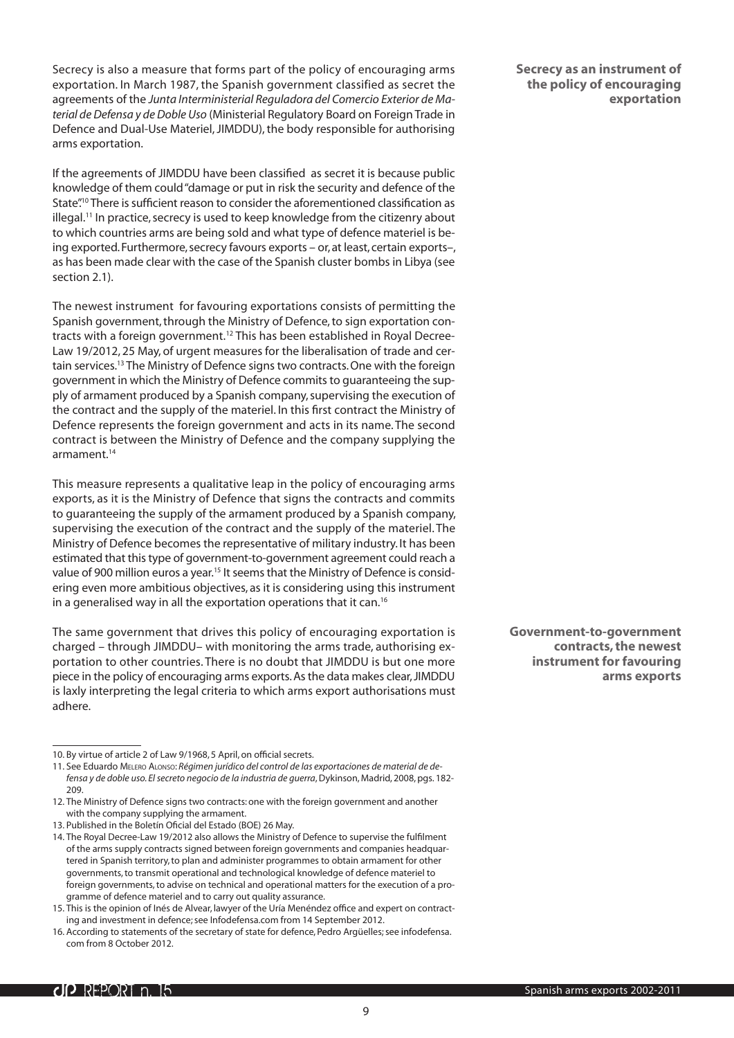**Secrecy as an instrument of the policy of encouraging exportation**

Secrecy is also a measure that forms part of the policy of encouraging arms exportation. In March 1987, the Spanish government classified as secret the agreements of the *Junta Interministerial Reguladora del Comercio Exterior de Material de Defensa y de Doble Uso* (Ministerial Regulatory Board on Foreign Trade in Defence and Dual-Use Materiel, JIMDDU), the body responsible for authorising arms exportation.

If the agreements of JIMDDU have been classified as secret it is because public knowledge of them could "damage or put in risk the security and defence of the State".[10] There is sufficient reason to consider the aforementioned classification as illegal.[11] In practice, secrecy is used to keep knowledge from the citizenry about to which countries arms are being sold and what type of defence materiel is being exported. Furthermore, secrecy favours exports – or, at least, certain exports–, as has been made clear with the case of the Spanish cluster bombs in Libya (see section 2.1).

**Government-to-government contracts, the newest instrument for favouring arms exports**

The newest instrument for favouring exportations consists of permitting the Spanish government, through the Ministry of Defence, to sign exportation contracts with a foreign government.[12] This has been established in Royal Decree-Law 19/2012, 25 May, of urgent measures for the liberalisation of trade and certain services.[13] The Ministry of Defence signs two contracts. One with the foreign government in which the Ministry of Defence commits to guaranteeing the supply of armament produced by a Spanish company, supervising the execution of the contract and the supply of the materiel. In this first contract the Ministry of Defence represents the foreign government and acts in its name. The second contract is between the Ministry of Defence and the company supplying the armament.[14]

This measure represents a qualitative leap in the policy of encouraging arms exports, as it is the Ministry of Defence that signs the contracts and commits to guaranteeing the supply of the armament produced by a Spanish company, supervising the execution of the contract and the supply of the materiel. The Ministry of Defence becomes the representative of military industry. It has been estimated that this type of government-to-government agreement could reach a value of 900 million euros a year.[15] It seems that the Ministry of Defence is considering even more ambitious objectives, as it is considering using this instrument in a generalised way in all the exportation operations that it can.[16]

The same government that drives this policy of encouraging exportation is charged – through JIMDDU– with monitoring the arms trade, authorising exportation to other countries. There is no doubt that JIMDDU is but one more piece in the policy of encouraging arms exports. As the data makes clear, JIMDDU is laxly interpreting the legal criteria to which arms export authorisations must adhere.

---

10. By virtue of article 2 of Law 9/1968, 5 April, on official secrets.
11. See Eduardo Melero Alonso: *Régimen jurídico del control de las exportaciones de material de defensa y de doble uso. El secreto negocio de la industria de guerra*, Dykinson, Madrid, 2008, pgs. 182-209.
12. The Ministry of Defence signs two contracts: one with the foreign government and another with the company supplying the armament.
13. Published in the Boletín Oficial del Estado (BOE) 26 May.
14. The Royal Decree-Law 19/2012 also allows the Ministry of Defence to supervise the fulfilment of the arms supply contracts signed between foreign governments and companies headquartered in Spanish territory, to plan and administer programmes to obtain armament for other governments, to transmit operational and technological knowledge of defence materiel to foreign governments, to advise on technical and operational matters for the execution of a programme of defence materiel and to carry out quality assurance.
15. This is the opinion of Inés de Alvear, lawyer of the Uría Menéndez office and expert on contracting and investment in defence; see Infodefensa.com from 14 September 2012.
16. According to statements of the secretary of state for defence, Pedro Argüelles; see infodefensa.com from 8 October 2012.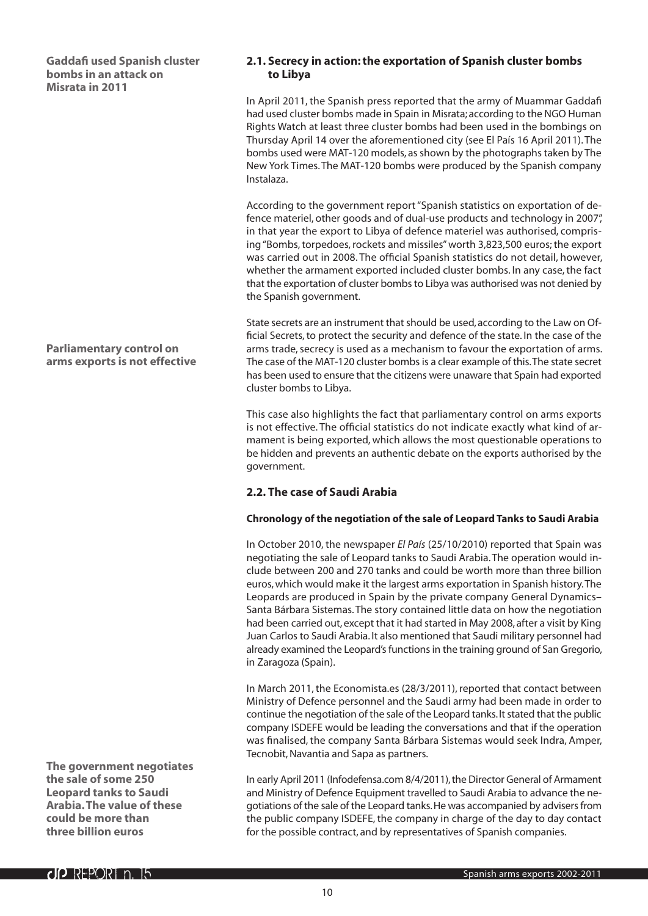**Gaddafi used Spanish cluster bombs in an attack on Misrata in 2011**

## 2.1. Secrecy in action: the exportation of Spanish cluster bombs to Libya

In April 2011, the Spanish press reported that the army of Muammar Gaddafi had used cluster bombs made in Spain in Misrata; according to the NGO Human Rights Watch at least three cluster bombs had been used in the bombings on Thursday April 14 over the aforementioned city (see El País 16 April 2011). The bombs used were MAT-120 models, as shown by the photographs taken by The New York Times. The MAT-120 bombs were produced by the Spanish company Instalaza.

According to the government report "Spanish statistics on exportation of defence materiel, other goods and of dual-use products and technology in 2007", in that year the export to Libya of defence materiel was authorised, comprising "Bombs, torpedoes, rockets and missiles" worth 3,823,500 euros; the export was carried out in 2008. The official Spanish statistics do not detail, however, whether the armament exported included cluster bombs. In any case, the fact that the exportation of cluster bombs to Libya was authorised was not denied by the Spanish government.

**Parliamentary control on arms exports is not effective**

State secrets are an instrument that should be used, according to the Law on Official Secrets, to protect the security and defence of the state. In the case of the arms trade, secrecy is used as a mechanism to favour the exportation of arms. The case of the MAT-120 cluster bombs is a clear example of this. The state secret has been used to ensure that the citizens were unaware that Spain had exported cluster bombs to Libya.

This case also highlights the fact that parliamentary control on arms exports is not effective. The official statistics do not indicate exactly what kind of armament is being exported, which allows the most questionable operations to be hidden and prevents an authentic debate on the exports authorised by the government.

## 2.2. The case of Saudi Arabia

#### Chronology of the negotiation of the sale of Leopard Tanks to Saudi Arabia

In October 2010, the newspaper *El País* (25/10/2010) reported that Spain was negotiating the sale of Leopard tanks to Saudi Arabia. The operation would include between 200 and 270 tanks and could be worth more than three billion euros, which would make it the largest arms exportation in Spanish history. The Leopards are produced in Spain by the private company General Dynamics–Santa Bárbara Sistemas. The story contained little data on how the negotiation had been carried out, except that it had started in May 2008, after a visit by King Juan Carlos to Saudi Arabia. It also mentioned that Saudi military personnel had already examined the Leopard's functions in the training ground of San Gregorio, in Zaragoza (Spain).

In March 2011, the Economista.es (28/3/2011), reported that contact between Ministry of Defence personnel and the Saudi army had been made in order to continue the negotiation of the sale of the Leopard tanks. It stated that the public company ISDEFE would be leading the conversations and that if the operation was finalised, the company Santa Bárbara Sistemas would seek Indra, Amper, Tecnobit, Navantia and Sapa as partners.

**The government negotiates the sale of some 250 Leopard tanks to Saudi Arabia. The value of these could be more than three billion euros**

In early April 2011 (Infodefensa.com 8/4/2011), the Director General of Armament and Ministry of Defence Equipment travelled to Saudi Arabia to advance the negotiations of the sale of the Leopard tanks. He was accompanied by advisers from the public company ISDEFE, the company in charge of the day to day contact for the possible contract, and by representatives of Spanish companies.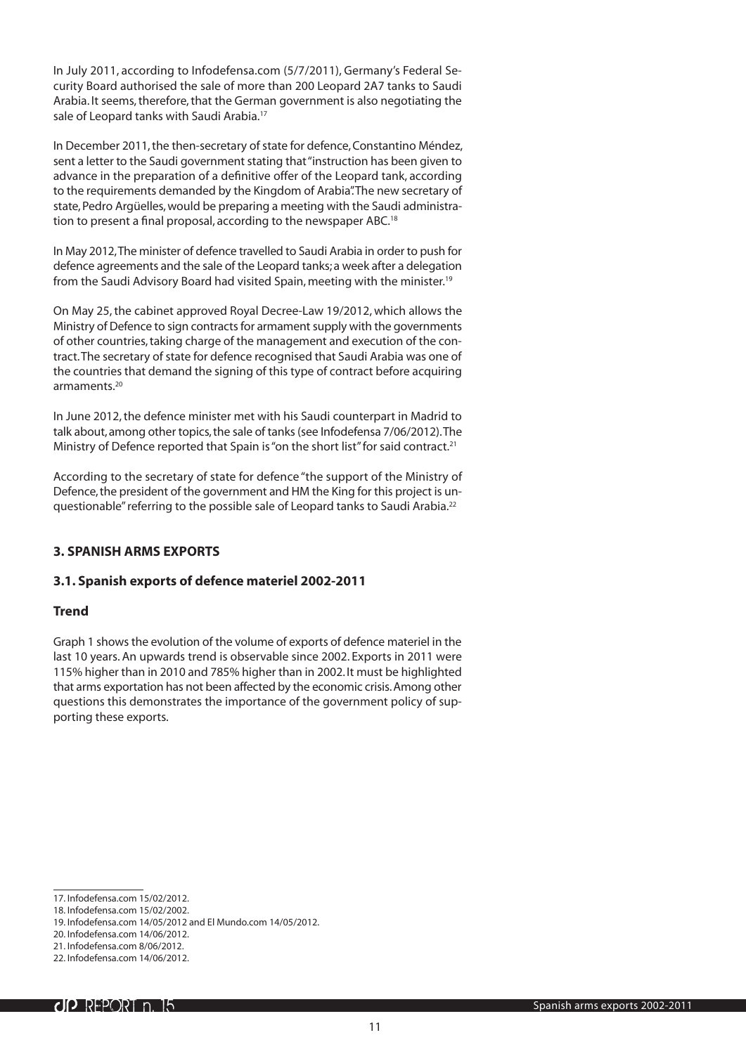In July 2011, according to Infodefensa.com (5/7/2011), Germany's Federal Security Board authorised the sale of more than 200 Leopard 2A7 tanks to Saudi Arabia. It seems, therefore, that the German government is also negotiating the sale of Leopard tanks with Saudi Arabia.[17]

In December 2011, the then-secretary of state for defence, Constantino Méndez, sent a letter to the Saudi government stating that "instruction has been given to advance in the preparation of a definitive offer of the Leopard tank, according to the requirements demanded by the Kingdom of Arabia". The new secretary of state, Pedro Argüelles, would be preparing a meeting with the Saudi administration to present a final proposal, according to the newspaper ABC.[18]

In May 2012, The minister of defence travelled to Saudi Arabia in order to push for defence agreements and the sale of the Leopard tanks; a week after a delegation from the Saudi Advisory Board had visited Spain, meeting with the minister.[19]

On May 25, the cabinet approved Royal Decree-Law 19/2012, which allows the Ministry of Defence to sign contracts for armament supply with the governments of other countries, taking charge of the management and execution of the contract. The secretary of state for defence recognised that Saudi Arabia was one of the countries that demand the signing of this type of contract before acquiring armaments.[20]

In June 2012, the defence minister met with his Saudi counterpart in Madrid to talk about, among other topics, the sale of tanks (see Infodefensa 7/06/2012). The Ministry of Defence reported that Spain is "on the short list" for said contract.[21]

According to the secretary of state for defence "the support of the Ministry of Defence, the president of the government and HM the King for this project is unquestionable" referring to the possible sale of Leopard tanks to Saudi Arabia.[22]

## 3. SPANISH ARMS EXPORTS

### 3.1. Spanish exports of defence materiel 2002-2011

#### Trend

Graph 1 shows the evolution of the volume of exports of defence materiel in the last 10 years. An upwards trend is observable since 2002. Exports in 2011 were 115% higher than in 2010 and 785% higher than in 2002. It must be highlighted that arms exportation has not been affected by the economic crisis. Among other questions this demonstrates the importance of the government policy of supporting these exports.

---

17. Infodefensa.com 15/02/2012.
18. Infodefensa.com 15/02/2002.
19. Infodefensa.com 14/05/2012 and El Mundo.com 14/05/2012.
20. Infodefensa.com 14/06/2012.
21. Infodefensa.com 8/06/2012.
22. Infodefensa.com 14/06/2012.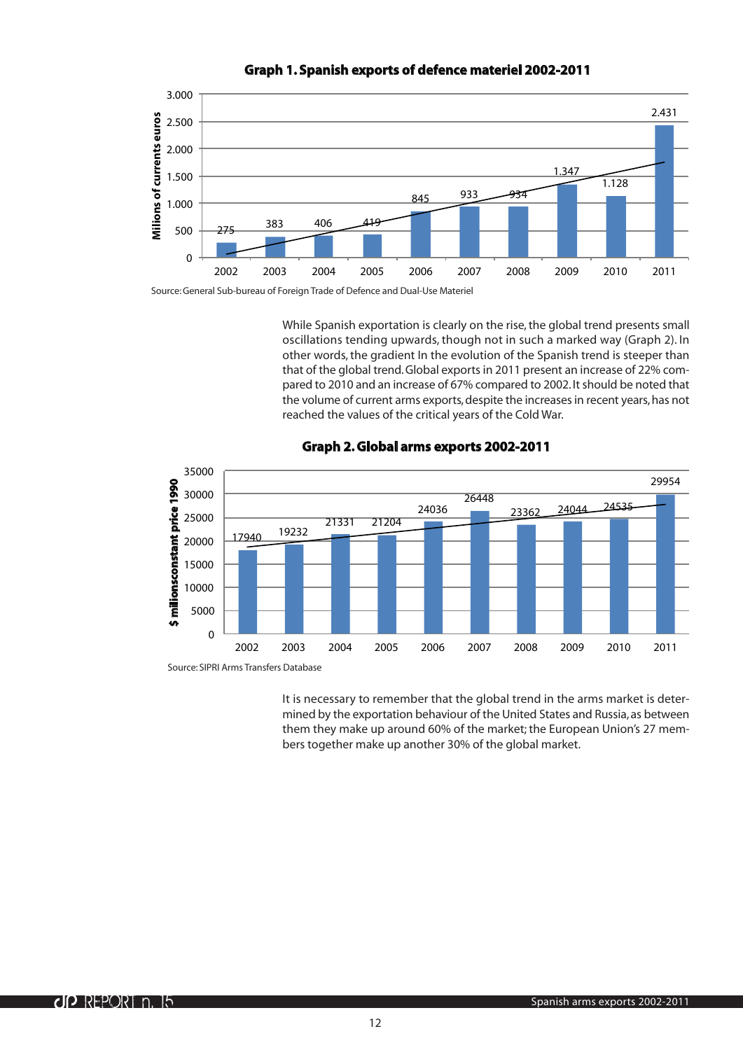**Graph 1. Spanish exports of defence materiel 2002-2011**

| Year | Milions of currents euros |
|---|---|
| 2002 | 275 |
| 2003 | 383 |
| 2004 | 406 |
| 2005 | 419 |
| 2006 | 845 |
| 2007 | 933 |
| 2008 | 934 |
| 2009 | 1.347 |
| 2010 | 1.128 |
| 2011 | 2.431 |

Source: General Sub-bureau of Foreign Trade of Defence and Dual-Use Materiel

While Spanish exportation is clearly on the rise, the global trend presents small oscillations tending upwards, though not in such a marked way (Graph 2). In other words, the gradient In the evolution of the Spanish trend is steeper than that of the global trend. Global exports in 2011 present an increase of 22% compared to 2010 and an increase of 67% compared to 2002. It should be noted that the volume of current arms exports, despite the increases in recent years, has not reached the values of the critical years of the Cold War.

**Graph 2. Global arms exports 2002-2011**

| Year | $ millionsconstant price 1990 |
|---|---|
| 2002 | 17940 |
| 2003 | 19232 |
| 2004 | 21331 |
| 2005 | 21204 |
| 2006 | 24036 |
| 2007 | 26448 |
| 2008 | 23362 |
| 2009 | 24044 |
| 2010 | 24535 |
| 2011 | 29954 |

Source: SIPRI Arms Transfers Database

It is necessary to remember that the global trend in the arms market is determined by the exportation behaviour of the United States and Russia, as between them they make up around 60% of the market; the European Union's 27 members together make up another 30% of the global market.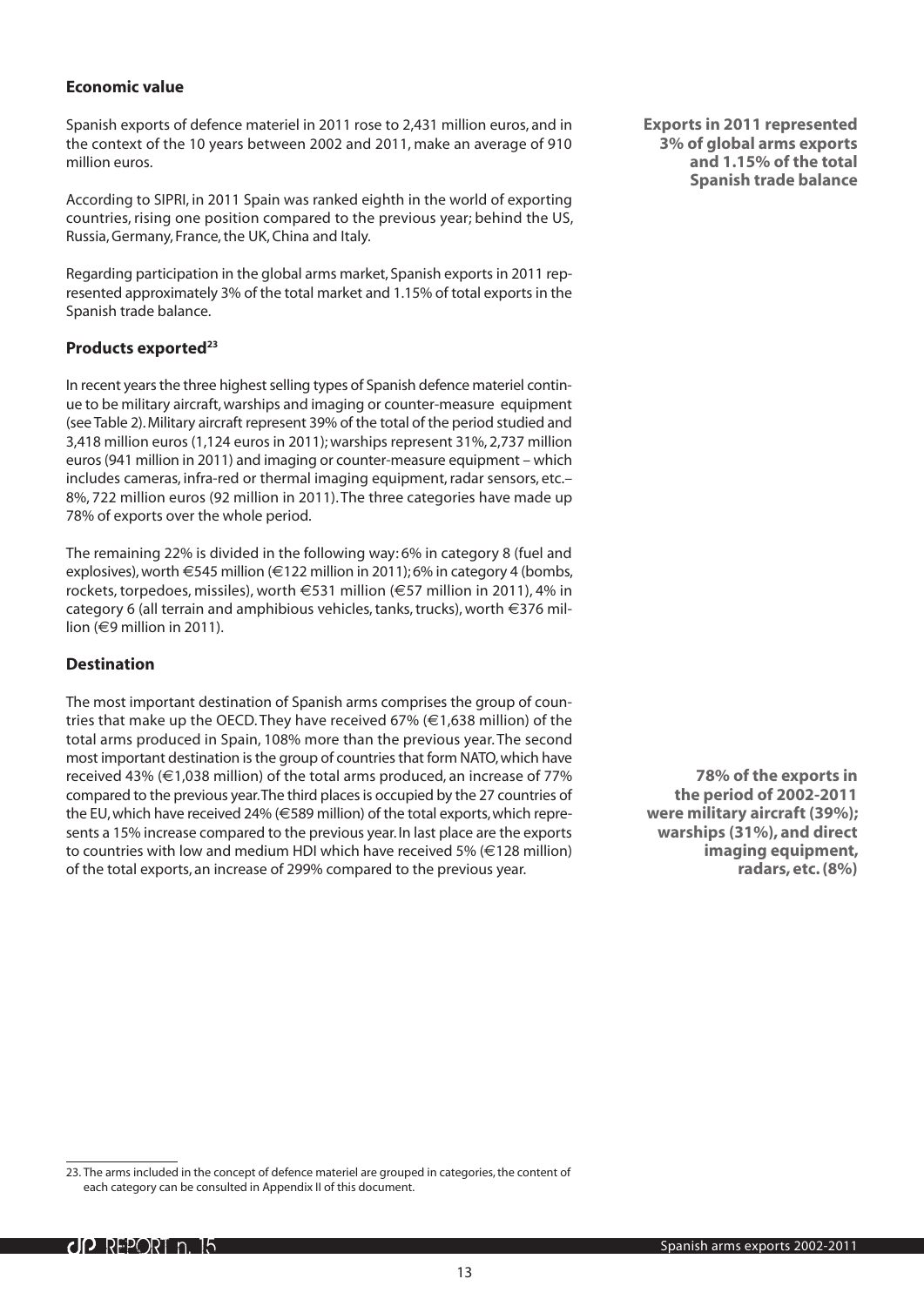### Economic value

Spanish exports of defence materiel in 2011 rose to 2,431 million euros, and in the context of the 10 years between 2002 and 2011, make an average of 910 million euros.

**Exports in 2011 represented 3% of global arms exports and 1.15% of the total Spanish trade balance**

According to SIPRI, in 2011 Spain was ranked eighth in the world of exporting countries, rising one position compared to the previous year; behind the US, Russia, Germany, France, the UK, China and Italy.

Regarding participation in the global arms market, Spanish exports in 2011 represented approximately 3% of the total market and 1.15% of total exports in the Spanish trade balance.

### Products exported[23]

In recent years the three highest selling types of Spanish defence materiel continue to be military aircraft, warships and imaging or counter-measure equipment (see Table 2). Military aircraft represent 39% of the total of the period studied and 3,418 million euros (1,124 euros in 2011); warships represent 31%, 2,737 million euros (941 million in 2011) and imaging or counter-measure equipment – which includes cameras, infra-red or thermal imaging equipment, radar sensors, etc.– 8%, 722 million euros (92 million in 2011). The three categories have made up 78% of exports over the whole period.

The remaining 22% is divided in the following way: 6% in category 8 (fuel and explosives), worth €545 million (€122 million in 2011); 6% in category 4 (bombs, rockets, torpedoes, missiles), worth €531 million (€57 million in 2011), 4% in category 6 (all terrain and amphibious vehicles, tanks, trucks), worth €376 million (€9 million in 2011).

### Destination

The most important destination of Spanish arms comprises the group of countries that make up the OECD. They have received 67% (€1,638 million) of the total arms produced in Spain, 108% more than the previous year. The second most important destination is the group of countries that form NATO, which have received 43% (€1,038 million) of the total arms produced, an increase of 77% compared to the previous year. The third places is occupied by the 27 countries of the EU, which have received 24% (€589 million) of the total exports, which represents a 15% increase compared to the previous year. In last place are the exports to countries with low and medium HDI which have received 5% (€128 million) of the total exports, an increase of 299% compared to the previous year.

**78% of the exports in the period of 2002-2011 were military aircraft (39%); warships (31%), and direct imaging equipment, radars, etc. (8%)**

23. The arms included in the concept of defence materiel are grouped in categories, the content of each category can be consulted in Appendix II of this document.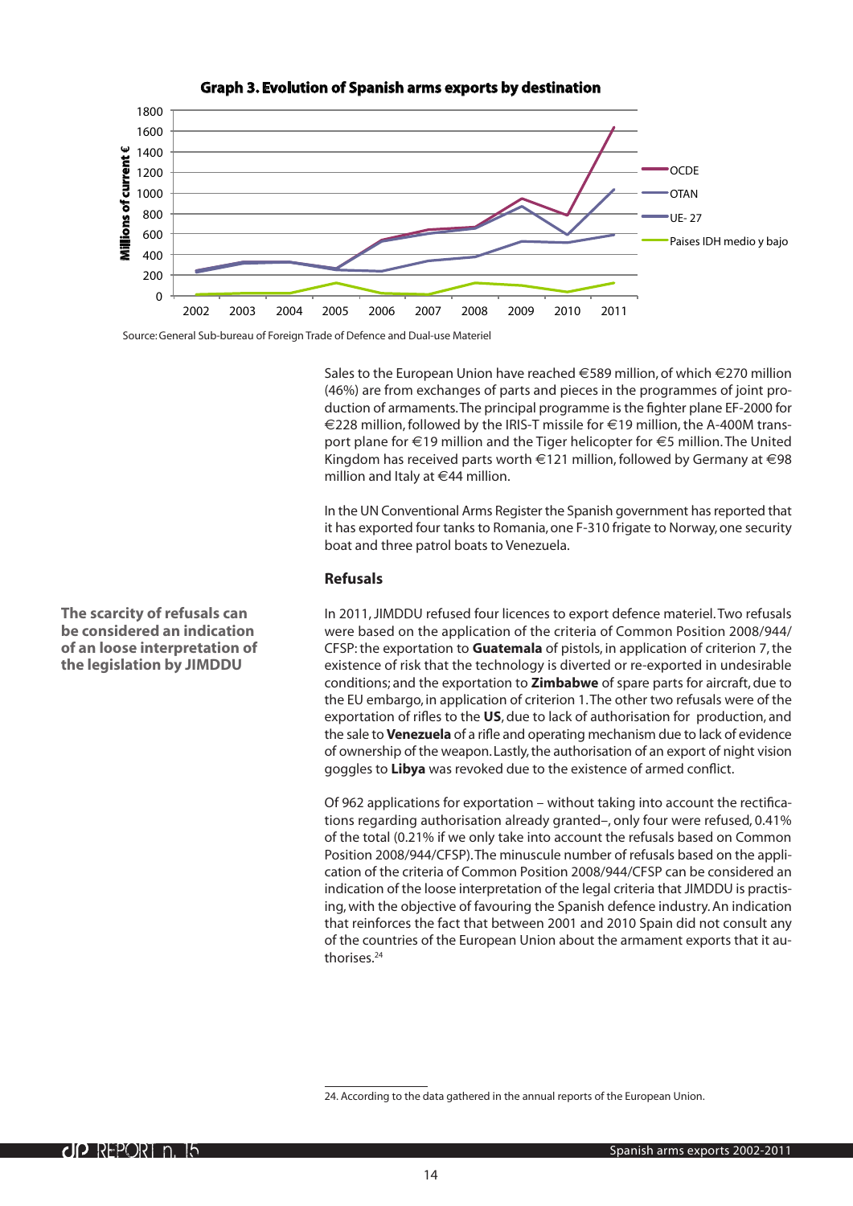**Graph 3. Evolution of Spanish arms exports by destination**

Source: General Sub-bureau of Foreign Trade of Defence and Dual-use Materiel

Sales to the European Union have reached €589 million, of which €270 million (46%) are from exchanges of parts and pieces in the programmes of joint production of armaments. The principal programme is the fighter plane EF-2000 for €228 million, followed by the IRIS-T missile for €19 million, the A-400M transport plane for €19 million and the Tiger helicopter for €5 million. The United Kingdom has received parts worth €121 million, followed by Germany at €98 million and Italy at €44 million.

In the UN Conventional Arms Register the Spanish government has reported that it has exported four tanks to Romania, one F-310 frigate to Norway, one security boat and three patrol boats to Venezuela.

## Refusals

**The scarcity of refusals can be considered an indication of an loose interpretation of the legislation by JIMDDU**

In 2011, JIMDDU refused four licences to export defence materiel. Two refusals were based on the application of the criteria of Common Position 2008/944/CFSP: the exportation to **Guatemala** of pistols, in application of criterion 7, the existence of risk that the technology is diverted or re-exported in undesirable conditions; and the exportation to **Zimbabwe** of spare parts for aircraft, due to the EU embargo, in application of criterion 1. The other two refusals were of the exportation of rifles to the **US**, due to lack of authorisation for production, and the sale to **Venezuela** of a rifle and operating mechanism due to lack of evidence of ownership of the weapon. Lastly, the authorisation of an export of night vision goggles to **Libya** was revoked due to the existence of armed conflict.

Of 962 applications for exportation – without taking into account the rectifications regarding authorisation already granted–, only four were refused, 0.41% of the total (0.21% if we only take into account the refusals based on Common Position 2008/944/CFSP). The minuscule number of refusals based on the application of the criteria of Common Position 2008/944/CFSP can be considered an indication of the loose interpretation of the legal criteria that JIMDDU is practising, with the objective of favouring the Spanish defence industry. An indication that reinforces the fact that between 2001 and 2010 Spain did not consult any of the countries of the European Union about the armament exports that it authorises.[24]

24. According to the data gathered in the annual reports of the European Union.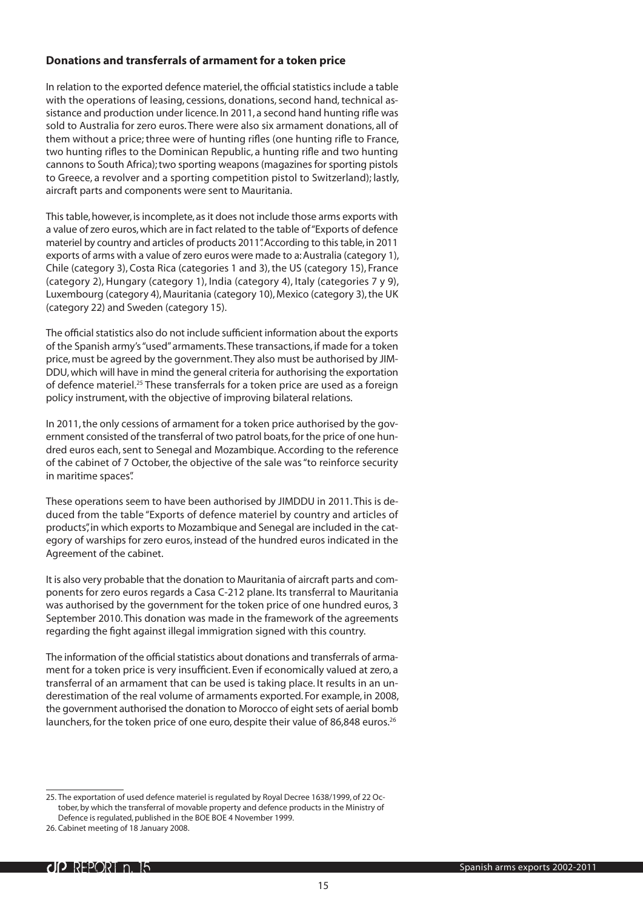### Donations and transferrals of armament for a token price

In relation to the exported defence materiel, the official statistics include a table with the operations of leasing, cessions, donations, second hand, technical assistance and production under licence. In 2011, a second hand hunting rifle was sold to Australia for zero euros. There were also six armament donations, all of them without a price; three were of hunting rifles (one hunting rifle to France, two hunting rifles to the Dominican Republic, a hunting rifle and two hunting cannons to South Africa); two sporting weapons (magazines for sporting pistols to Greece, a revolver and a sporting competition pistol to Switzerland); lastly, aircraft parts and components were sent to Mauritania.

This table, however, is incomplete, as it does not include those arms exports with a value of zero euros, which are in fact related to the table of "Exports of defence materiel by country and articles of products 2011". According to this table, in 2011 exports of arms with a value of zero euros were made to a: Australia (category 1), Chile (category 3), Costa Rica (categories 1 and 3), the US (category 15), France (category 2), Hungary (category 1), India (category 4), Italy (categories 7 y 9), Luxembourg (category 4), Mauritania (category 10), Mexico (category 3), the UK (category 22) and Sweden (category 15).

The official statistics also do not include sufficient information about the exports of the Spanish army's "used" armaments. These transactions, if made for a token price, must be agreed by the government. They also must be authorised by JIMDDU, which will have in mind the general criteria for authorising the exportation of defence materiel.[25] These transferrals for a token price are used as a foreign policy instrument, with the objective of improving bilateral relations.

In 2011, the only cessions of armament for a token price authorised by the government consisted of the transferral of two patrol boats, for the price of one hundred euros each, sent to Senegal and Mozambique. According to the reference of the cabinet of 7 October, the objective of the sale was "to reinforce security in maritime spaces".

These operations seem to have been authorised by JIMDDU in 2011. This is deduced from the table "Exports of defence materiel by country and articles of products", in which exports to Mozambique and Senegal are included in the category of warships for zero euros, instead of the hundred euros indicated in the Agreement of the cabinet.

It is also very probable that the donation to Mauritania of aircraft parts and components for zero euros regards a Casa C-212 plane. Its transferral to Mauritania was authorised by the government for the token price of one hundred euros, 3 September 2010. This donation was made in the framework of the agreements regarding the fight against illegal immigration signed with this country.

The information of the official statistics about donations and transferrals of armament for a token price is very insufficient. Even if economically valued at zero, a transferral of an armament that can be used is taking place. It results in an underestimation of the real volume of armaments exported. For example, in 2008, the government authorised the donation to Morocco of eight sets of aerial bomb launchers, for the token price of one euro, despite their value of 86,848 euros.[26]

---

25. The exportation of used defence materiel is regulated by Royal Decree 1638/1999, of 22 October, by which the transferral of movable property and defence products in the Ministry of Defence is regulated, published in the BOE BOE 4 November 1999.
26. Cabinet meeting of 18 January 2008.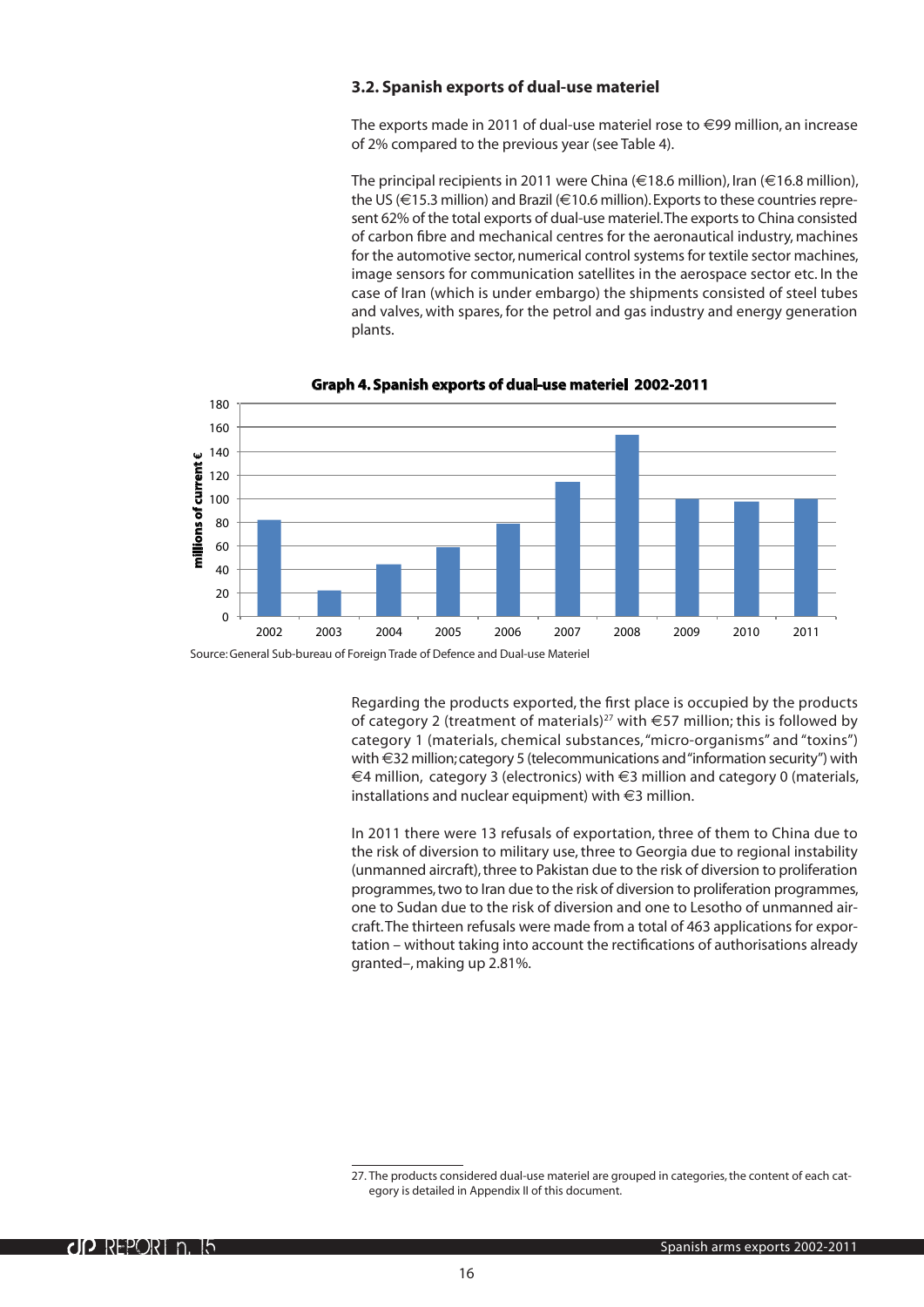### 3.2. Spanish exports of dual-use materiel

The exports made in 2011 of dual-use materiel rose to €99 million, an increase of 2% compared to the previous year (see Table 4).

The principal recipients in 2011 were China (€18.6 million), Iran (€16.8 million), the US (€15.3 million) and Brazil (€10.6 million). Exports to these countries represent 62% of the total exports of dual-use materiel. The exports to China consisted of carbon fibre and mechanical centres for the aeronautical industry, machines for the automotive sector, numerical control systems for textile sector machines, image sensors for communication satellites in the aerospace sector etc. In the case of Iran (which is under embargo) the shipments consisted of steel tubes and valves, with spares, for the petrol and gas industry and energy generation plants.

**Graph 4. Spanish exports of dual-use materiel 2002-2011**

Source: General Sub-bureau of Foreign Trade of Defence and Dual-use Materiel

Regarding the products exported, the first place is occupied by the products of category 2 (treatment of materials)[27] with €57 million; this is followed by category 1 (materials, chemical substances, "micro-organisms" and "toxins") with €32 million; category 5 (telecommunications and "information security") with €4 million, category 3 (electronics) with €3 million and category 0 (materials, installations and nuclear equipment) with €3 million.

In 2011 there were 13 refusals of exportation, three of them to China due to the risk of diversion to military use, three to Georgia due to regional instability (unmanned aircraft), three to Pakistan due to the risk of diversion to proliferation programmes, two to Iran due to the risk of diversion to proliferation programmes, one to Sudan due to the risk of diversion and one to Lesotho of unmanned aircraft. The thirteen refusals were made from a total of 463 applications for exportation – without taking into account the rectifications of authorisations already granted–, making up 2.81%.

27. The products considered dual-use materiel are grouped in categories, the content of each category is detailed in Appendix II of this document.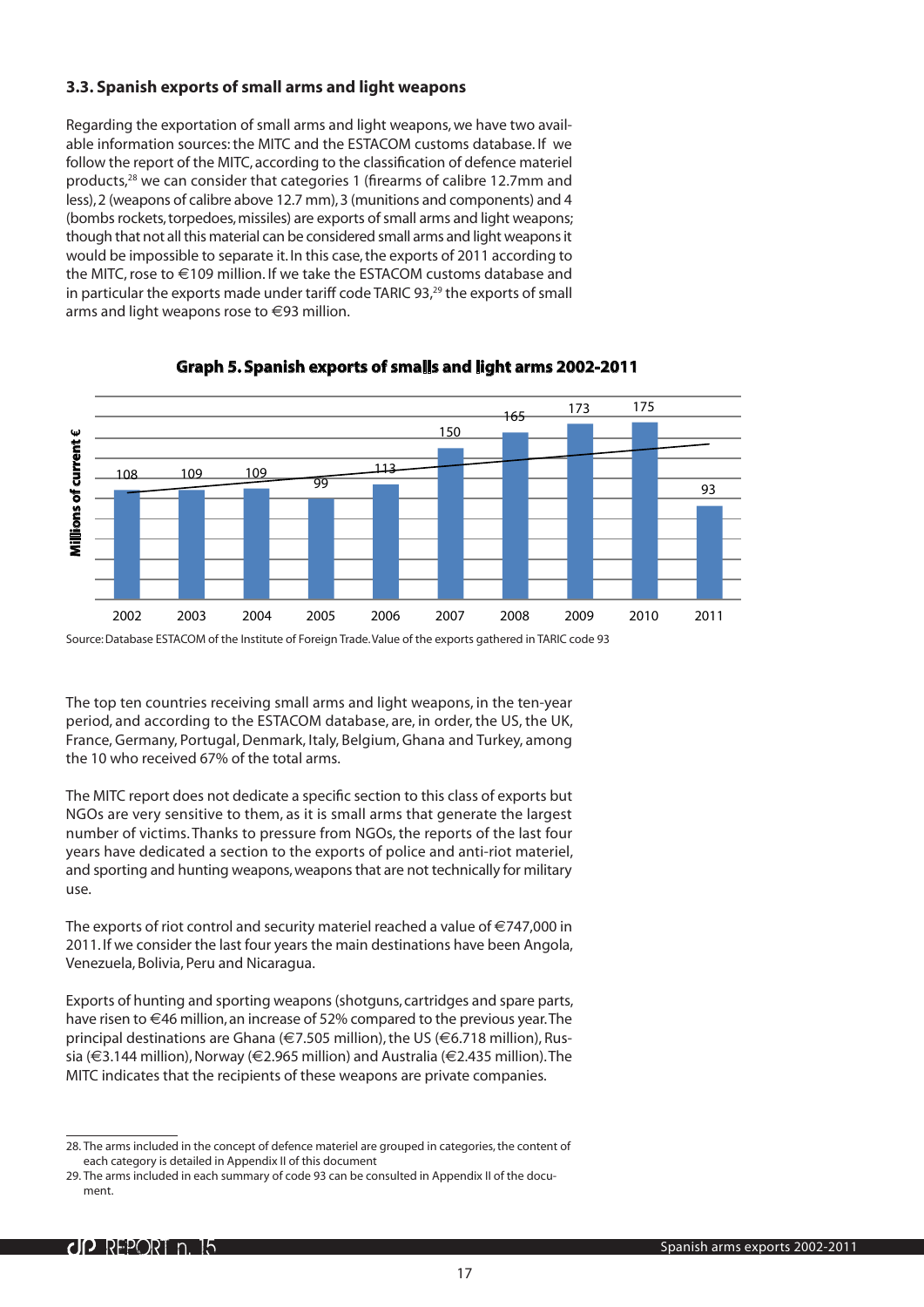### 3.3. Spanish exports of small arms and light weapons

Regarding the exportation of small arms and light weapons, we have two available information sources: the MITC and the ESTACOM customs database. If we follow the report of the MITC, according to the classification of defence materiel products,[28] we can consider that categories 1 (firearms of calibre 12.7mm and less), 2 (weapons of calibre above 12.7 mm), 3 (munitions and components) and 4 (bombs rockets, torpedoes, missiles) are exports of small arms and light weapons; though that not all this material can be considered small arms and light weapons it would be impossible to separate it. In this case, the exports of 2011 according to the MITC, rose to €109 million. If we take the ESTACOM customs database and in particular the exports made under tariff code TARIC 93,[29] the exports of small arms and light weapons rose to €93 million.

**Graph 5. Spanish exports of smalls and light arms 2002-2011**

| Year | Millions of current € |
|---|---|
| 2002 | 108 |
| 2003 | 109 |
| 2004 | 109 |
| 2005 | 99 |
| 2006 | 113 |
| 2007 | 150 |
| 2008 | 165 |
| 2009 | 173 |
| 2010 | 175 |
| 2011 | 93 |

Source: Database ESTACOM of the Institute of Foreign Trade. Value of the exports gathered in TARIC code 93

The top ten countries receiving small arms and light weapons, in the ten-year period, and according to the ESTACOM database, are, in order, the US, the UK, France, Germany, Portugal, Denmark, Italy, Belgium, Ghana and Turkey, among the 10 who received 67% of the total arms.

The MITC report does not dedicate a specific section to this class of exports but NGOs are very sensitive to them, as it is small arms that generate the largest number of victims. Thanks to pressure from NGOs, the reports of the last four years have dedicated a section to the exports of police and anti-riot materiel, and sporting and hunting weapons, weapons that are not technically for military use.

The exports of riot control and security materiel reached a value of €747,000 in 2011. If we consider the last four years the main destinations have been Angola, Venezuela, Bolivia, Peru and Nicaragua.

Exports of hunting and sporting weapons (shotguns, cartridges and spare parts, have risen to €46 million, an increase of 52% compared to the previous year. The principal destinations are Ghana (€7.505 million), the US (€6.718 million), Russia (€3.144 million), Norway (€2.965 million) and Australia (€2.435 million). The MITC indicates that the recipients of these weapons are private companies.

---

28. The arms included in the concept of defence materiel are grouped in categories, the content of each category is detailed in Appendix II of this document

29. The arms included in each summary of code 93 can be consulted in Appendix II of the document.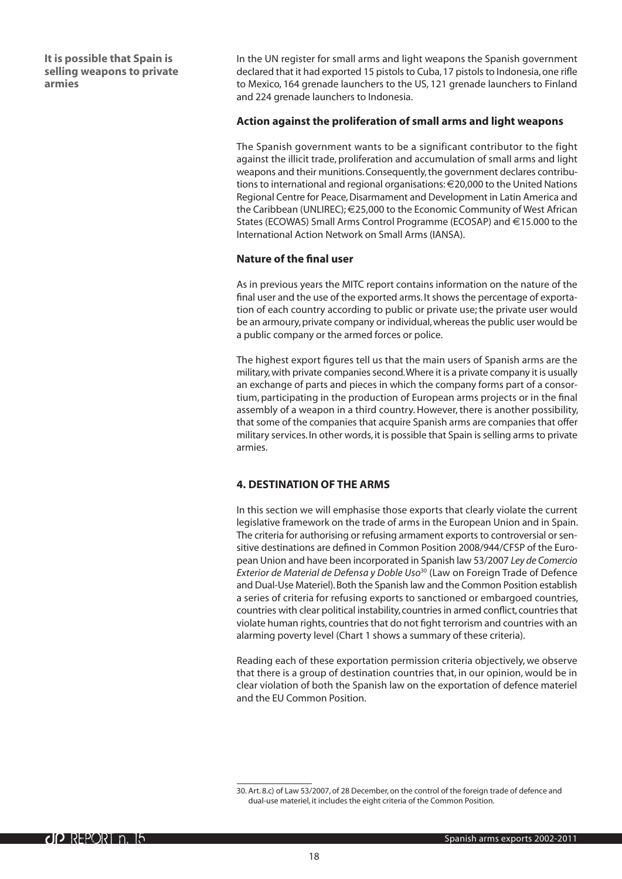**It is possible that Spain is selling weapons to private armies**

In the UN register for small arms and light weapons the Spanish government declared that it had exported 15 pistols to Cuba, 17 pistols to Indonesia, one rifle to Mexico, 164 grenade launchers to the US, 121 grenade launchers to Finland and 224 grenade launchers to Indonesia.

### Action against the proliferation of small arms and light weapons

The Spanish government wants to be a significant contributor to the fight against the illicit trade, proliferation and accumulation of small arms and light weapons and their munitions. Consequently, the government declares contributions to international and regional organisations: €20,000 to the United Nations Regional Centre for Peace, Disarmament and Development in Latin America and the Caribbean (UNLIREC); €25,000 to the Economic Community of West African States (ECOWAS) Small Arms Control Programme (ECOSAP) and €15.000 to the International Action Network on Small Arms (IANSA).

### Nature of the final user

As in previous years the MITC report contains information on the nature of the final user and the use of the exported arms. It shows the percentage of exportation of each country according to public or private use; the private user would be an armoury, private company or individual, whereas the public user would be a public company or the armed forces or police.

The highest export figures tell us that the main users of Spanish arms are the military, with private companies second. Where it is a private company it is usually an exchange of parts and pieces in which the company forms part of a consortium, participating in the production of European arms projects or in the final assembly of a weapon in a third country. However, there is another possibility, that some of the companies that acquire Spanish arms are companies that offer military services. In other words, it is possible that Spain is selling arms to private armies.

## 4. DESTINATION OF THE ARMS

In this section we will emphasise those exports that clearly violate the current legislative framework on the trade of arms in the European Union and in Spain. The criteria for authorising or refusing armament exports to controversial or sensitive destinations are defined in Common Position 2008/944/CFSP of the European Union and have been incorporated in Spanish law 53/2007 *Ley de Comercio Exterior de Material de Defensa y Doble Uso*[30] (Law on Foreign Trade of Defence and Dual-Use Materiel). Both the Spanish law and the Common Position establish a series of criteria for refusing exports to sanctioned or embargoed countries, countries with clear political instability, countries in armed conflict, countries that violate human rights, countries that do not fight terrorism and countries with an alarming poverty level (Chart 1 shows a summary of these criteria).

Reading each of these exportation permission criteria objectively, we observe that there is a group of destination countries that, in our opinion, would be in clear violation of both the Spanish law on the exportation of defence materiel and the EU Common Position.

---

30. Art. 8.c) of Law 53/2007, of 28 December, on the control of the foreign trade of defence and dual-use materiel, it includes the eight criteria of the Common Position.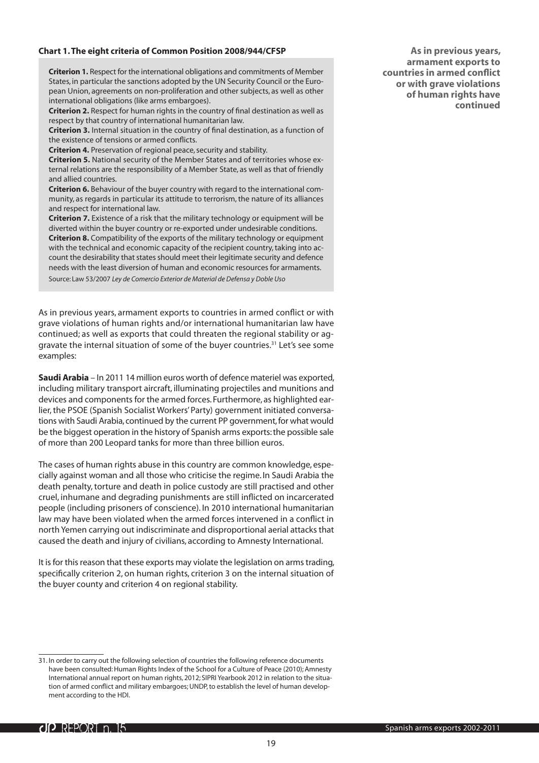**Chart 1. The eight criteria of Common Position 2008/944/CFSP**

**Criterion 1.** Respect for the international obligations and commitments of Member States, in particular the sanctions adopted by the UN Security Council or the European Union, agreements on non-proliferation and other subjects, as well as other international obligations (like arms embargoes).
**Criterion 2.** Respect for human rights in the country of final destination as well as respect by that country of international humanitarian law.
**Criterion 3.** Internal situation in the country of final destination, as a function of the existence of tensions or armed conflicts.
**Criterion 4.** Preservation of regional peace, security and stability.
**Criterion 5.** National security of the Member States and of territories whose external relations are the responsibility of a Member State, as well as that of friendly and allied countries.
**Criterion 6.** Behaviour of the buyer country with regard to the international community, as regards in particular its attitude to terrorism, the nature of its alliances and respect for international law.
**Criterion 7.** Existence of a risk that the military technology or equipment will be diverted within the buyer country or re-exported under undesirable conditions.
**Criterion 8.** Compatibility of the exports of the military technology or equipment with the technical and economic capacity of the recipient country, taking into account the desirability that states should meet their legitimate security and defence needs with the least diversion of human and economic resources for armaments.
Source: Law 53/2007 *Ley de Comercio Exterior de Material de Defensa y Doble Uso*

**As in previous years, armament exports to countries in armed conflict or with grave violations of human rights have continued**

As in previous years, armament exports to countries in armed conflict or with grave violations of human rights and/or international humanitarian law have continued; as well as exports that could threaten the regional stability or aggravate the internal situation of some of the buyer countries.[31] Let's see some examples:

**Saudi Arabia** – In 2011 14 million euros worth of defence materiel was exported, including military transport aircraft, illuminating projectiles and munitions and devices and components for the armed forces. Furthermore, as highlighted earlier, the PSOE (Spanish Socialist Workers' Party) government initiated conversations with Saudi Arabia, continued by the current PP government, for what would be the biggest operation in the history of Spanish arms exports: the possible sale of more than 200 Leopard tanks for more than three billion euros.

The cases of human rights abuse in this country are common knowledge, especially against woman and all those who criticise the regime. In Saudi Arabia the death penalty, torture and death in police custody are still practised and other cruel, inhumane and degrading punishments are still inflicted on incarcerated people (including prisoners of conscience). In 2010 international humanitarian law may have been violated when the armed forces intervened in a conflict in north Yemen carrying out indiscriminate and disproportional aerial attacks that caused the death and injury of civilians, according to Amnesty International.

It is for this reason that these exports may violate the legislation on arms trading, specifically criterion 2, on human rights, criterion 3 on the internal situation of the buyer county and criterion 4 on regional stability.

---

31. In order to carry out the following selection of countries the following reference documents have been consulted: Human Rights Index of the School for a Culture of Peace (2010); Amnesty International annual report on human rights, 2012; SIPRI Yearbook 2012 in relation to the situation of armed conflict and military embargoes; UNDP, to establish the level of human development according to the HDI.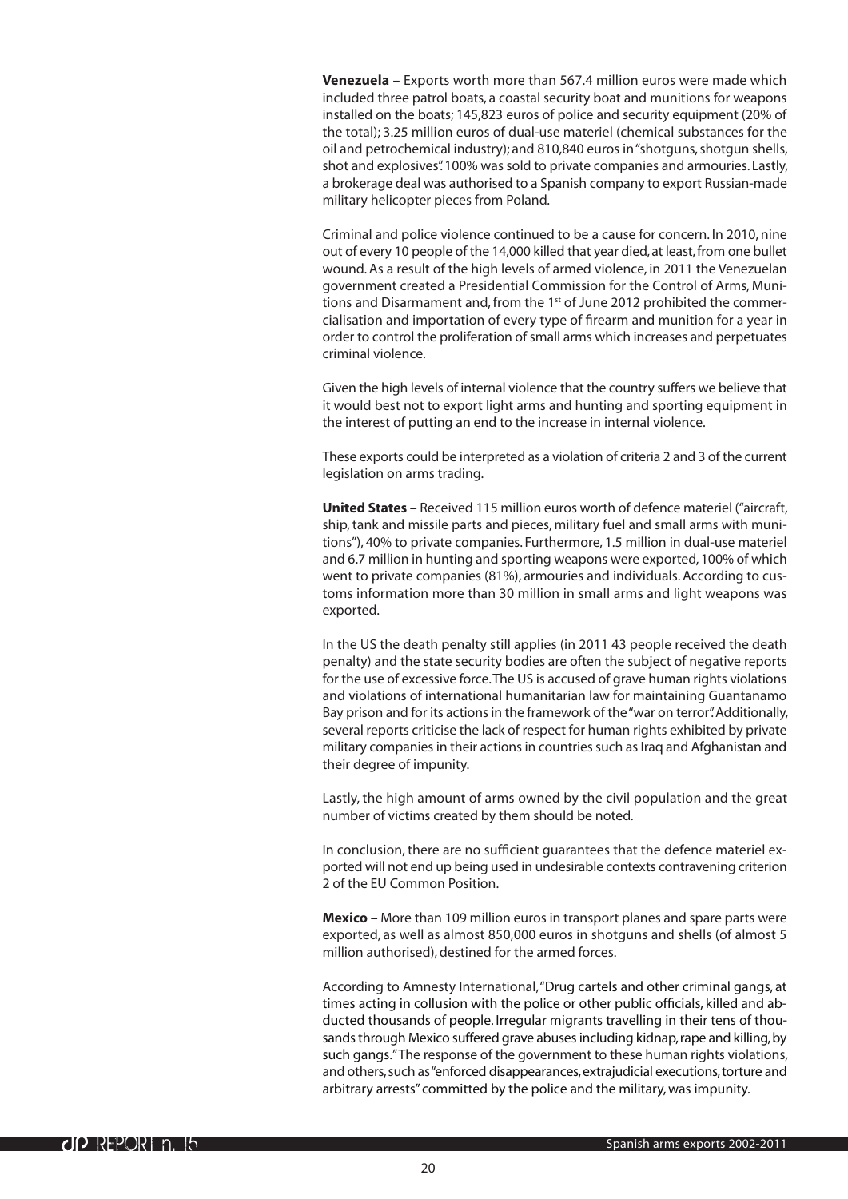**Venezuela** – Exports worth more than 567.4 million euros were made which included three patrol boats, a coastal security boat and munitions for weapons installed on the boats; 145,823 euros of police and security equipment (20% of the total); 3.25 million euros of dual-use materiel (chemical substances for the oil and petrochemical industry); and 810,840 euros in "shotguns, shotgun shells, shot and explosives". 100% was sold to private companies and armouries. Lastly, a brokerage deal was authorised to a Spanish company to export Russian-made military helicopter pieces from Poland.

Criminal and police violence continued to be a cause for concern. In 2010, nine out of every 10 people of the 14,000 killed that year died, at least, from one bullet wound. As a result of the high levels of armed violence, in 2011 the Venezuelan government created a Presidential Commission for the Control of Arms, Munitions and Disarmament and, from the 1st of June 2012 prohibited the commercialisation and importation of every type of firearm and munition for a year in order to control the proliferation of small arms which increases and perpetuates criminal violence.

Given the high levels of internal violence that the country suffers we believe that it would best not to export light arms and hunting and sporting equipment in the interest of putting an end to the increase in internal violence.

These exports could be interpreted as a violation of criteria 2 and 3 of the current legislation on arms trading.

**United States** – Received 115 million euros worth of defence materiel ("aircraft, ship, tank and missile parts and pieces, military fuel and small arms with munitions"), 40% to private companies. Furthermore, 1.5 million in dual-use materiel and 6.7 million in hunting and sporting weapons were exported, 100% of which went to private companies (81%), armouries and individuals. According to customs information more than 30 million in small arms and light weapons was exported.

In the US the death penalty still applies (in 2011 43 people received the death penalty) and the state security bodies are often the subject of negative reports for the use of excessive force. The US is accused of grave human rights violations and violations of international humanitarian law for maintaining Guantanamo Bay prison and for its actions in the framework of the "war on terror". Additionally, several reports criticise the lack of respect for human rights exhibited by private military companies in their actions in countries such as Iraq and Afghanistan and their degree of impunity.

Lastly, the high amount of arms owned by the civil population and the great number of victims created by them should be noted.

In conclusion, there are no sufficient guarantees that the defence materiel exported will not end up being used in undesirable contexts contravening criterion 2 of the EU Common Position.

**Mexico** – More than 109 million euros in transport planes and spare parts were exported, as well as almost 850,000 euros in shotguns and shells (of almost 5 million authorised), destined for the armed forces.

According to Amnesty International, "Drug cartels and other criminal gangs, at times acting in collusion with the police or other public officials, killed and abducted thousands of people. Irregular migrants travelling in their tens of thousands through Mexico suffered grave abuses including kidnap, rape and killing, by such gangs." The response of the government to these human rights violations, and others, such as "enforced disappearances, extrajudicial executions, torture and arbitrary arrests" committed by the police and the military, was impunity.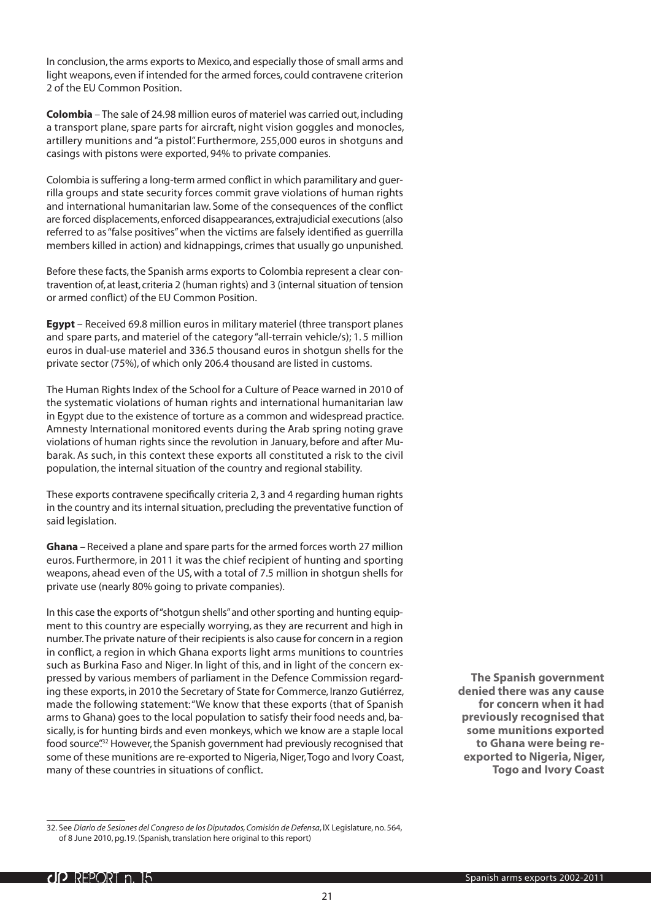In conclusion, the arms exports to Mexico, and especially those of small arms and light weapons, even if intended for the armed forces, could contravene criterion 2 of the EU Common Position.

**Colombia** – The sale of 24.98 million euros of materiel was carried out, including a transport plane, spare parts for aircraft, night vision goggles and monocles, artillery munitions and "a pistol". Furthermore, 255,000 euros in shotguns and casings with pistons were exported, 94% to private companies.

Colombia is suffering a long-term armed conflict in which paramilitary and guerrilla groups and state security forces commit grave violations of human rights and international humanitarian law. Some of the consequences of the conflict are forced displacements, enforced disappearances, extrajudicial executions (also referred to as "false positives" when the victims are falsely identified as guerrilla members killed in action) and kidnappings, crimes that usually go unpunished.

Before these facts, the Spanish arms exports to Colombia represent a clear contravention of, at least, criteria 2 (human rights) and 3 (internal situation of tension or armed conflict) of the EU Common Position.

**Egypt** – Received 69.8 million euros in military materiel (three transport planes and spare parts, and materiel of the category "all-terrain vehicle/s); 1. 5 million euros in dual-use materiel and 336.5 thousand euros in shotgun shells for the private sector (75%), of which only 206.4 thousand are listed in customs.

The Human Rights Index of the School for a Culture of Peace warned in 2010 of the systematic violations of human rights and international humanitarian law in Egypt due to the existence of torture as a common and widespread practice. Amnesty International monitored events during the Arab spring noting grave violations of human rights since the revolution in January, before and after Mubarak. As such, in this context these exports all constituted a risk to the civil population, the internal situation of the country and regional stability.

These exports contravene specifically criteria 2, 3 and 4 regarding human rights in the country and its internal situation, precluding the preventative function of said legislation.

**Ghana** – Received a plane and spare parts for the armed forces worth 27 million euros. Furthermore, in 2011 it was the chief recipient of hunting and sporting weapons, ahead even of the US, with a total of 7.5 million in shotgun shells for private use (nearly 80% going to private companies).

In this case the exports of "shotgun shells" and other sporting and hunting equipment to this country are especially worrying, as they are recurrent and high in number. The private nature of their recipients is also cause for concern in a region in conflict, a region in which Ghana exports light arms munitions to countries such as Burkina Faso and Niger. In light of this, and in light of the concern expressed by various members of parliament in the Defence Commission regarding these exports, in 2010 the Secretary of State for Commerce, Iranzo Gutiérrez, made the following statement: "We know that these exports (that of Spanish arms to Ghana) goes to the local population to satisfy their food needs and, basically, is for hunting birds and even monkeys, which we know are a staple local food source".[32] However, the Spanish government had previously recognised that some of these munitions are re-exported to Nigeria, Niger, Togo and Ivory Coast, many of these countries in situations of conflict.

**The Spanish government denied there was any cause for concern when it had previously recognised that some munitions exported to Ghana were being re-exported to Nigeria, Niger, Togo and Ivory Coast**

32. See *Diario de Sesiones del Congreso de los Diputados, Comisión de Defensa*, IX Legislature, no. 564, of 8 June 2010, pg.19. (Spanish, translation here original to this report)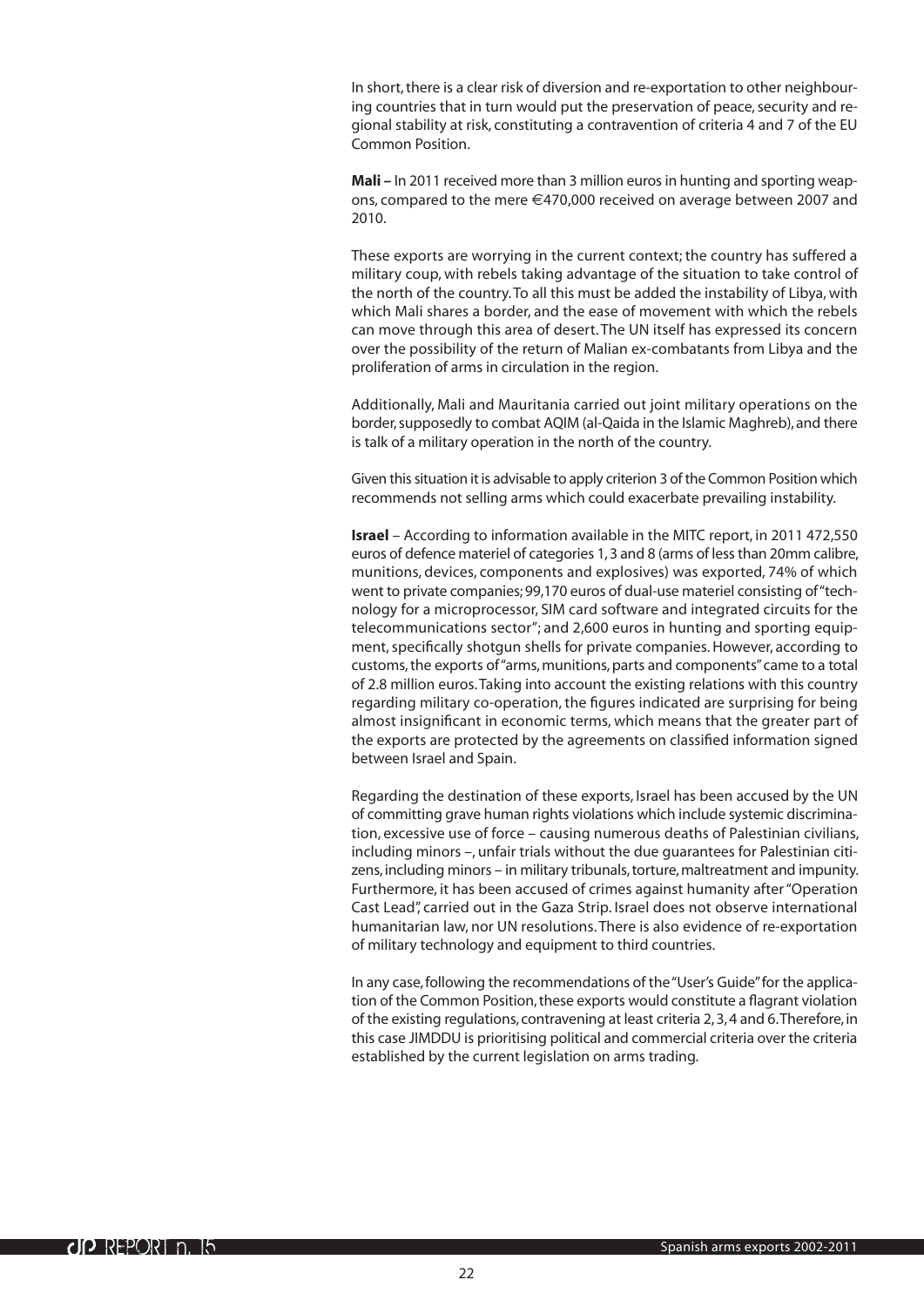In short, there is a clear risk of diversion and re-exportation to other neighbouring countries that in turn would put the preservation of peace, security and regional stability at risk, constituting a contravention of criteria 4 and 7 of the EU Common Position.

**Mali –** In 2011 received more than 3 million euros in hunting and sporting weapons, compared to the mere €470,000 received on average between 2007 and 2010.

These exports are worrying in the current context; the country has suffered a military coup, with rebels taking advantage of the situation to take control of the north of the country. To all this must be added the instability of Libya, with which Mali shares a border, and the ease of movement with which the rebels can move through this area of desert. The UN itself has expressed its concern over the possibility of the return of Malian ex-combatants from Libya and the proliferation of arms in circulation in the region.

Additionally, Mali and Mauritania carried out joint military operations on the border, supposedly to combat AQIM (al-Qaida in the Islamic Maghreb), and there is talk of a military operation in the north of the country.

Given this situation it is advisable to apply criterion 3 of the Common Position which recommends not selling arms which could exacerbate prevailing instability.

**Israel** – According to information available in the MITC report, in 2011 472,550 euros of defence materiel of categories 1, 3 and 8 (arms of less than 20mm calibre, munitions, devices, components and explosives) was exported, 74% of which went to private companies; 99,170 euros of dual-use materiel consisting of "technology for a microprocessor, SIM card software and integrated circuits for the telecommunications sector"; and 2,600 euros in hunting and sporting equipment, specifically shotgun shells for private companies. However, according to customs, the exports of "arms, munitions, parts and components" came to a total of 2.8 million euros. Taking into account the existing relations with this country regarding military co-operation, the figures indicated are surprising for being almost insignificant in economic terms, which means that the greater part of the exports are protected by the agreements on classified information signed between Israel and Spain.

Regarding the destination of these exports, Israel has been accused by the UN of committing grave human rights violations which include systemic discrimination, excessive use of force – causing numerous deaths of Palestinian civilians, including minors –, unfair trials without the due guarantees for Palestinian citizens, including minors – in military tribunals, torture, maltreatment and impunity. Furthermore, it has been accused of crimes against humanity after "Operation Cast Lead", carried out in the Gaza Strip. Israel does not observe international humanitarian law, nor UN resolutions. There is also evidence of re-exportation of military technology and equipment to third countries.

In any case, following the recommendations of the "User's Guide" for the application of the Common Position, these exports would constitute a flagrant violation of the existing regulations, contravening at least criteria 2, 3, 4 and 6. Therefore, in this case JIMDDU is prioritising political and commercial criteria over the criteria established by the current legislation on arms trading.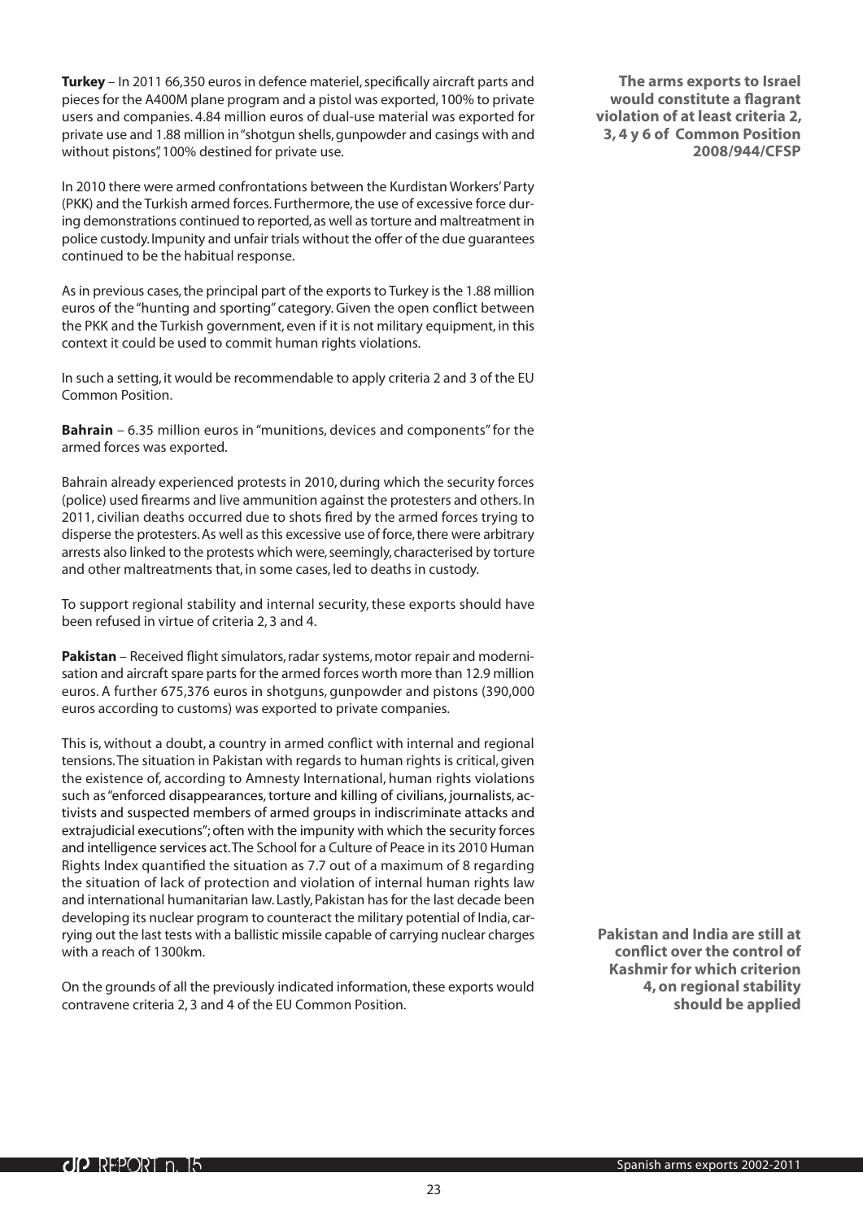**Turkey** – In 2011 66,350 euros in defence materiel, specifically aircraft parts and pieces for the A400M plane program and a pistol was exported, 100% to private users and companies. 4.84 million euros of dual-use material was exported for private use and 1.88 million in "shotgun shells, gunpowder and casings with and without pistons", 100% destined for private use.

**The arms exports to Israel would constitute a flagrant violation of at least criteria 2, 3, 4 y 6 of Common Position 2008/944/CFSP**

In 2010 there were armed confrontations between the Kurdistan Workers' Party (PKK) and the Turkish armed forces. Furthermore, the use of excessive force during demonstrations continued to reported, as well as torture and maltreatment in police custody. Impunity and unfair trials without the offer of the due guarantees continued to be the habitual response.

As in previous cases, the principal part of the exports to Turkey is the 1.88 million euros of the "hunting and sporting" category. Given the open conflict between the PKK and the Turkish government, even if it is not military equipment, in this context it could be used to commit human rights violations.

In such a setting, it would be recommendable to apply criteria 2 and 3 of the EU Common Position.

**Bahrain** – 6.35 million euros in "munitions, devices and components" for the armed forces was exported.

Bahrain already experienced protests in 2010, during which the security forces (police) used firearms and live ammunition against the protesters and others. In 2011, civilian deaths occurred due to shots fired by the armed forces trying to disperse the protesters. As well as this excessive use of force, there were arbitrary arrests also linked to the protests which were, seemingly, characterised by torture and other maltreatments that, in some cases, led to deaths in custody.

To support regional stability and internal security, these exports should have been refused in virtue of criteria 2, 3 and 4.

**Pakistan** – Received flight simulators, radar systems, motor repair and modernisation and aircraft spare parts for the armed forces worth more than 12.9 million euros. A further 675,376 euros in shotguns, gunpowder and pistons (390,000 euros according to customs) was exported to private companies.

This is, without a doubt, a country in armed conflict with internal and regional tensions. The situation in Pakistan with regards to human rights is critical, given the existence of, according to Amnesty International, human rights violations such as "enforced disappearances, torture and killing of civilians, journalists, activists and suspected members of armed groups in indiscriminate attacks and extrajudicial executions"; often with the impunity with which the security forces and intelligence services act. The School for a Culture of Peace in its 2010 Human Rights Index quantified the situation as 7.7 out of a maximum of 8 regarding the situation of lack of protection and violation of internal human rights law and international humanitarian law. Lastly, Pakistan has for the last decade been developing its nuclear program to counteract the military potential of India, carrying out the last tests with a ballistic missile capable of carrying nuclear charges with a reach of 1300km.

**Pakistan and India are still at conflict over the control of Kashmir for which criterion 4, on regional stability should be applied**

On the grounds of all the previously indicated information, these exports would contravene criteria 2, 3 and 4 of the EU Common Position.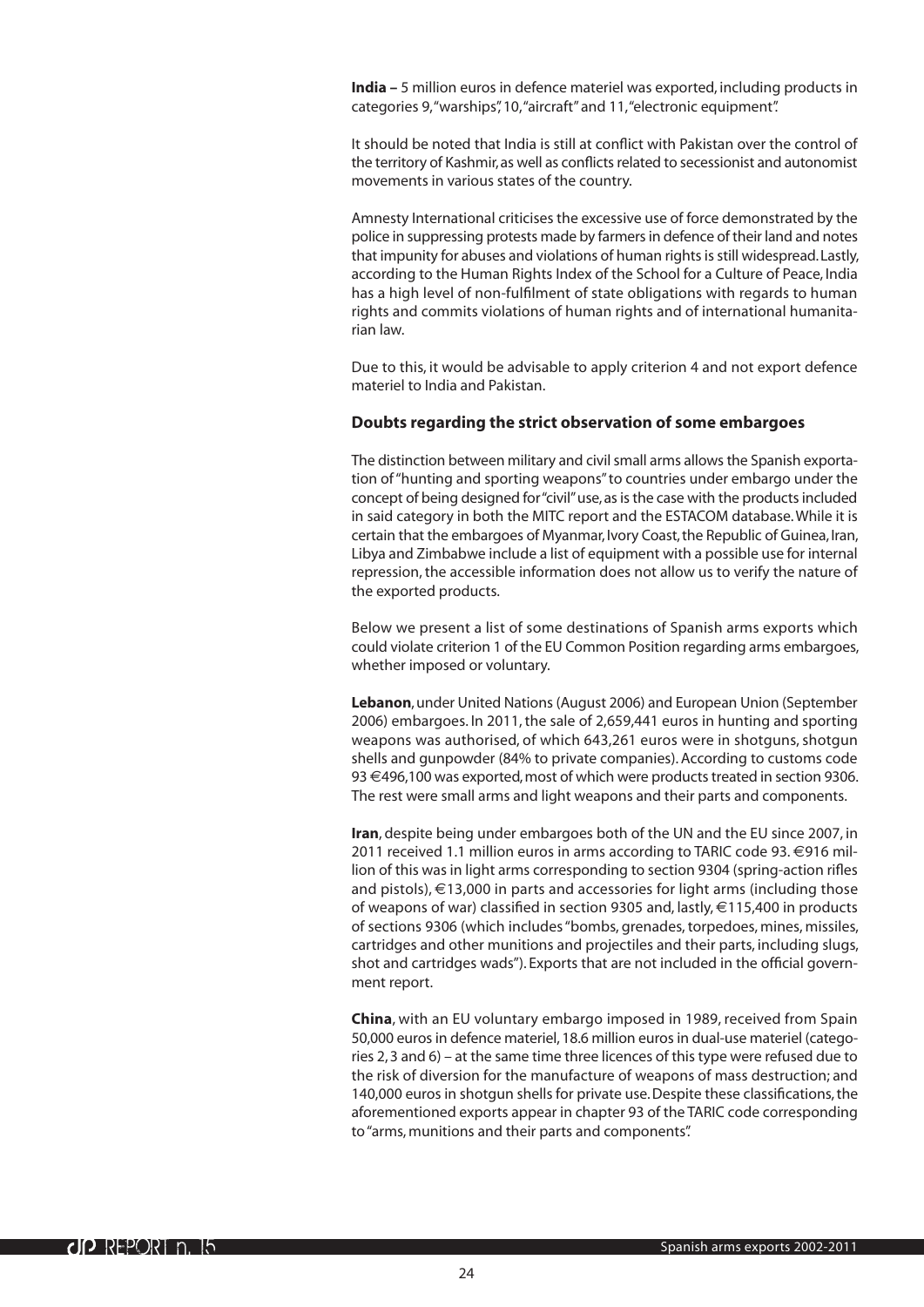**India –** 5 million euros in defence materiel was exported, including products in categories 9, "warships", 10, "aircraft" and 11, "electronic equipment".

It should be noted that India is still at conflict with Pakistan over the control of the territory of Kashmir, as well as conflicts related to secessionist and autonomist movements in various states of the country.

Amnesty International criticises the excessive use of force demonstrated by the police in suppressing protests made by farmers in defence of their land and notes that impunity for abuses and violations of human rights is still widespread. Lastly, according to the Human Rights Index of the School for a Culture of Peace, India has a high level of non-fulfilment of state obligations with regards to human rights and commits violations of human rights and of international humanitarian law.

Due to this, it would be advisable to apply criterion 4 and not export defence materiel to India and Pakistan.

### Doubts regarding the strict observation of some embargoes

The distinction between military and civil small arms allows the Spanish exportation of "hunting and sporting weapons" to countries under embargo under the concept of being designed for "civil" use, as is the case with the products included in said category in both the MITC report and the ESTACOM database. While it is certain that the embargoes of Myanmar, Ivory Coast, the Republic of Guinea, Iran, Libya and Zimbabwe include a list of equipment with a possible use for internal repression, the accessible information does not allow us to verify the nature of the exported products.

Below we present a list of some destinations of Spanish arms exports which could violate criterion 1 of the EU Common Position regarding arms embargoes, whether imposed or voluntary.

**Lebanon**, under United Nations (August 2006) and European Union (September 2006) embargoes. In 2011, the sale of 2,659,441 euros in hunting and sporting weapons was authorised, of which 643,261 euros were in shotguns, shotgun shells and gunpowder (84% to private companies). According to customs code 93 €496,100 was exported, most of which were products treated in section 9306. The rest were small arms and light weapons and their parts and components.

**Iran**, despite being under embargoes both of the UN and the EU since 2007, in 2011 received 1.1 million euros in arms according to TARIC code 93. €916 million of this was in light arms corresponding to section 9304 (spring-action rifles and pistols), €13,000 in parts and accessories for light arms (including those of weapons of war) classified in section 9305 and, lastly, €115,400 in products of sections 9306 (which includes "bombs, grenades, torpedoes, mines, missiles, cartridges and other munitions and projectiles and their parts, including slugs, shot and cartridges wads"). Exports that are not included in the official government report.

**China**, with an EU voluntary embargo imposed in 1989, received from Spain 50,000 euros in defence materiel, 18.6 million euros in dual-use materiel (categories 2, 3 and 6) – at the same time three licences of this type were refused due to the risk of diversion for the manufacture of weapons of mass destruction; and 140,000 euros in shotgun shells for private use. Despite these classifications, the aforementioned exports appear in chapter 93 of the TARIC code corresponding to "arms, munitions and their parts and components".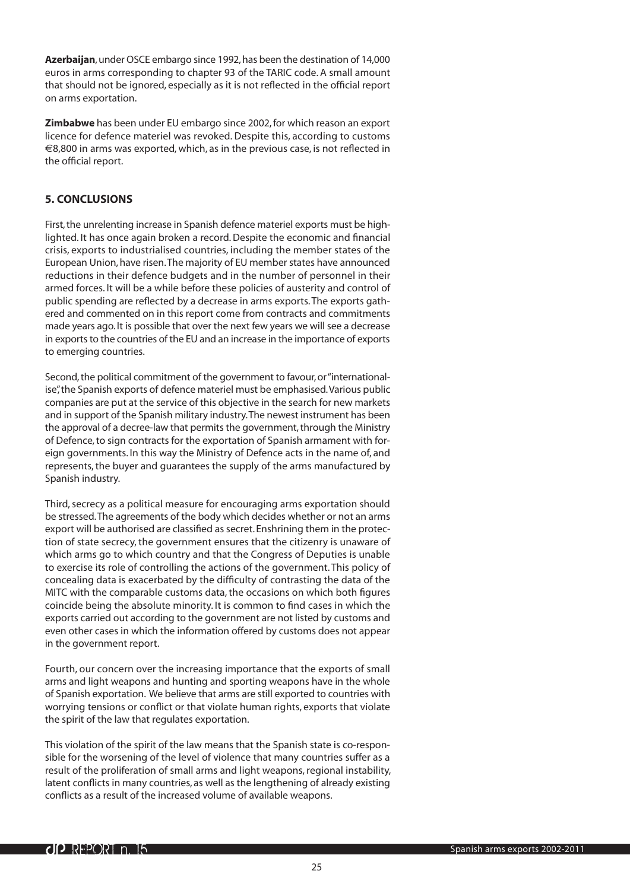**Azerbaijan**, under OSCE embargo since 1992, has been the destination of 14,000 euros in arms corresponding to chapter 93 of the TARIC code. A small amount that should not be ignored, especially as it is not reflected in the official report on arms exportation.

**Zimbabwe** has been under EU embargo since 2002, for which reason an export licence for defence materiel was revoked. Despite this, according to customs €8,800 in arms was exported, which, as in the previous case, is not reflected in the official report.

## 5. CONCLUSIONS

First, the unrelenting increase in Spanish defence materiel exports must be highlighted. It has once again broken a record. Despite the economic and financial crisis, exports to industrialised countries, including the member states of the European Union, have risen. The majority of EU member states have announced reductions in their defence budgets and in the number of personnel in their armed forces. It will be a while before these policies of austerity and control of public spending are reflected by a decrease in arms exports. The exports gathered and commented on in this report come from contracts and commitments made years ago. It is possible that over the next few years we will see a decrease in exports to the countries of the EU and an increase in the importance of exports to emerging countries.

Second, the political commitment of the government to favour, or "internationalise", the Spanish exports of defence materiel must be emphasised. Various public companies are put at the service of this objective in the search for new markets and in support of the Spanish military industry. The newest instrument has been the approval of a decree-law that permits the government, through the Ministry of Defence, to sign contracts for the exportation of Spanish armament with foreign governments. In this way the Ministry of Defence acts in the name of, and represents, the buyer and guarantees the supply of the arms manufactured by Spanish industry.

Third, secrecy as a political measure for encouraging arms exportation should be stressed. The agreements of the body which decides whether or not an arms export will be authorised are classified as secret. Enshrining them in the protection of state secrecy, the government ensures that the citizenry is unaware of which arms go to which country and that the Congress of Deputies is unable to exercise its role of controlling the actions of the government. This policy of concealing data is exacerbated by the difficulty of contrasting the data of the MITC with the comparable customs data, the occasions on which both figures coincide being the absolute minority. It is common to find cases in which the exports carried out according to the government are not listed by customs and even other cases in which the information offered by customs does not appear in the government report.

Fourth, our concern over the increasing importance that the exports of small arms and light weapons and hunting and sporting weapons have in the whole of Spanish exportation. We believe that arms are still exported to countries with worrying tensions or conflict or that violate human rights, exports that violate the spirit of the law that regulates exportation.

This violation of the spirit of the law means that the Spanish state is co-responsible for the worsening of the level of violence that many countries suffer as a result of the proliferation of small arms and light weapons, regional instability, latent conflicts in many countries, as well as the lengthening of already existing conflicts as a result of the increased volume of available weapons.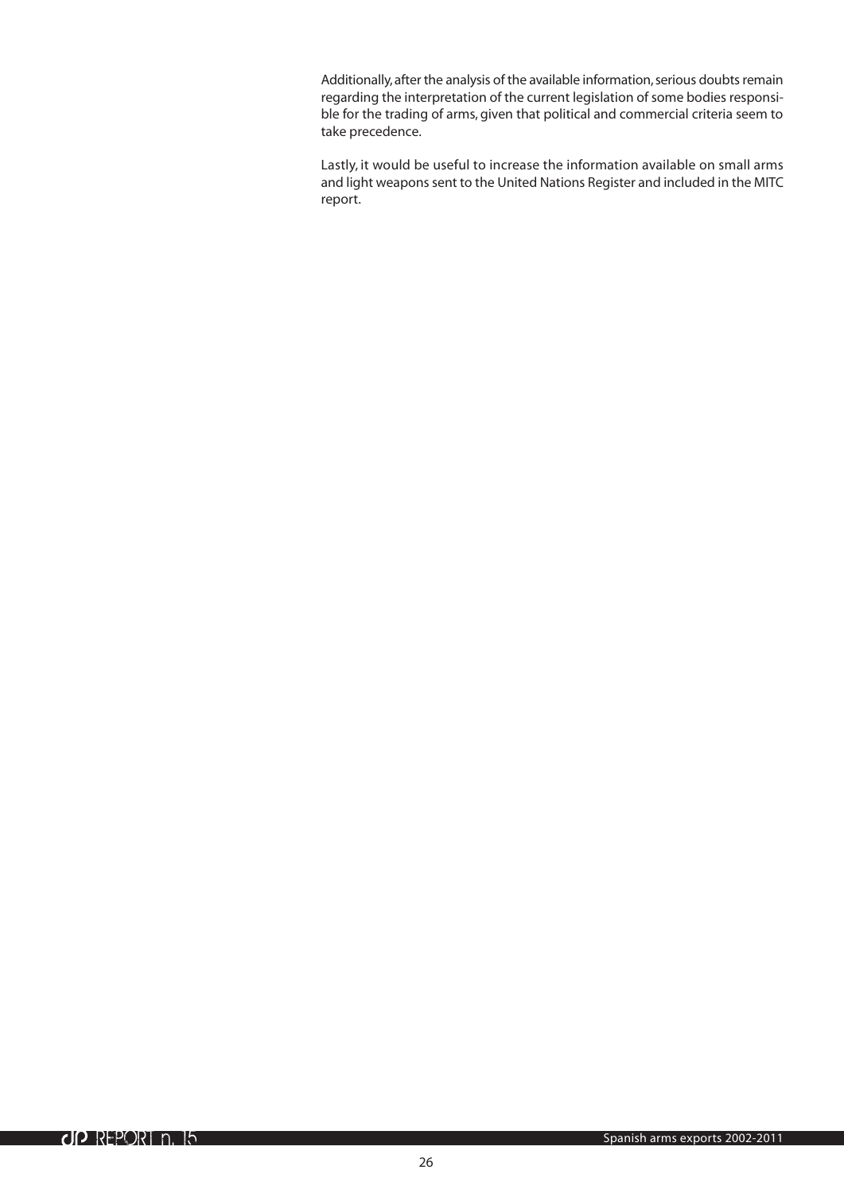Additionally, after the analysis of the available information, serious doubts remain regarding the interpretation of the current legislation of some bodies responsible for the trading of arms, given that political and commercial criteria seem to take precedence.

Lastly, it would be useful to increase the information available on small arms and light weapons sent to the United Nations Register and included in the MITC report.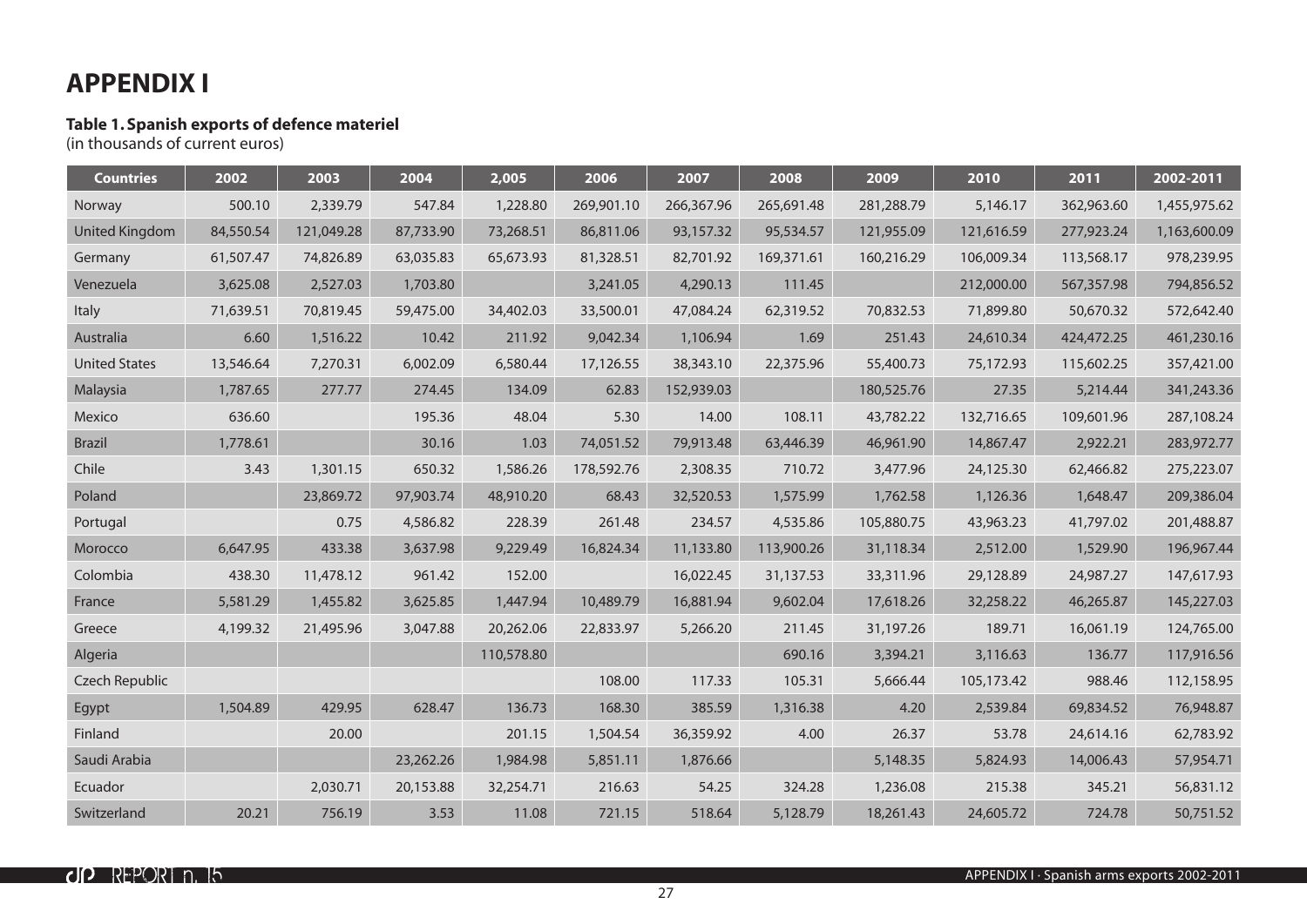# APPENDIX I

**Table 1. Spanish exports of defence materiel**
(in thousands of current euros)

| Countries | 2002 | 2003 | 2004 | 2,005 | 2006 | 2007 | 2008 | 2009 | 2010 | 2011 | 2002-2011 |
|---|---|---|---|---|---|---|---|---|---|---|---|
| Norway | 500.10 | 2,339.79 | 547.84 | 1,228.80 | 269,901.10 | 266,367.96 | 265,691.48 | 281,288.79 | 5,146.17 | 362,963.60 | 1,455,975.62 |
| United Kingdom | 84,550.54 | 121,049.28 | 87,733.90 | 73,268.51 | 86,811.06 | 93,157.32 | 95,534.57 | 121,955.09 | 121,616.59 | 277,923.24 | 1,163,600.09 |
| Germany | 61,507.47 | 74,826.89 | 63,035.83 | 65,673.93 | 81,328.51 | 82,701.92 | 169,371.61 | 160,216.29 | 106,009.34 | 113,568.17 | 978,239.95 |
| Venezuela | 3,625.08 | 2,527.03 | 1,703.80 | | 3,241.05 | 4,290.13 | 111.45 | | 212,000.00 | 567,357.98 | 794,856.52 |
| Italy | 71,639.51 | 70,819.45 | 59,475.00 | 34,402.03 | 33,500.01 | 47,084.24 | 62,319.52 | 70,832.53 | 71,899.80 | 50,670.32 | 572,642.40 |
| Australia | 6.60 | 1,516.22 | 10.42 | 211.92 | 9,042.34 | 1,106.94 | 1.69 | 251.43 | 24,610.34 | 424,472.25 | 461,230.16 |
| United States | 13,546.64 | 7,270.31 | 6,002.09 | 6,580.44 | 17,126.55 | 38,343.10 | 22,375.96 | 55,400.73 | 75,172.93 | 115,602.25 | 357,421.00 |
| Malaysia | 1,787.65 | 277.77 | 274.45 | 134.09 | 62.83 | 152,939.03 | | 180,525.76 | 27.35 | 5,214.44 | 341,243.36 |
| Mexico | 636.60 | | 195.36 | 48.04 | 5.30 | 14.00 | 108.11 | 43,782.22 | 132,716.65 | 109,601.96 | 287,108.24 |
| Brazil | 1,778.61 | | 30.16 | 1.03 | 74,051.52 | 79,913.48 | 63,446.39 | 46,961.90 | 14,867.47 | 2,922.21 | 283,972.77 |
| Chile | 3.43 | 1,301.15 | 650.32 | 1,586.26 | 178,592.76 | 2,308.35 | 710.72 | 3,477.96 | 24,125.30 | 62,466.82 | 275,223.07 |
| Poland | | 23,869.72 | 97,903.74 | 48,910.20 | 68.43 | 32,520.53 | 1,575.99 | 1,762.58 | 1,126.36 | 1,648.47 | 209,386.04 |
| Portugal | | 0.75 | 4,586.82 | 228.39 | 261.48 | 234.57 | 4,535.86 | 105,880.75 | 43,963.23 | 41,797.02 | 201,488.87 |
| Morocco | 6,647.95 | 433.38 | 3,637.98 | 9,229.49 | 16,824.34 | 11,133.80 | 113,900.26 | 31,118.34 | 2,512.00 | 1,529.90 | 196,967.44 |
| Colombia | 438.30 | 11,478.12 | 961.42 | 152.00 | | 16,022.45 | 31,137.53 | 33,311.96 | 29,128.89 | 24,987.27 | 147,617.93 |
| France | 5,581.29 | 1,455.82 | 3,625.85 | 1,447.94 | 10,489.79 | 16,881.94 | 9,602.04 | 17,618.26 | 32,258.22 | 46,265.87 | 145,227.03 |
| Greece | 4,199.32 | 21,495.96 | 3,047.88 | 20,262.06 | 22,833.97 | 5,266.20 | 211.45 | 31,197.26 | 189.71 | 16,061.19 | 124,765.00 |
| Algeria | | | | 110,578.80 | | | 690.16 | 3,394.21 | 3,116.63 | 136.77 | 117,916.56 |
| Czech Republic | | | | | 108.00 | 117.33 | 105.31 | 5,666.44 | 105,173.42 | 988.46 | 112,158.95 |
| Egypt | 1,504.89 | 429.95 | 628.47 | 136.73 | 168.30 | 385.59 | 1,316.38 | 4.20 | 2,539.84 | 69,834.52 | 76,948.87 |
| Finland | | 20.00 | | 201.15 | 1,504.54 | 36,359.92 | 4.00 | 26.37 | 53.78 | 24,614.16 | 62,783.92 |
| Saudi Arabia | | | 23,262.26 | 1,984.98 | 5,851.11 | 1,876.66 | | 5,148.35 | 5,824.93 | 14,006.43 | 57,954.71 |
| Ecuador | | 2,030.71 | 20,153.88 | 32,254.71 | 216.63 | 54.25 | 324.28 | 1,236.08 | 215.38 | 345.21 | 56,831.12 |
| Switzerland | 20.21 | 756.19 | 3.53 | 11.08 | 721.15 | 518.64 | 5,128.79 | 18,261.43 | 24,605.72 | 724.78 | 50,751.52 |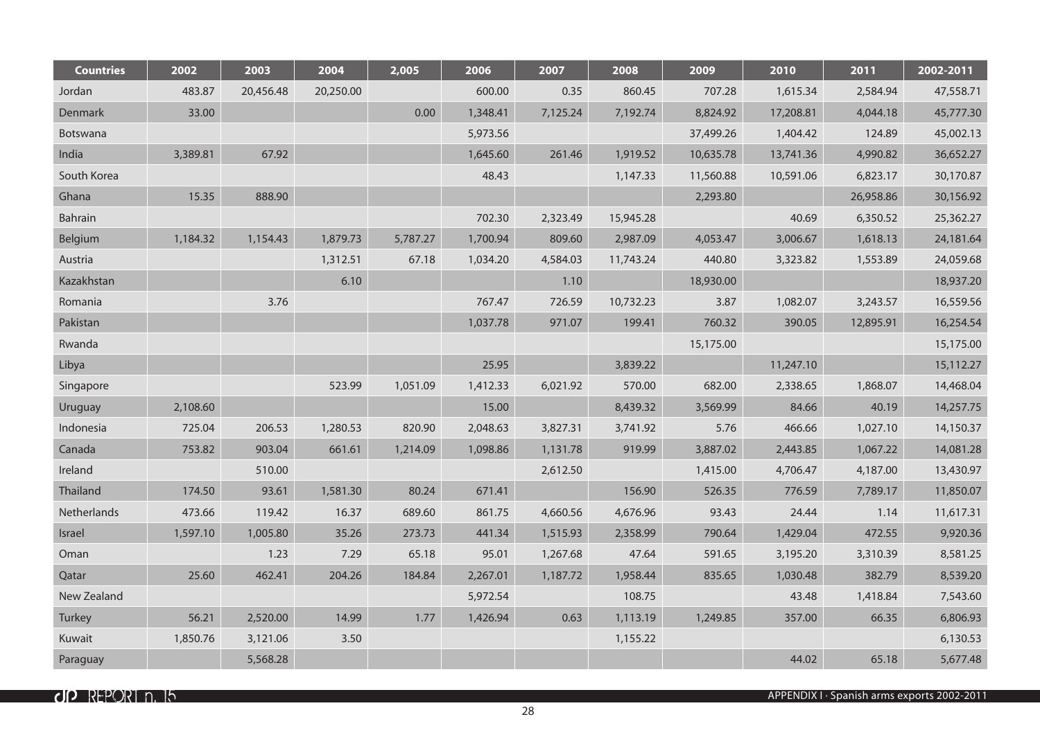| Countries | 2002 | 2003 | 2004 | 2,005 | 2006 | 2007 | 2008 | 2009 | 2010 | 2011 | 2002-2011 |
|---|---|---|---|---|---|---|---|---|---|---|---|
| Jordan | 483.87 | 20,456.48 | 20,250.00 | | 600.00 | 0.35 | 860.45 | 707.28 | 1,615.34 | 2,584.94 | 47,558.71 |
| Denmark | 33.00 | | | 0.00 | 1,348.41 | 7,125.24 | 7,192.74 | 8,824.92 | 17,208.81 | 4,044.18 | 45,777.30 |
| Botswana | | | | | 5,973.56 | | | 37,499.26 | 1,404.42 | 124.89 | 45,002.13 |
| India | 3,389.81 | 67.92 | | | 1,645.60 | 261.46 | 1,919.52 | 10,635.78 | 13,741.36 | 4,990.82 | 36,652.27 |
| South Korea | | | | | 48.43 | | 1,147.33 | 11,560.88 | 10,591.06 | 6,823.17 | 30,170.87 |
| Ghana | 15.35 | 888.90 | | | | | | 2,293.80 | | 26,958.86 | 30,156.92 |
| Bahrain | | | | | 702.30 | 2,323.49 | 15,945.28 | | 40.69 | 6,350.52 | 25,362.27 |
| Belgium | 1,184.32 | 1,154.43 | 1,879.73 | 5,787.27 | 1,700.94 | 809.60 | 2,987.09 | 4,053.47 | 3,006.67 | 1,618.13 | 24,181.64 |
| Austria | | | 1,312.51 | 67.18 | 1,034.20 | 4,584.03 | 11,743.24 | 440.80 | 3,323.82 | 1,553.89 | 24,059.68 |
| Kazakhstan | | | 6.10 | | | 1.10 | | 18,930.00 | | | 18,937.20 |
| Romania | | 3.76 | | | 767.47 | 726.59 | 10,732.23 | 3.87 | 1,082.07 | 3,243.57 | 16,559.56 |
| Pakistan | | | | | 1,037.78 | 971.07 | 199.41 | 760.32 | 390.05 | 12,895.91 | 16,254.54 |
| Rwanda | | | | | | | | 15,175.00 | | | 15,175.00 |
| Libya | | | | | 25.95 | | 3,839.22 | | 11,247.10 | | 15,112.27 |
| Singapore | | | 523.99 | 1,051.09 | 1,412.33 | 6,021.92 | 570.00 | 682.00 | 2,338.65 | 1,868.07 | 14,468.04 |
| Uruguay | 2,108.60 | | | | 15.00 | | 8,439.32 | 3,569.99 | 84.66 | 40.19 | 14,257.75 |
| Indonesia | 725.04 | 206.53 | 1,280.53 | 820.90 | 2,048.63 | 3,827.31 | 3,741.92 | 5.76 | 466.66 | 1,027.10 | 14,150.37 |
| Canada | 753.82 | 903.04 | 661.61 | 1,214.09 | 1,098.86 | 1,131.78 | 919.99 | 3,887.02 | 2,443.85 | 1,067.22 | 14,081.28 |
| Ireland | | 510.00 | | | | 2,612.50 | | 1,415.00 | 4,706.47 | 4,187.00 | 13,430.97 |
| Thailand | 174.50 | 93.61 | 1,581.30 | 80.24 | 671.41 | | 156.90 | 526.35 | 776.59 | 7,789.17 | 11,850.07 |
| Netherlands | 473.66 | 119.42 | 16.37 | 689.60 | 861.75 | 4,660.56 | 4,676.96 | 93.43 | 24.44 | 1.14 | 11,617.31 |
| Israel | 1,597.10 | 1,005.80 | 35.26 | 273.73 | 441.34 | 1,515.93 | 2,358.99 | 790.64 | 1,429.04 | 472.55 | 9,920.36 |
| Oman | | 1.23 | 7.29 | 65.18 | 95.01 | 1,267.68 | 47.64 | 591.65 | 3,195.20 | 3,310.39 | 8,581.25 |
| Qatar | 25.60 | 462.41 | 204.26 | 184.84 | 2,267.01 | 1,187.72 | 1,958.44 | 835.65 | 1,030.48 | 382.79 | 8,539.20 |
| New Zealand | | | | | 5,972.54 | | 108.75 | | 43.48 | 1,418.84 | 7,543.60 |
| Turkey | 56.21 | 2,520.00 | 14.99 | 1.77 | 1,426.94 | 0.63 | 1,113.19 | 1,249.85 | 357.00 | 66.35 | 6,806.93 |
| Kuwait | 1,850.76 | 3,121.06 | 3.50 | | | | 1,155.22 | | | | 6,130.53 |
| Paraguay | | 5,568.28 | | | | | | | 44.02 | 65.18 | 5,677.48 |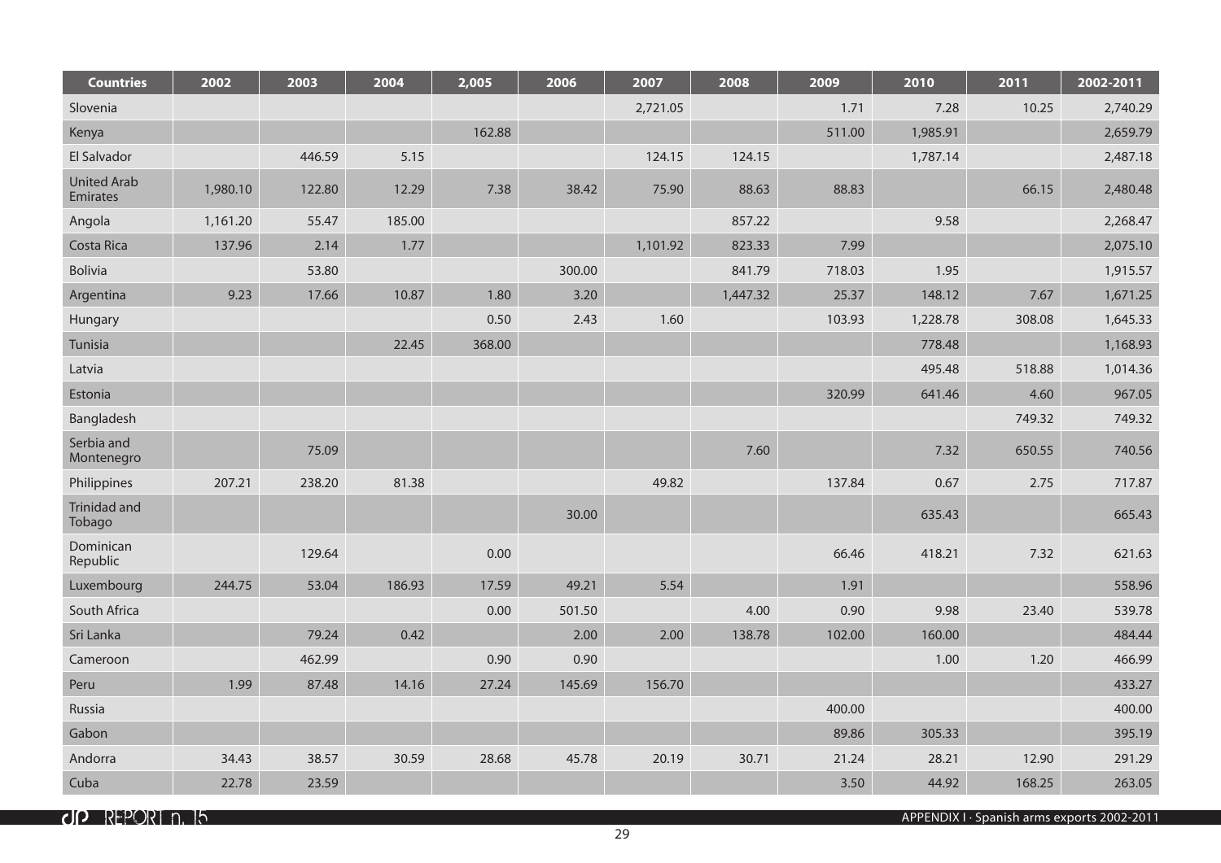| Countries | 2002 | 2003 | 2004 | 2,005 | 2006 | 2007 | 2008 | 2009 | 2010 | 2011 | 2002-2011 |
|---|---|---|---|---|---|---|---|---|---|---|---|
| Slovenia | | | | | | 2,721.05 | | 1.71 | 7.28 | 10.25 | 2,740.29 |
| Kenya | | | | 162.88 | | | | 511.00 | 1,985.91 | | 2,659.79 |
| El Salvador | | 446.59 | 5.15 | | | 124.15 | 124.15 | | 1,787.14 | | 2,487.18 |
| United Arab Emirates | 1,980.10 | 122.80 | 12.29 | 7.38 | 38.42 | 75.90 | 88.63 | 88.83 | | 66.15 | 2,480.48 |
| Angola | 1,161.20 | 55.47 | 185.00 | | | | 857.22 | | 9.58 | | 2,268.47 |
| Costa Rica | 137.96 | 2.14 | 1.77 | | | 1,101.92 | 823.33 | 7.99 | | | 2,075.10 |
| Bolivia | | 53.80 | | | 300.00 | | 841.79 | 718.03 | 1.95 | | 1,915.57 |
| Argentina | 9.23 | 17.66 | 10.87 | 1.80 | 3.20 | | 1,447.32 | 25.37 | 148.12 | 7.67 | 1,671.25 |
| Hungary | | | | 0.50 | 2.43 | 1.60 | | 103.93 | 1,228.78 | 308.08 | 1,645.33 |
| Tunisia | | | 22.45 | 368.00 | | | | | 778.48 | | 1,168.93 |
| Latvia | | | | | | | | | 495.48 | 518.88 | 1,014.36 |
| Estonia | | | | | | | | 320.99 | 641.46 | 4.60 | 967.05 |
| Bangladesh | | | | | | | | | | 749.32 | 749.32 |
| Serbia and Montenegro | | 75.09 | | | | | 7.60 | | 7.32 | 650.55 | 740.56 |
| Philippines | 207.21 | 238.20 | 81.38 | | | 49.82 | | 137.84 | 0.67 | 2.75 | 717.87 |
| Trinidad and Tobago | | | | | 30.00 | | | | 635.43 | | 665.43 |
| Dominican Republic | | 129.64 | | 0.00 | | | | 66.46 | 418.21 | 7.32 | 621.63 |
| Luxembourg | 244.75 | 53.04 | 186.93 | 17.59 | 49.21 | 5.54 | | 1.91 | | | 558.96 |
| South Africa | | | | 0.00 | 501.50 | | 4.00 | 0.90 | 9.98 | 23.40 | 539.78 |
| Sri Lanka | | 79.24 | 0.42 | | 2.00 | 2.00 | 138.78 | 102.00 | 160.00 | | 484.44 |
| Cameroon | | 462.99 | | 0.90 | 0.90 | | | | 1.00 | 1.20 | 466.99 |
| Peru | 1.99 | 87.48 | 14.16 | 27.24 | 145.69 | 156.70 | | | | | 433.27 |
| Russia | | | | | | | | 400.00 | | | 400.00 |
| Gabon | | | | | | | | 89.86 | 305.33 | | 395.19 |
| Andorra | 34.43 | 38.57 | 30.59 | 28.68 | 45.78 | 20.19 | 30.71 | 21.24 | 28.21 | 12.90 | 291.29 |
| Cuba | 22.78 | 23.59 | | | | | | 3.50 | 44.92 | 168.25 | 263.05 |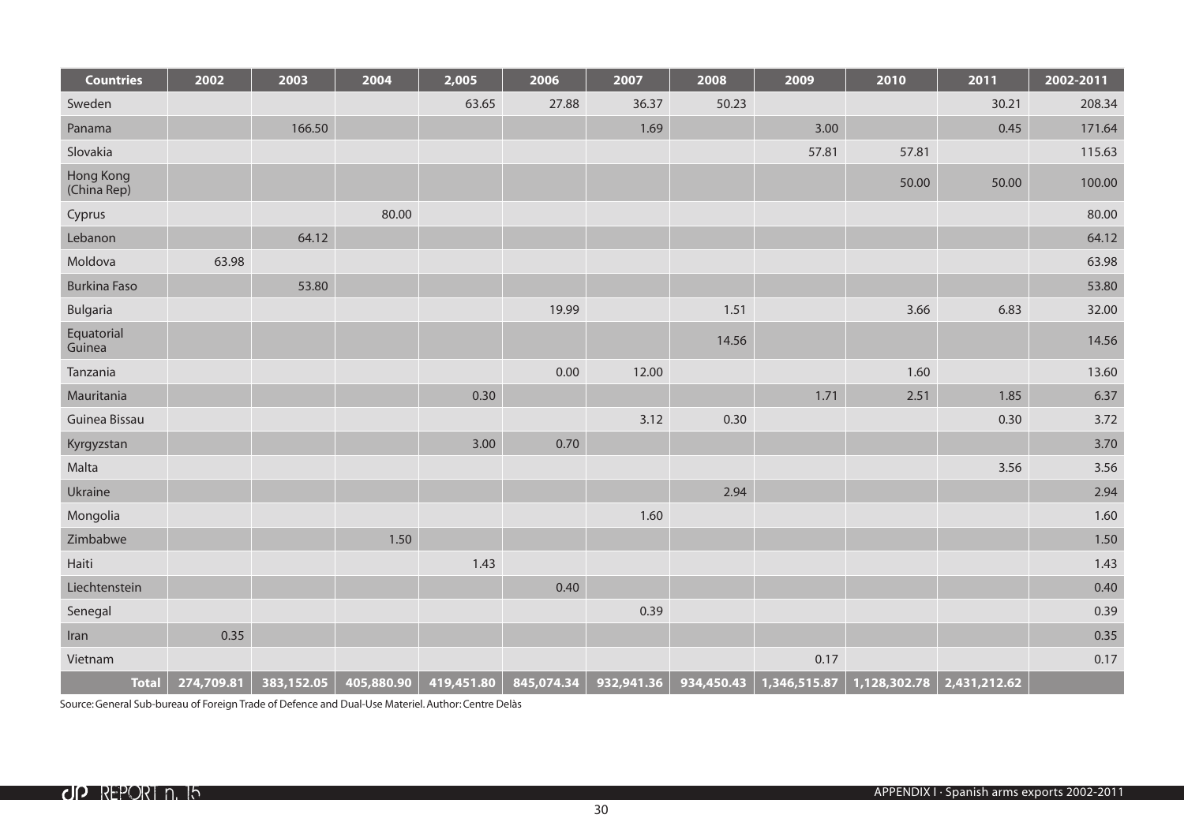| Countries | 2002 | 2003 | 2004 | 2,005 | 2006 | 2007 | 2008 | 2009 | 2010 | 2011 | 2002-2011 |
|---|---|---|---|---|---|---|---|---|---|---|---|
| Sweden | | | | 63.65 | 27.88 | 36.37 | 50.23 | | | 30.21 | 208.34 |
| Panama | | 166.50 | | | | 1.69 | | 3.00 | | 0.45 | 171.64 |
| Slovakia | | | | | | | | 57.81 | 57.81 | | 115.63 |
| Hong Kong (China Rep) | | | | | | | | | 50.00 | 50.00 | 100.00 |
| Cyprus | | | 80.00 | | | | | | | | 80.00 |
| Lebanon | | 64.12 | | | | | | | | | 64.12 |
| Moldova | 63.98 | | | | | | | | | | 63.98 |
| Burkina Faso | | 53.80 | | | | | | | | | 53.80 |
| Bulgaria | | | | | 19.99 | | 1.51 | | 3.66 | 6.83 | 32.00 |
| Equatorial Guinea | | | | | | | 14.56 | | | | 14.56 |
| Tanzania | | | | | 0.00 | 12.00 | | | 1.60 | | 13.60 |
| Mauritania | | | | 0.30 | | | | 1.71 | 2.51 | 1.85 | 6.37 |
| Guinea Bissau | | | | | | 3.12 | 0.30 | | | 0.30 | 3.72 |
| Kyrgyzstan | | | | 3.00 | 0.70 | | | | | | 3.70 |
| Malta | | | | | | | | | | 3.56 | 3.56 |
| Ukraine | | | | | | | 2.94 | | | | 2.94 |
| Mongolia | | | | | | 1.60 | | | | | 1.60 |
| Zimbabwe | | | 1.50 | | | | | | | | 1.50 |
| Haiti | | | | 1.43 | | | | | | | 1.43 |
| Liechtenstein | | | | | 0.40 | | | | | | 0.40 |
| Senegal | | | | | | 0.39 | | | | | 0.39 |
| Iran | 0.35 | | | | | | | | | | 0.35 |
| Vietnam | | | | | | | | 0.17 | | | 0.17 |
| **Total** | **274,709.81** | **383,152.05** | **405,880.90** | **419,451.80** | **845,074.34** | **932,941.36** | **934,450.43** | **1,346,515.87** | **1,128,302.78** | **2,431,212.62** | |

Source: General Sub-bureau of Foreign Trade of Defence and Dual-Use Materiel. Author: Centre Delàs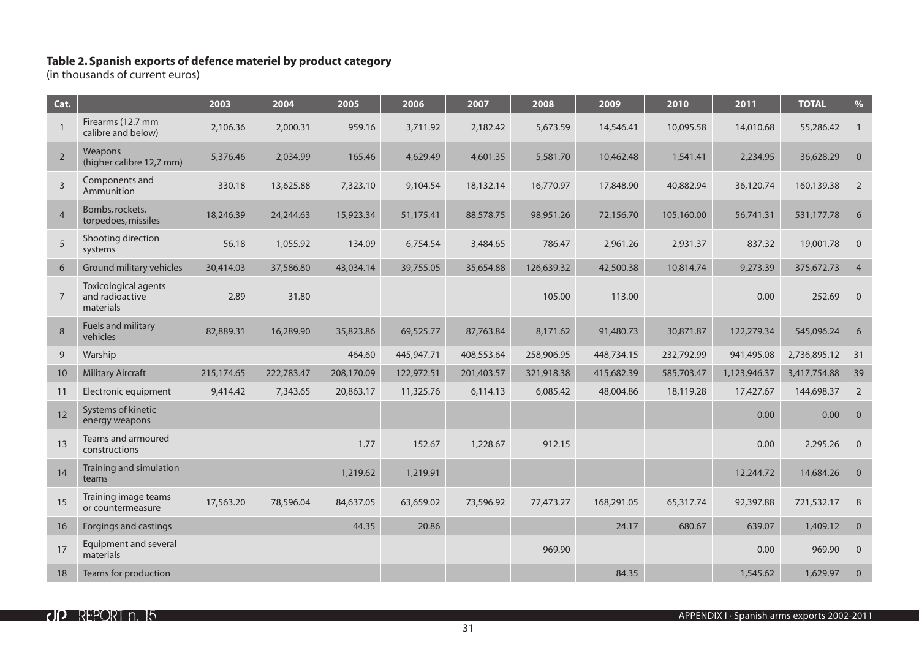**Table 2. Spanish exports of defence materiel by product category**
(in thousands of current euros)

| Cat. | | 2003 | 2004 | 2005 | 2006 | 2007 | 2008 | 2009 | 2010 | 2011 | TOTAL | % |
|---|---|---|---|---|---|---|---|---|---|---|---|---|
| 1 | Firearms (12.7 mm calibre and below) | 2,106.36 | 2,000.31 | 959.16 | 3,711.92 | 2,182.42 | 5,673.59 | 14,546.41 | 10,095.58 | 14,010.68 | 55,286.42 | 1 |
| 2 | Weapons (higher calibre 12,7 mm) | 5,376.46 | 2,034.99 | 165.46 | 4,629.49 | 4,601.35 | 5,581.70 | 10,462.48 | 1,541.41 | 2,234.95 | 36,628.29 | 0 |
| 3 | Components and Ammunition | 330.18 | 13,625.88 | 7,323.10 | 9,104.54 | 18,132.14 | 16,770.97 | 17,848.90 | 40,882.94 | 36,120.74 | 160,139.38 | 2 |
| 4 | Bombs, rockets, torpedoes, missiles | 18,246.39 | 24,244.63 | 15,923.34 | 51,175.41 | 88,578.75 | 98,951.26 | 72,156.70 | 105,160.00 | 56,741.31 | 531,177.78 | 6 |
| 5 | Shooting direction systems | 56.18 | 1,055.92 | 134.09 | 6,754.54 | 3,484.65 | 786.47 | 2,961.26 | 2,931.37 | 837.32 | 19,001.78 | 0 |
| 6 | Ground military vehicles | 30,414.03 | 37,586.80 | 43,034.14 | 39,755.05 | 35,654.88 | 126,639.32 | 42,500.38 | 10,814.74 | 9,273.39 | 375,672.73 | 4 |
| 7 | Toxicological agents and radioactive materials | 2.89 | 31.80 | | | | 105.00 | 113.00 | | 0.00 | 252.69 | 0 |
| 8 | Fuels and military vehicles | 82,889.31 | 16,289.90 | 35,823.86 | 69,525.77 | 87,763.84 | 8,171.62 | 91,480.73 | 30,871.87 | 122,279.34 | 545,096.24 | 6 |
| 9 | Warship | | | 464.60 | 445,947.71 | 408,553.64 | 258,906.95 | 448,734.15 | 232,792.99 | 941,495.08 | 2,736,895.12 | 31 |
| 10 | Military Aircraft | 215,174.65 | 222,783.47 | 208,170.09 | 122,972.51 | 201,403.57 | 321,918.38 | 415,682.39 | 585,703.47 | 1,123,946.37 | 3,417,754.88 | 39 |
| 11 | Electronic equipment | 9,414.42 | 7,343.65 | 20,863.17 | 11,325.76 | 6,114.13 | 6,085.42 | 48,004.86 | 18,119.28 | 17,427.67 | 144,698.37 | 2 |
| 12 | Systems of kinetic energy weapons | | | | | | | | | 0.00 | 0.00 | 0 |
| 13 | Teams and armoured constructions | | | 1.77 | 152.67 | 1,228.67 | 912.15 | | | 0.00 | 2,295.26 | 0 |
| 14 | Training and simulation teams | | | 1,219.62 | 1,219.91 | | | | | 12,244.72 | 14,684.26 | 0 |
| 15 | Training image teams or countermeasure | 17,563.20 | 78,596.04 | 84,637.05 | 63,659.02 | 73,596.92 | 77,473.27 | 168,291.05 | 65,317.74 | 92,397.88 | 721,532.17 | 8 |
| 16 | Forgings and castings | | | 44.35 | 20.86 | | | 24.17 | 680.67 | 639.07 | 1,409.12 | 0 |
| 17 | Equipment and several materials | | | | | | 969.90 | | | 0.00 | 969.90 | 0 |
| 18 | Teams for production | | | | | | | 84.35 | | 1,545.62 | 1,629.97 | 0 |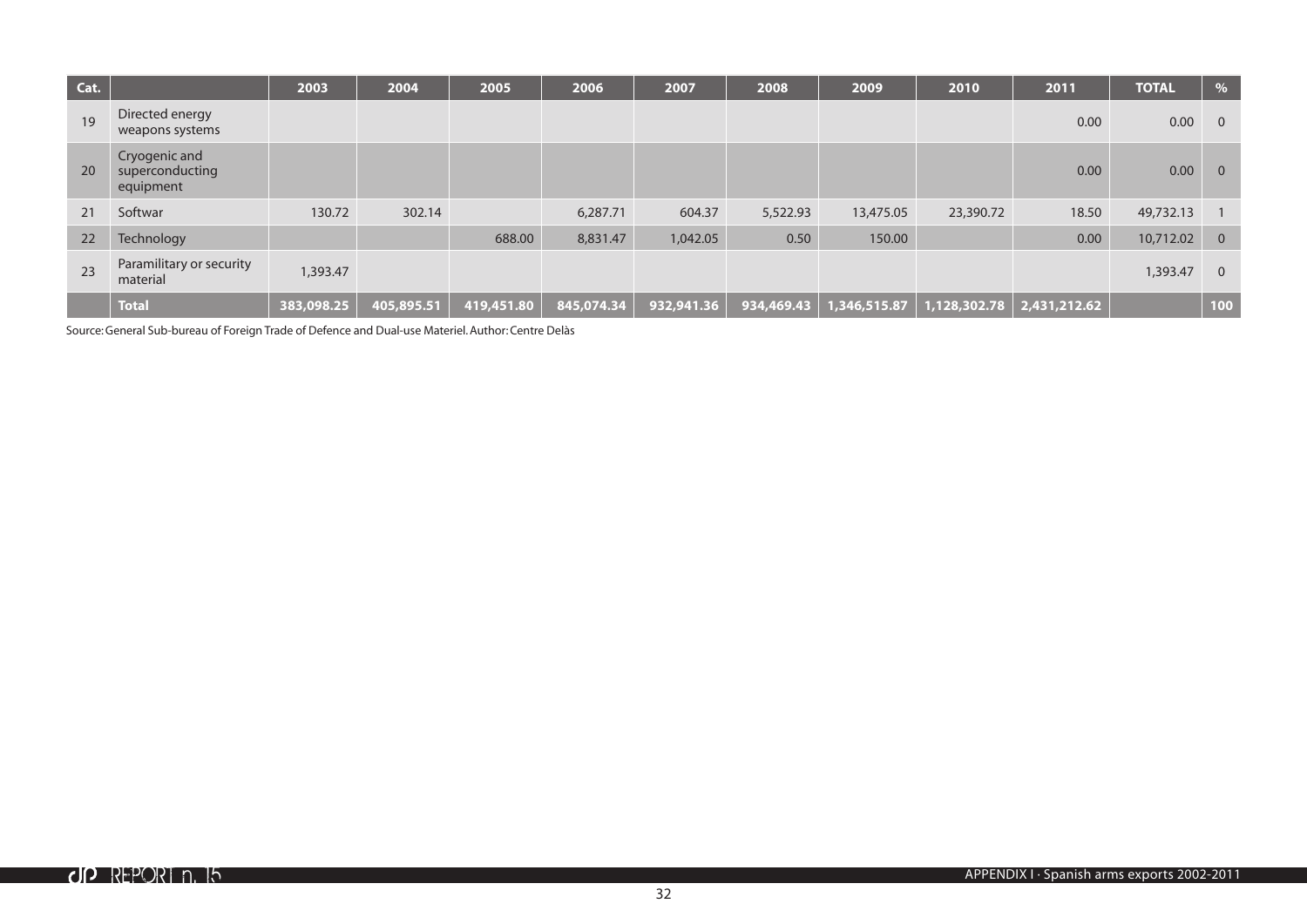| Cat. | | 2003 | 2004 | 2005 | 2006 | 2007 | 2008 | 2009 | 2010 | 2011 | TOTAL | % |
|---|---|---|---|---|---|---|---|---|---|---|---|---|
| 19 | Directed energy weapons systems | | | | | | | | | 0.00 | 0.00 | 0 |
| 20 | Cryogenic and superconducting equipment | | | | | | | | | 0.00 | 0.00 | 0 |
| 21 | Softwar | 130.72 | 302.14 | | 6,287.71 | 604.37 | 5,522.93 | 13,475.05 | 23,390.72 | 18.50 | 49,732.13 | 1 |
| 22 | Technology | | | 688.00 | 8,831.47 | 1,042.05 | 0.50 | 150.00 | | 0.00 | 10,712.02 | 0 |
| 23 | Paramilitary or security material | 1,393.47 | | | | | | | | | 1,393.47 | 0 |
| | **Total** | **383,098.25** | **405,895.51** | **419,451.80** | **845,074.34** | **932,941.36** | **934,469.43** | **1,346,515.87** | **1,128,302.78** | **2,431,212.62** | | **100** |

Source: General Sub-bureau of Foreign Trade of Defence and Dual-use Materiel. Author: Centre Delàs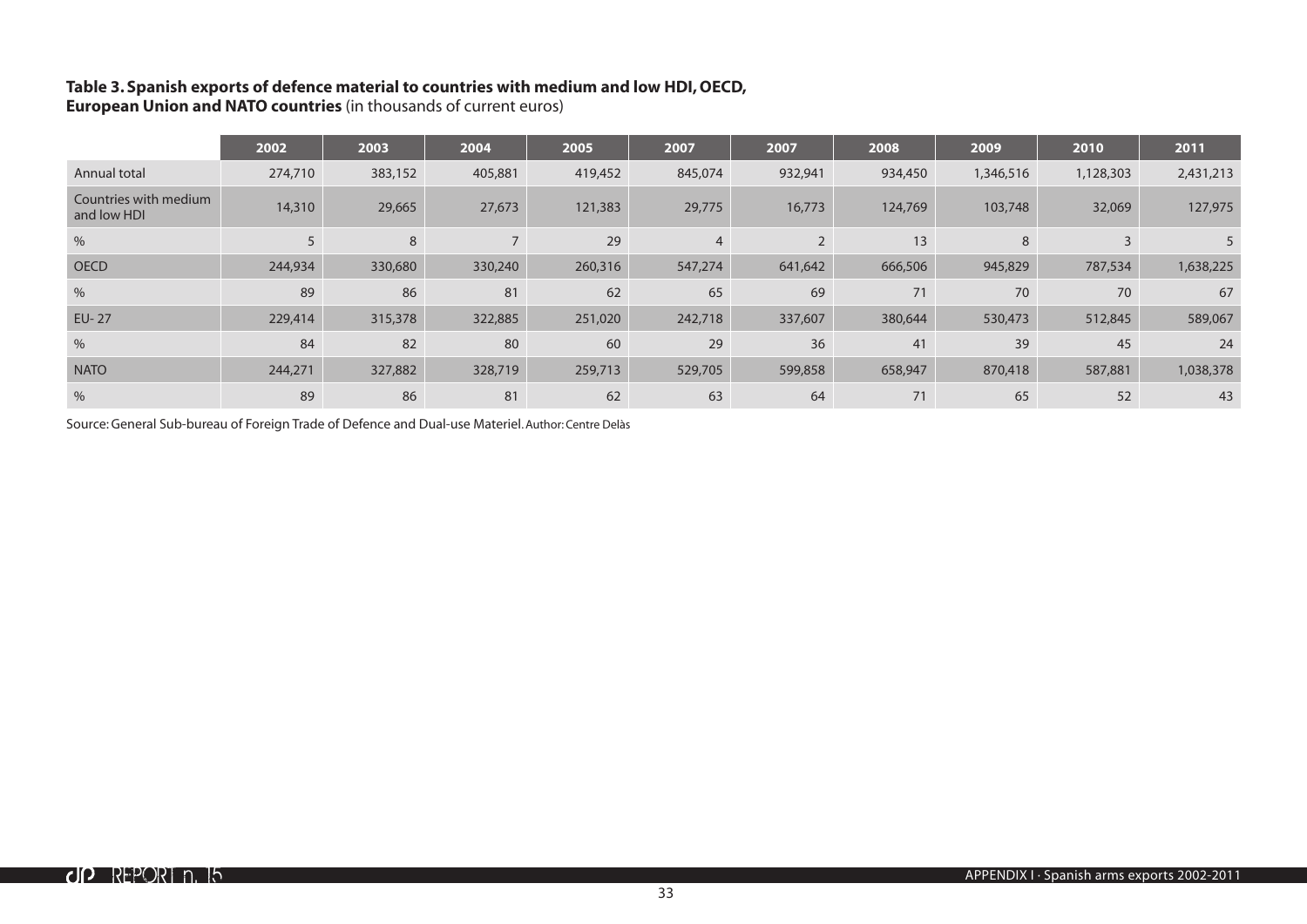**Table 3. Spanish exports of defence material to countries with medium and low HDI, OECD, European Union and NATO countries** (in thousands of current euros)

| | 2002 | 2003 | 2004 | 2005 | 2007 | 2007 | 2008 | 2009 | 2010 | 2011 |
|---|---|---|---|---|---|---|---|---|---|---|
| Annual total | 274,710 | 383,152 | 405,881 | 419,452 | 845,074 | 932,941 | 934,450 | 1,346,516 | 1,128,303 | 2,431,213 |
| Countries with medium and low HDI | 14,310 | 29,665 | 27,673 | 121,383 | 29,775 | 16,773 | 124,769 | 103,748 | 32,069 | 127,975 |
| % | 5 | 8 | 7 | 29 | 4 | 2 | 13 | 8 | 3 | 5 |
| OECD | 244,934 | 330,680 | 330,240 | 260,316 | 547,274 | 641,642 | 666,506 | 945,829 | 787,534 | 1,638,225 |
| % | 89 | 86 | 81 | 62 | 65 | 69 | 71 | 70 | 70 | 67 |
| EU- 27 | 229,414 | 315,378 | 322,885 | 251,020 | 242,718 | 337,607 | 380,644 | 530,473 | 512,845 | 589,067 |
| % | 84 | 82 | 80 | 60 | 29 | 36 | 41 | 39 | 45 | 24 |
| NATO | 244,271 | 327,882 | 328,719 | 259,713 | 529,705 | 599,858 | 658,947 | 870,418 | 587,881 | 1,038,378 |
| % | 89 | 86 | 81 | 62 | 63 | 64 | 71 | 65 | 52 | 43 |

Source: General Sub-bureau of Foreign Trade of Defence and Dual-use Materiel. Author: Centre Delàs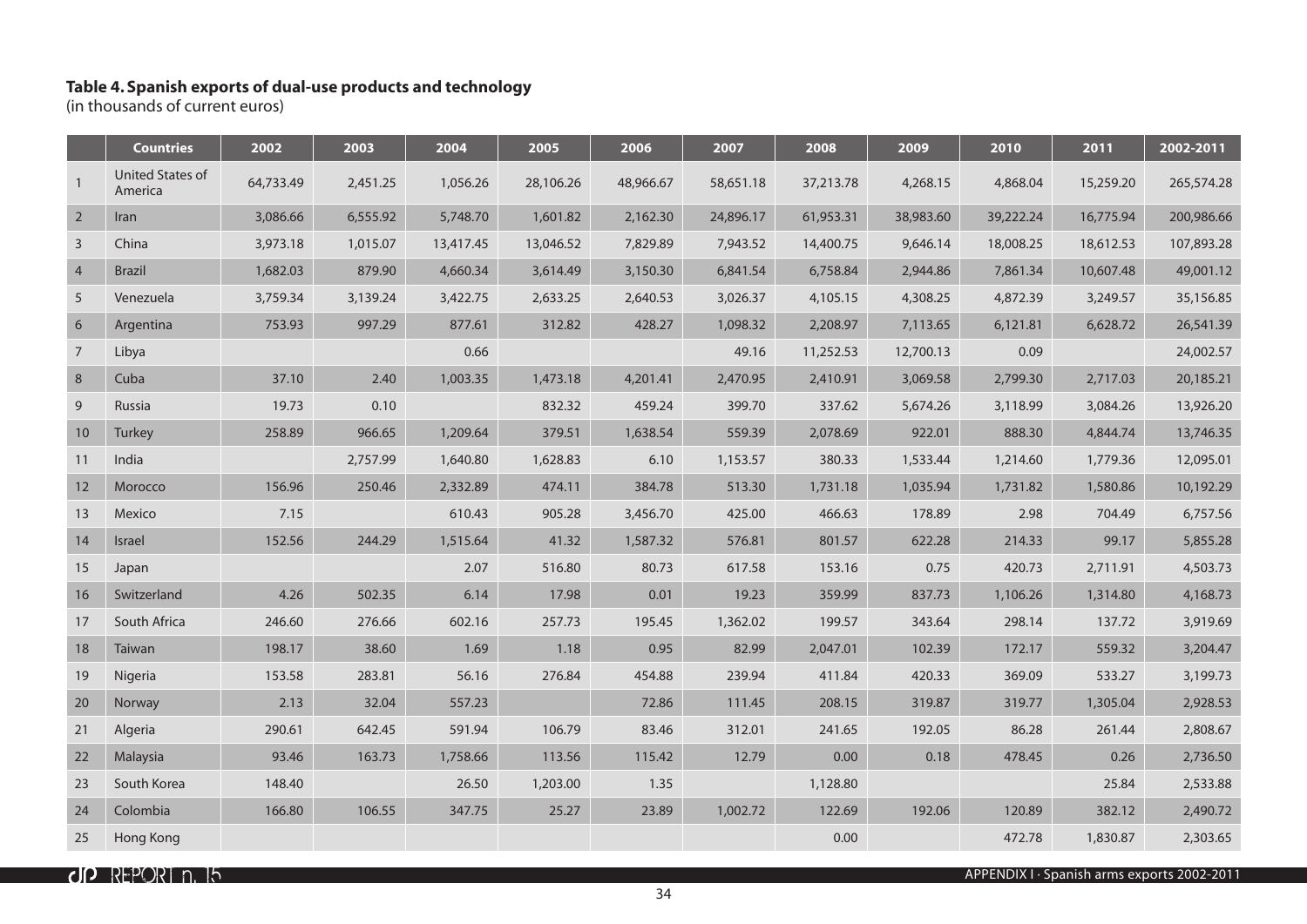**Table 4. Spanish exports of dual-use products and technology**
(in thousands of current euros)

| | Countries | 2002 | 2003 | 2004 | 2005 | 2006 | 2007 | 2008 | 2009 | 2010 | 2011 | 2002-2011 |
|---|---|---|---|---|---|---|---|---|---|---|---|---|
| 1 | United States of America | 64,733.49 | 2,451.25 | 1,056.26 | 28,106.26 | 48,966.67 | 58,651.18 | 37,213.78 | 4,268.15 | 4,868.04 | 15,259.20 | 265,574.28 |
| 2 | Iran | 3,086.66 | 6,555.92 | 5,748.70 | 1,601.82 | 2,162.30 | 24,896.17 | 61,953.31 | 38,983.60 | 39,222.24 | 16,775.94 | 200,986.66 |
| 3 | China | 3,973.18 | 1,015.07 | 13,417.45 | 13,046.52 | 7,829.89 | 7,943.52 | 14,400.75 | 9,646.14 | 18,008.25 | 18,612.53 | 107,893.28 |
| 4 | Brazil | 1,682.03 | 879.90 | 4,660.34 | 3,614.49 | 3,150.30 | 6,841.54 | 6,758.84 | 2,944.86 | 7,861.34 | 10,607.48 | 49,001.12 |
| 5 | Venezuela | 3,759.34 | 3,139.24 | 3,422.75 | 2,633.25 | 2,640.53 | 3,026.37 | 4,105.15 | 4,308.25 | 4,872.39 | 3,249.57 | 35,156.85 |
| 6 | Argentina | 753.93 | 997.29 | 877.61 | 312.82 | 428.27 | 1,098.32 | 2,208.97 | 7,113.65 | 6,121.81 | 6,628.72 | 26,541.39 |
| 7 | Libya | | | 0.66 | | | 49.16 | 11,252.53 | 12,700.13 | 0.09 | | 24,002.57 |
| 8 | Cuba | 37.10 | 2.40 | 1,003.35 | 1,473.18 | 4,201.41 | 2,470.95 | 2,410.91 | 3,069.58 | 2,799.30 | 2,717.03 | 20,185.21 |
| 9 | Russia | 19.73 | 0.10 | | 832.32 | 459.24 | 399.70 | 337.62 | 5,674.26 | 3,118.99 | 3,084.26 | 13,926.20 |
| 10 | Turkey | 258.89 | 966.65 | 1,209.64 | 379.51 | 1,638.54 | 559.39 | 2,078.69 | 922.01 | 888.30 | 4,844.74 | 13,746.35 |
| 11 | India | | 2,757.99 | 1,640.80 | 1,628.83 | 6.10 | 1,153.57 | 380.33 | 1,533.44 | 1,214.60 | 1,779.36 | 12,095.01 |
| 12 | Morocco | 156.96 | 250.46 | 2,332.89 | 474.11 | 384.78 | 513.30 | 1,731.18 | 1,035.94 | 1,731.82 | 1,580.86 | 10,192.29 |
| 13 | Mexico | 7.15 | | 610.43 | 905.28 | 3,456.70 | 425.00 | 466.63 | 178.89 | 2.98 | 704.49 | 6,757.56 |
| 14 | Israel | 152.56 | 244.29 | 1,515.64 | 41.32 | 1,587.32 | 576.81 | 801.57 | 622.28 | 214.33 | 99.17 | 5,855.28 |
| 15 | Japan | | | 2.07 | 516.80 | 80.73 | 617.58 | 153.16 | 0.75 | 420.73 | 2,711.91 | 4,503.73 |
| 16 | Switzerland | 4.26 | 502.35 | 6.14 | 17.98 | 0.01 | 19.23 | 359.99 | 837.73 | 1,106.26 | 1,314.80 | 4,168.73 |
| 17 | South Africa | 246.60 | 276.66 | 602.16 | 257.73 | 195.45 | 1,362.02 | 199.57 | 343.64 | 298.14 | 137.72 | 3,919.69 |
| 18 | Taiwan | 198.17 | 38.60 | 1.69 | 1.18 | 0.95 | 82.99 | 2,047.01 | 102.39 | 172.17 | 559.32 | 3,204.47 |
| 19 | Nigeria | 153.58 | 283.81 | 56.16 | 276.84 | 454.88 | 239.94 | 411.84 | 420.33 | 369.09 | 533.27 | 3,199.73 |
| 20 | Norway | 2.13 | 32.04 | 557.23 | | 72.86 | 111.45 | 208.15 | 319.87 | 319.77 | 1,305.04 | 2,928.53 |
| 21 | Algeria | 290.61 | 642.45 | 591.94 | 106.79 | 83.46 | 312.01 | 241.65 | 192.05 | 86.28 | 261.44 | 2,808.67 |
| 22 | Malaysia | 93.46 | 163.73 | 1,758.66 | 113.56 | 115.42 | 12.79 | 0.00 | 0.18 | 478.45 | 0.26 | 2,736.50 |
| 23 | South Korea | 148.40 | | 26.50 | 1,203.00 | 1.35 | | 1,128.80 | | | 25.84 | 2,533.88 |
| 24 | Colombia | 166.80 | 106.55 | 347.75 | 25.27 | 23.89 | 1,002.72 | 122.69 | 192.06 | 120.89 | 382.12 | 2,490.72 |
| 25 | Hong Kong | | | | | | | 0.00 | | 472.78 | 1,830.87 | 2,303.65 |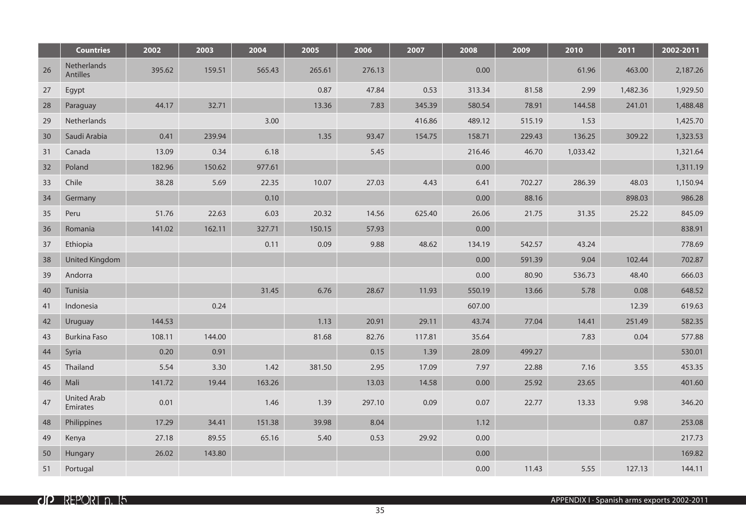| | Countries | 2002 | 2003 | 2004 | 2005 | 2006 | 2007 | 2008 | 2009 | 2010 | 2011 | 2002-2011 |
|---|---|---|---|---|---|---|---|---|---|---|---|---|
| 26 | Netherlands Antilles | 395.62 | 159.51 | 565.43 | 265.61 | 276.13 | | 0.00 | | 61.96 | 463.00 | 2,187.26 |
| 27 | Egypt | | | | 0.87 | 47.84 | 0.53 | 313.34 | 81.58 | 2.99 | 1,482.36 | 1,929.50 |
| 28 | Paraguay | 44.17 | 32.71 | | 13.36 | 7.83 | 345.39 | 580.54 | 78.91 | 144.58 | 241.01 | 1,488.48 |
| 29 | Netherlands | | | 3.00 | | | 416.86 | 489.12 | 515.19 | 1.53 | | 1,425.70 |
| 30 | Saudi Arabia | 0.41 | 239.94 | | 1.35 | 93.47 | 154.75 | 158.71 | 229.43 | 136.25 | 309.22 | 1,323.53 |
| 31 | Canada | 13.09 | 0.34 | 6.18 | | 5.45 | | 216.46 | 46.70 | 1,033.42 | | 1,321.64 |
| 32 | Poland | 182.96 | 150.62 | 977.61 | | | | 0.00 | | | | 1,311.19 |
| 33 | Chile | 38.28 | 5.69 | 22.35 | 10.07 | 27.03 | 4.43 | 6.41 | 702.27 | 286.39 | 48.03 | 1,150.94 |
| 34 | Germany | | | 0.10 | | | | 0.00 | 88.16 | | 898.03 | 986.28 |
| 35 | Peru | 51.76 | 22.63 | 6.03 | 20.32 | 14.56 | 625.40 | 26.06 | 21.75 | 31.35 | 25.22 | 845.09 |
| 36 | Romania | 141.02 | 162.11 | 327.71 | 150.15 | 57.93 | | 0.00 | | | | 838.91 |
| 37 | Ethiopia | | | 0.11 | 0.09 | 9.88 | 48.62 | 134.19 | 542.57 | 43.24 | | 778.69 |
| 38 | United Kingdom | | | | | | | 0.00 | 591.39 | 9.04 | 102.44 | 702.87 |
| 39 | Andorra | | | | | | | 0.00 | 80.90 | 536.73 | 48.40 | 666.03 |
| 40 | Tunisia | | | 31.45 | 6.76 | 28.67 | 11.93 | 550.19 | 13.66 | 5.78 | 0.08 | 648.52 |
| 41 | Indonesia | | 0.24 | | | | | 607.00 | | | 12.39 | 619.63 |
| 42 | Uruguay | 144.53 | | | 1.13 | 20.91 | 29.11 | 43.74 | 77.04 | 14.41 | 251.49 | 582.35 |
| 43 | Burkina Faso | 108.11 | 144.00 | | 81.68 | 82.76 | 117.81 | 35.64 | | 7.83 | 0.04 | 577.88 |
| 44 | Syria | 0.20 | 0.91 | | | 0.15 | 1.39 | 28.09 | 499.27 | | | 530.01 |
| 45 | Thailand | 5.54 | 3.30 | 1.42 | 381.50 | 2.95 | 17.09 | 7.97 | 22.88 | 7.16 | 3.55 | 453.35 |
| 46 | Mali | 141.72 | 19.44 | 163.26 | | 13.03 | 14.58 | 0.00 | 25.92 | 23.65 | | 401.60 |
| 47 | United Arab Emirates | 0.01 | | 1.46 | 1.39 | 297.10 | 0.09 | 0.07 | 22.77 | 13.33 | 9.98 | 346.20 |
| 48 | Philippines | 17.29 | 34.41 | 151.38 | 39.98 | 8.04 | | 1.12 | | | 0.87 | 253.08 |
| 49 | Kenya | 27.18 | 89.55 | 65.16 | 5.40 | 0.53 | 29.92 | 0.00 | | | | 217.73 |
| 50 | Hungary | 26.02 | 143.80 | | | | | 0.00 | | | | 169.82 |
| 51 | Portugal | | | | | | | 0.00 | 11.43 | 5.55 | 127.13 | 144.11 |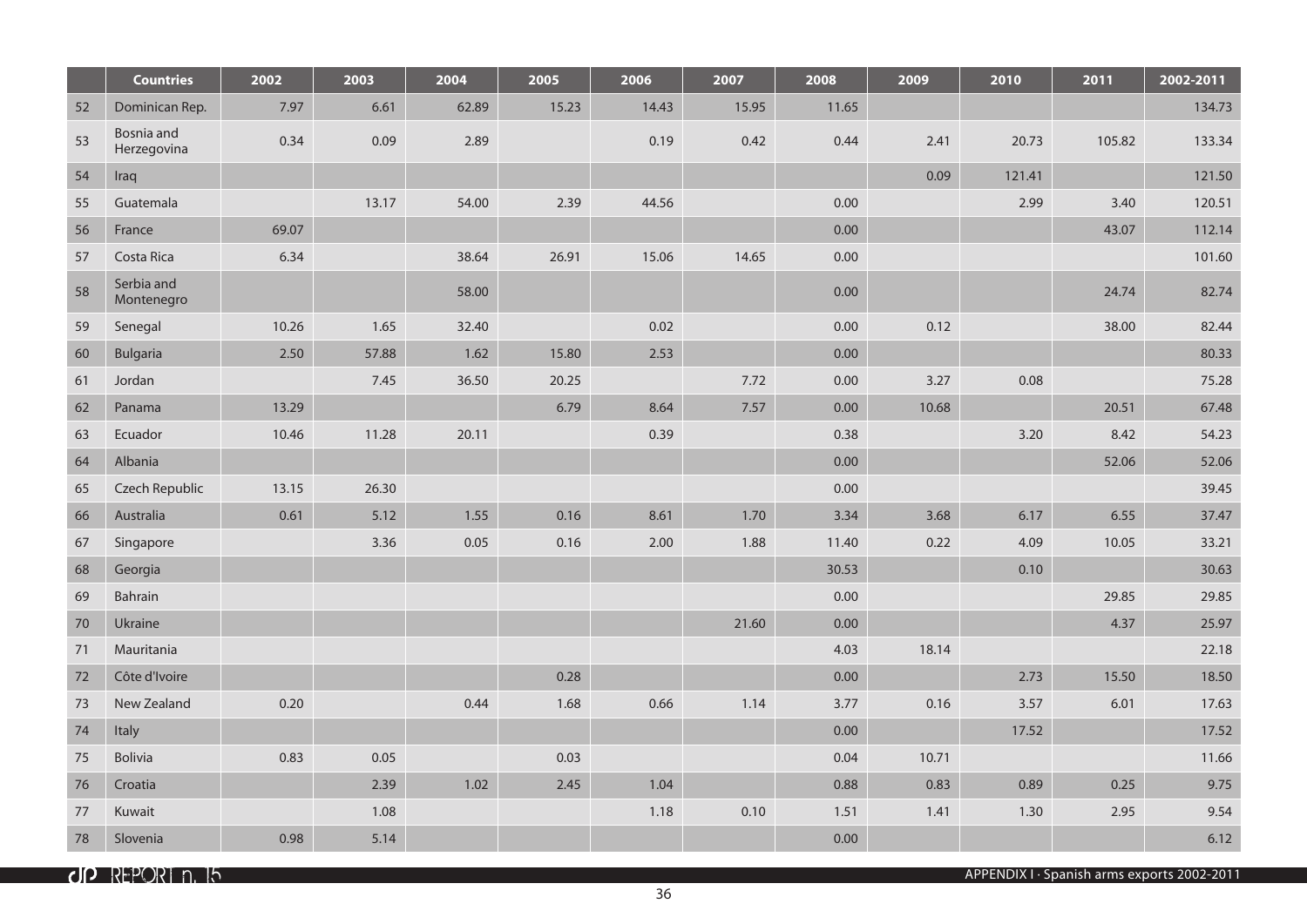|  | Countries | 2002 | 2003 | 2004 | 2005 | 2006 | 2007 | 2008 | 2009 | 2010 | 2011 | 2002-2011 |
|---|---|---|---|---|---|---|---|---|---|---|---|---|
| 52 | Dominican Rep. | 7.97 | 6.61 | 62.89 | 15.23 | 14.43 | 15.95 | 11.65 |  |  |  | 134.73 |
| 53 | Bosnia and Herzegovina | 0.34 | 0.09 | 2.89 |  | 0.19 | 0.42 | 0.44 | 2.41 | 20.73 | 105.82 | 133.34 |
| 54 | Iraq |  |  |  |  |  |  |  | 0.09 | 121.41 |  | 121.50 |
| 55 | Guatemala |  | 13.17 | 54.00 | 2.39 | 44.56 |  | 0.00 |  | 2.99 | 3.40 | 120.51 |
| 56 | France | 69.07 |  |  |  |  |  | 0.00 |  |  | 43.07 | 112.14 |
| 57 | Costa Rica | 6.34 |  | 38.64 | 26.91 | 15.06 | 14.65 | 0.00 |  |  |  | 101.60 |
| 58 | Serbia and Montenegro |  |  | 58.00 |  |  |  | 0.00 |  |  | 24.74 | 82.74 |
| 59 | Senegal | 10.26 | 1.65 | 32.40 |  | 0.02 |  | 0.00 | 0.12 |  | 38.00 | 82.44 |
| 60 | Bulgaria | 2.50 | 57.88 | 1.62 | 15.80 | 2.53 |  | 0.00 |  |  |  | 80.33 |
| 61 | Jordan |  | 7.45 | 36.50 | 20.25 |  | 7.72 | 0.00 | 3.27 | 0.08 |  | 75.28 |
| 62 | Panama | 13.29 |  |  | 6.79 | 8.64 | 7.57 | 0.00 | 10.68 |  | 20.51 | 67.48 |
| 63 | Ecuador | 10.46 | 11.28 | 20.11 |  | 0.39 |  | 0.38 |  | 3.20 | 8.42 | 54.23 |
| 64 | Albania |  |  |  |  |  |  | 0.00 |  |  | 52.06 | 52.06 |
| 65 | Czech Republic | 13.15 | 26.30 |  |  |  |  | 0.00 |  |  |  | 39.45 |
| 66 | Australia | 0.61 | 5.12 | 1.55 | 0.16 | 8.61 | 1.70 | 3.34 | 3.68 | 6.17 | 6.55 | 37.47 |
| 67 | Singapore |  | 3.36 | 0.05 | 0.16 | 2.00 | 1.88 | 11.40 | 0.22 | 4.09 | 10.05 | 33.21 |
| 68 | Georgia |  |  |  |  |  |  | 30.53 |  | 0.10 |  | 30.63 |
| 69 | Bahrain |  |  |  |  |  |  | 0.00 |  |  | 29.85 | 29.85 |
| 70 | Ukraine |  |  |  |  |  | 21.60 | 0.00 |  |  | 4.37 | 25.97 |
| 71 | Mauritania |  |  |  |  |  |  | 4.03 | 18.14 |  |  | 22.18 |
| 72 | Côte d'Ivoire |  |  |  | 0.28 |  |  | 0.00 |  | 2.73 | 15.50 | 18.50 |
| 73 | New Zealand | 0.20 |  | 0.44 | 1.68 | 0.66 | 1.14 | 3.77 | 0.16 | 3.57 | 6.01 | 17.63 |
| 74 | Italy |  |  |  |  |  |  | 0.00 |  | 17.52 |  | 17.52 |
| 75 | Bolivia | 0.83 | 0.05 |  | 0.03 |  |  | 0.04 | 10.71 |  |  | 11.66 |
| 76 | Croatia |  | 2.39 | 1.02 | 2.45 | 1.04 |  | 0.88 | 0.83 | 0.89 | 0.25 | 9.75 |
| 77 | Kuwait |  | 1.08 |  |  | 1.18 | 0.10 | 1.51 | 1.41 | 1.30 | 2.95 | 9.54 |
| 78 | Slovenia | 0.98 | 5.14 |  |  |  |  | 0.00 |  |  |  | 6.12 |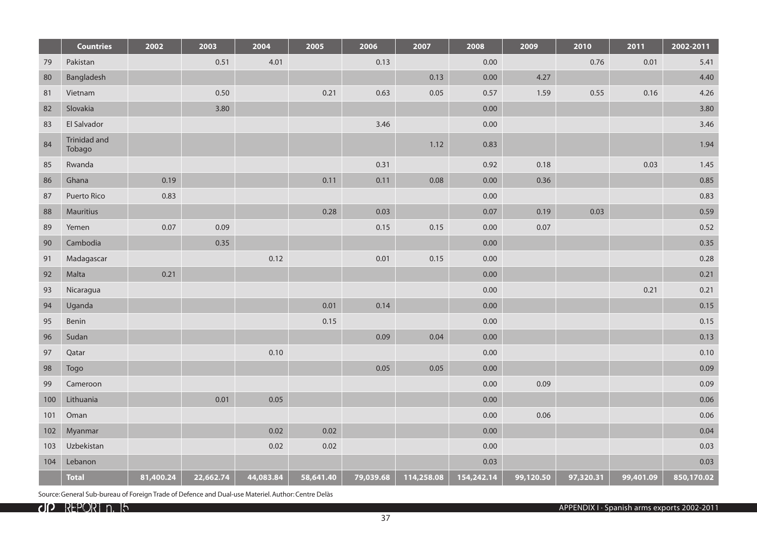| | Countries | 2002 | 2003 | 2004 | 2005 | 2006 | 2007 | 2008 | 2009 | 2010 | 2011 | 2002-2011 |
|---|---|---|---|---|---|---|---|---|---|---|---|---|
| 79 | Pakistan | | 0.51 | 4.01 | | 0.13 | | 0.00 | | 0.76 | 0.01 | 5.41 |
| 80 | Bangladesh | | | | | | 0.13 | 0.00 | 4.27 | | | 4.40 |
| 81 | Vietnam | | 0.50 | | 0.21 | 0.63 | 0.05 | 0.57 | 1.59 | 0.55 | 0.16 | 4.26 |
| 82 | Slovakia | | 3.80 | | | | | 0.00 | | | | 3.80 |
| 83 | El Salvador | | | | | 3.46 | | 0.00 | | | | 3.46 |
| 84 | Trinidad and Tobago | | | | | | 1.12 | 0.83 | | | | 1.94 |
| 85 | Rwanda | | | | | 0.31 | | 0.92 | 0.18 | | 0.03 | 1.45 |
| 86 | Ghana | 0.19 | | | 0.11 | 0.11 | 0.08 | 0.00 | 0.36 | | | 0.85 |
| 87 | Puerto Rico | 0.83 | | | | | | 0.00 | | | | 0.83 |
| 88 | Mauritius | | | | 0.28 | 0.03 | | 0.07 | 0.19 | 0.03 | | 0.59 |
| 89 | Yemen | 0.07 | 0.09 | | | 0.15 | 0.15 | 0.00 | 0.07 | | | 0.52 |
| 90 | Cambodia | | 0.35 | | | | | 0.00 | | | | 0.35 |
| 91 | Madagascar | | | 0.12 | | 0.01 | 0.15 | 0.00 | | | | 0.28 |
| 92 | Malta | 0.21 | | | | | | 0.00 | | | | 0.21 |
| 93 | Nicaragua | | | | | | | 0.00 | | | 0.21 | 0.21 |
| 94 | Uganda | | | | 0.01 | 0.14 | | 0.00 | | | | 0.15 |
| 95 | Benin | | | | 0.15 | | | 0.00 | | | | 0.15 |
| 96 | Sudan | | | | | 0.09 | 0.04 | 0.00 | | | | 0.13 |
| 97 | Qatar | | | 0.10 | | | | 0.00 | | | | 0.10 |
| 98 | Togo | | | | | 0.05 | 0.05 | 0.00 | | | | 0.09 |
| 99 | Cameroon | | | | | | | 0.00 | 0.09 | | | 0.09 |
| 100 | Lithuania | | 0.01 | 0.05 | | | | 0.00 | | | | 0.06 |
| 101 | Oman | | | | | | | 0.00 | 0.06 | | | 0.06 |
| 102 | Myanmar | | | 0.02 | 0.02 | | | 0.00 | | | | 0.04 |
| 103 | Uzbekistan | | | 0.02 | 0.02 | | | 0.00 | | | | 0.03 |
| 104 | Lebanon | | | | | | | 0.03 | | | | 0.03 |
| | **Total** | **81,400.24** | **22,662.74** | **44,083.84** | **58,641.40** | **79,039.68** | **114,258.08** | **154,242.14** | **99,120.50** | **97,320.31** | **99,401.09** | **850,170.02** |

Source: General Sub-bureau of Foreign Trade of Defence and Dual-use Materiel. Author: Centre Delàs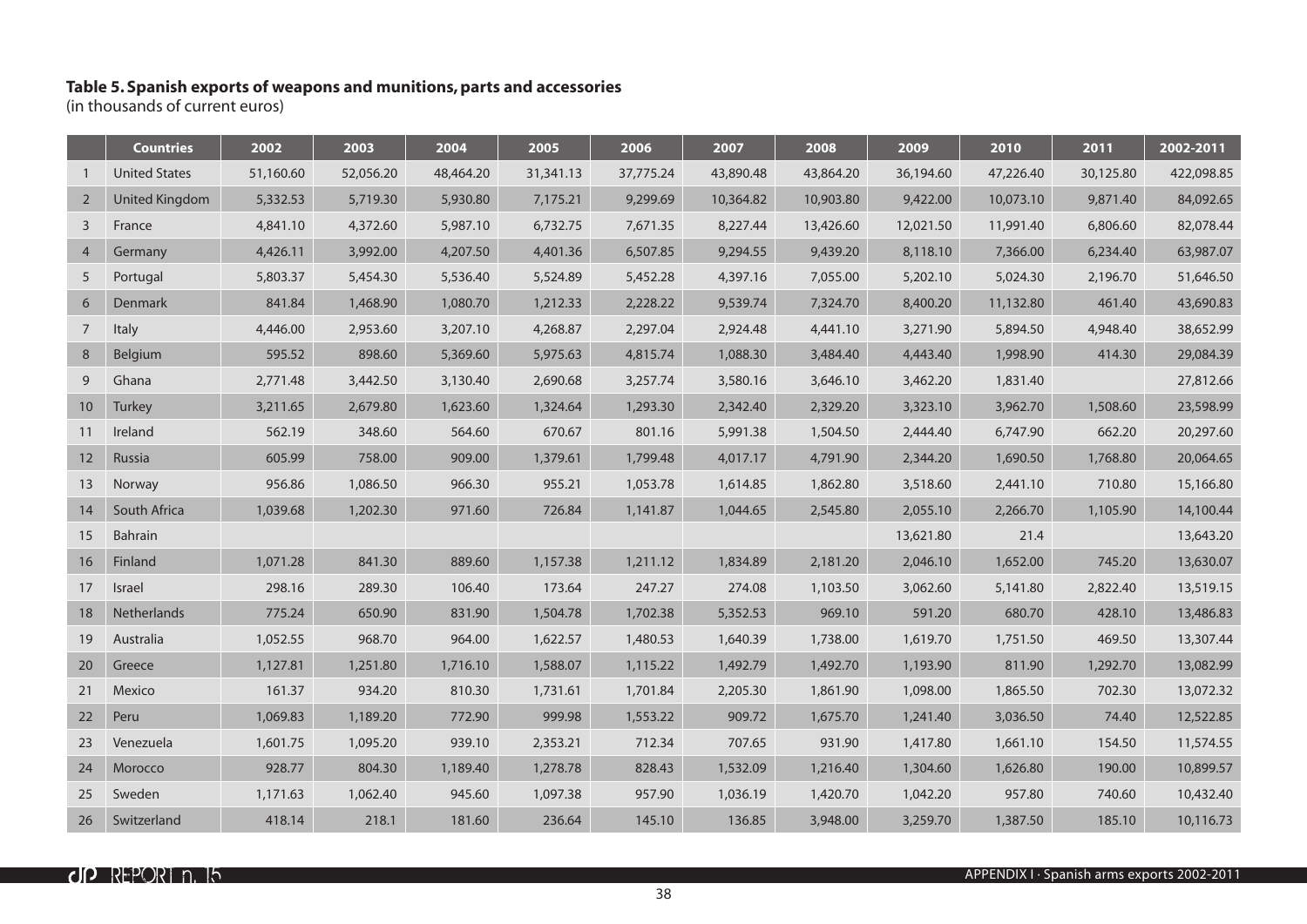**Table 5. Spanish exports of weapons and munitions, parts and accessories**
(in thousands of current euros)

| | Countries | 2002 | 2003 | 2004 | 2005 | 2006 | 2007 | 2008 | 2009 | 2010 | 2011 | 2002-2011 |
|---|---|---|---|---|---|---|---|---|---|---|---|---|
| 1 | United States | 51,160.60 | 52,056.20 | 48,464.20 | 31,341.13 | 37,775.24 | 43,890.48 | 43,864.20 | 36,194.60 | 47,226.40 | 30,125.80 | 422,098.85 |
| 2 | United Kingdom | 5,332.53 | 5,719.30 | 5,930.80 | 7,175.21 | 9,299.69 | 10,364.82 | 10,903.80 | 9,422.00 | 10,073.10 | 9,871.40 | 84,092.65 |
| 3 | France | 4,841.10 | 4,372.60 | 5,987.10 | 6,732.75 | 7,671.35 | 8,227.44 | 13,426.60 | 12,021.50 | 11,991.40 | 6,806.60 | 82,078.44 |
| 4 | Germany | 4,426.11 | 3,992.00 | 4,207.50 | 4,401.36 | 6,507.85 | 9,294.55 | 9,439.20 | 8,118.10 | 7,366.00 | 6,234.40 | 63,987.07 |
| 5 | Portugal | 5,803.37 | 5,454.30 | 5,536.40 | 5,524.89 | 5,452.28 | 4,397.16 | 7,055.00 | 5,202.10 | 5,024.30 | 2,196.70 | 51,646.50 |
| 6 | Denmark | 841.84 | 1,468.90 | 1,080.70 | 1,212.33 | 2,228.22 | 9,539.74 | 7,324.70 | 8,400.20 | 11,132.80 | 461.40 | 43,690.83 |
| 7 | Italy | 4,446.00 | 2,953.60 | 3,207.10 | 4,268.87 | 2,297.04 | 2,924.48 | 4,441.10 | 3,271.90 | 5,894.50 | 4,948.40 | 38,652.99 |
| 8 | Belgium | 595.52 | 898.60 | 5,369.60 | 5,975.63 | 4,815.74 | 1,088.30 | 3,484.40 | 4,443.40 | 1,998.90 | 414.30 | 29,084.39 |
| 9 | Ghana | 2,771.48 | 3,442.50 | 3,130.40 | 2,690.68 | 3,257.74 | 3,580.16 | 3,646.10 | 3,462.20 | 1,831.40 | | 27,812.66 |
| 10 | Turkey | 3,211.65 | 2,679.80 | 1,623.60 | 1,324.64 | 1,293.30 | 2,342.40 | 2,329.20 | 3,323.10 | 3,962.70 | 1,508.60 | 23,598.99 |
| 11 | Ireland | 562.19 | 348.60 | 564.60 | 670.67 | 801.16 | 5,991.38 | 1,504.50 | 2,444.40 | 6,747.90 | 662.20 | 20,297.60 |
| 12 | Russia | 605.99 | 758.00 | 909.00 | 1,379.61 | 1,799.48 | 4,017.17 | 4,791.90 | 2,344.20 | 1,690.50 | 1,768.80 | 20,064.65 |
| 13 | Norway | 956.86 | 1,086.50 | 966.30 | 955.21 | 1,053.78 | 1,614.85 | 1,862.80 | 3,518.60 | 2,441.10 | 710.80 | 15,166.80 |
| 14 | South Africa | 1,039.68 | 1,202.30 | 971.60 | 726.84 | 1,141.87 | 1,044.65 | 2,545.80 | 2,055.10 | 2,266.70 | 1,105.90 | 14,100.44 |
| 15 | Bahrain | | | | | | | | 13,621.80 | 21.4 | | 13,643.20 |
| 16 | Finland | 1,071.28 | 841.30 | 889.60 | 1,157.38 | 1,211.12 | 1,834.89 | 2,181.20 | 2,046.10 | 1,652.00 | 745.20 | 13,630.07 |
| 17 | Israel | 298.16 | 289.30 | 106.40 | 173.64 | 247.27 | 274.08 | 1,103.50 | 3,062.60 | 5,141.80 | 2,822.40 | 13,519.15 |
| 18 | Netherlands | 775.24 | 650.90 | 831.90 | 1,504.78 | 1,702.38 | 5,352.53 | 969.10 | 591.20 | 680.70 | 428.10 | 13,486.83 |
| 19 | Australia | 1,052.55 | 968.70 | 964.00 | 1,622.57 | 1,480.53 | 1,640.39 | 1,738.00 | 1,619.70 | 1,751.50 | 469.50 | 13,307.44 |
| 20 | Greece | 1,127.81 | 1,251.80 | 1,716.10 | 1,588.07 | 1,115.22 | 1,492.79 | 1,492.70 | 1,193.90 | 811.90 | 1,292.70 | 13,082.99 |
| 21 | Mexico | 161.37 | 934.20 | 810.30 | 1,731.61 | 1,701.84 | 2,205.30 | 1,861.90 | 1,098.00 | 1,865.50 | 702.30 | 13,072.32 |
| 22 | Peru | 1,069.83 | 1,189.20 | 772.90 | 999.98 | 1,553.22 | 909.72 | 1,675.70 | 1,241.40 | 3,036.50 | 74.40 | 12,522.85 |
| 23 | Venezuela | 1,601.75 | 1,095.20 | 939.10 | 2,353.21 | 712.34 | 707.65 | 931.90 | 1,417.80 | 1,661.10 | 154.50 | 11,574.55 |
| 24 | Morocco | 928.77 | 804.30 | 1,189.40 | 1,278.78 | 828.43 | 1,532.09 | 1,216.40 | 1,304.60 | 1,626.80 | 190.00 | 10,899.57 |
| 25 | Sweden | 1,171.63 | 1,062.40 | 945.60 | 1,097.38 | 957.90 | 1,036.19 | 1,420.70 | 1,042.20 | 957.80 | 740.60 | 10,432.40 |
| 26 | Switzerland | 418.14 | 218.1 | 181.60 | 236.64 | 145.10 | 136.85 | 3,948.00 | 3,259.70 | 1,387.50 | 185.10 | 10,116.73 |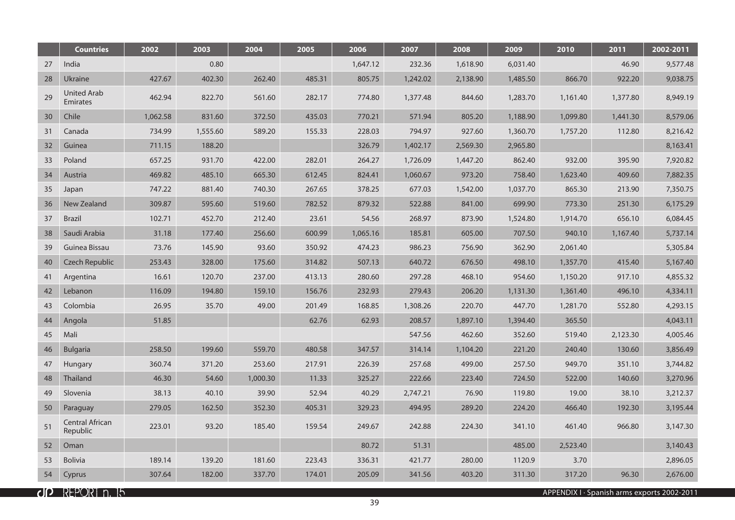| | Countries | 2002 | 2003 | 2004 | 2005 | 2006 | 2007 | 2008 | 2009 | 2010 | 2011 | 2002-2011 |
|---|---|---|---|---|---|---|---|---|---|---|---|---|
| 27 | India | | 0.80 | | | 1,647.12 | 232.36 | 1,618.90 | 6,031.40 | | 46.90 | 9,577.48 |
| 28 | Ukraine | 427.67 | 402.30 | 262.40 | 485.31 | 805.75 | 1,242.02 | 2,138.90 | 1,485.50 | 866.70 | 922.20 | 9,038.75 |
| 29 | United Arab Emirates | 462.94 | 822.70 | 561.60 | 282.17 | 774.80 | 1,377.48 | 844.60 | 1,283.70 | 1,161.40 | 1,377.80 | 8,949.19 |
| 30 | Chile | 1,062.58 | 831.60 | 372.50 | 435.03 | 770.21 | 571.94 | 805.20 | 1,188.90 | 1,099.80 | 1,441.30 | 8,579.06 |
| 31 | Canada | 734.99 | 1,555.60 | 589.20 | 155.33 | 228.03 | 794.97 | 927.60 | 1,360.70 | 1,757.20 | 112.80 | 8,216.42 |
| 32 | Guinea | 711.15 | 188.20 | | | 326.79 | 1,402.17 | 2,569.30 | 2,965.80 | | | 8,163.41 |
| 33 | Poland | 657.25 | 931.70 | 422.00 | 282.01 | 264.27 | 1,726.09 | 1,447.20 | 862.40 | 932.00 | 395.90 | 7,920.82 |
| 34 | Austria | 469.82 | 485.10 | 665.30 | 612.45 | 824.41 | 1,060.67 | 973.20 | 758.40 | 1,623.40 | 409.60 | 7,882.35 |
| 35 | Japan | 747.22 | 881.40 | 740.30 | 267.65 | 378.25 | 677.03 | 1,542.00 | 1,037.70 | 865.30 | 213.90 | 7,350.75 |
| 36 | New Zealand | 309.87 | 595.60 | 519.60 | 782.52 | 879.32 | 522.88 | 841.00 | 699.90 | 773.30 | 251.30 | 6,175.29 |
| 37 | Brazil | 102.71 | 452.70 | 212.40 | 23.61 | 54.56 | 268.97 | 873.90 | 1,524.80 | 1,914.70 | 656.10 | 6,084.45 |
| 38 | Saudi Arabia | 31.18 | 177.40 | 256.60 | 600.99 | 1,065.16 | 185.81 | 605.00 | 707.50 | 940.10 | 1,167.40 | 5,737.14 |
| 39 | Guinea Bissau | 73.76 | 145.90 | 93.60 | 350.92 | 474.23 | 986.23 | 756.90 | 362.90 | 2,061.40 | | 5,305.84 |
| 40 | Czech Republic | 253.43 | 328.00 | 175.60 | 314.82 | 507.13 | 640.72 | 676.50 | 498.10 | 1,357.70 | 415.40 | 5,167.40 |
| 41 | Argentina | 16.61 | 120.70 | 237.00 | 413.13 | 280.60 | 297.28 | 468.10 | 954.60 | 1,150.20 | 917.10 | 4,855.32 |
| 42 | Lebanon | 116.09 | 194.80 | 159.10 | 156.76 | 232.93 | 279.43 | 206.20 | 1,131.30 | 1,361.40 | 496.10 | 4,334.11 |
| 43 | Colombia | 26.95 | 35.70 | 49.00 | 201.49 | 168.85 | 1,308.26 | 220.70 | 447.70 | 1,281.70 | 552.80 | 4,293.15 |
| 44 | Angola | 51.85 | | | 62.76 | 62.93 | 208.57 | 1,897.10 | 1,394.40 | 365.50 | | 4,043.11 |
| 45 | Mali | | | | | | 547.56 | 462.60 | 352.60 | 519.40 | 2,123.30 | 4,005.46 |
| 46 | Bulgaria | 258.50 | 199.60 | 559.70 | 480.58 | 347.57 | 314.14 | 1,104.20 | 221.20 | 240.40 | 130.60 | 3,856.49 |
| 47 | Hungary | 360.74 | 371.20 | 253.60 | 217.91 | 226.39 | 257.68 | 499.00 | 257.50 | 949.70 | 351.10 | 3,744.82 |
| 48 | Thailand | 46.30 | 54.60 | 1,000.30 | 11.33 | 325.27 | 222.66 | 223.40 | 724.50 | 522.00 | 140.60 | 3,270.96 |
| 49 | Slovenia | 38.13 | 40.10 | 39.90 | 52.94 | 40.29 | 2,747.21 | 76.90 | 119.80 | 19.00 | 38.10 | 3,212.37 |
| 50 | Paraguay | 279.05 | 162.50 | 352.30 | 405.31 | 329.23 | 494.95 | 289.20 | 224.20 | 466.40 | 192.30 | 3,195.44 |
| 51 | Central African Republic | 223.01 | 93.20 | 185.40 | 159.54 | 249.67 | 242.88 | 224.30 | 341.10 | 461.40 | 966.80 | 3,147.30 |
| 52 | Oman | | | | | 80.72 | 51.31 | | 485.00 | 2,523.40 | | 3,140.43 |
| 53 | Bolivia | 189.14 | 139.20 | 181.60 | 223.43 | 336.31 | 421.77 | 280.00 | 1120.9 | 3.70 | | 2,896.05 |
| 54 | Cyprus | 307.64 | 182.00 | 337.70 | 174.01 | 205.09 | 341.56 | 403.20 | 311.30 | 317.20 | 96.30 | 2,676.00 |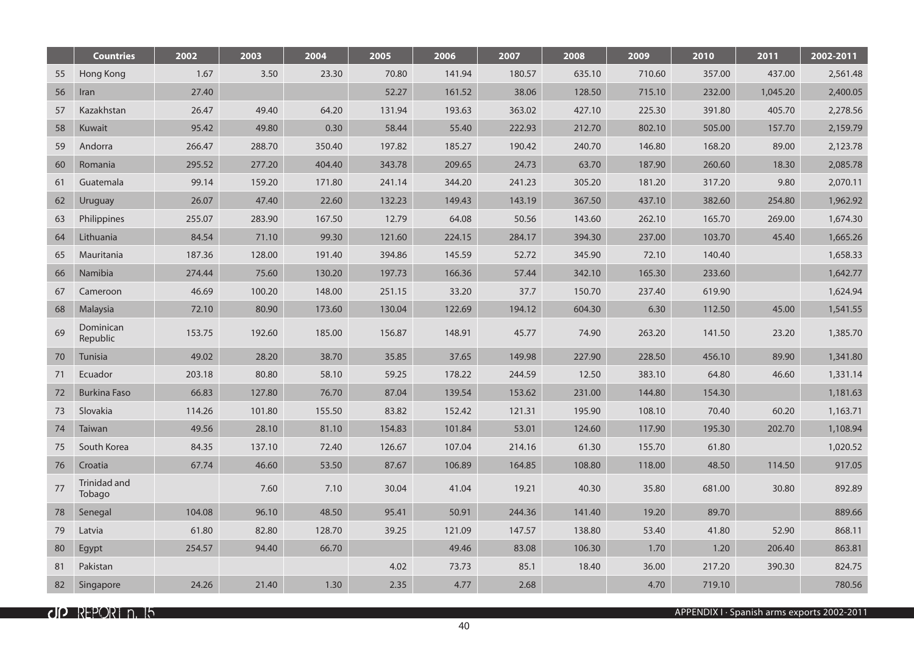| | Countries | 2002 | 2003 | 2004 | 2005 | 2006 | 2007 | 2008 | 2009 | 2010 | 2011 | 2002-2011 |
|---|---|---|---|---|---|---|---|---|---|---|---|---|
| 55 | Hong Kong | 1.67 | 3.50 | 23.30 | 70.80 | 141.94 | 180.57 | 635.10 | 710.60 | 357.00 | 437.00 | 2,561.48 |
| 56 | Iran | 27.40 | | | 52.27 | 161.52 | 38.06 | 128.50 | 715.10 | 232.00 | 1,045.20 | 2,400.05 |
| 57 | Kazakhstan | 26.47 | 49.40 | 64.20 | 131.94 | 193.63 | 363.02 | 427.10 | 225.30 | 391.80 | 405.70 | 2,278.56 |
| 58 | Kuwait | 95.42 | 49.80 | 0.30 | 58.44 | 55.40 | 222.93 | 212.70 | 802.10 | 505.00 | 157.70 | 2,159.79 |
| 59 | Andorra | 266.47 | 288.70 | 350.40 | 197.82 | 185.27 | 190.42 | 240.70 | 146.80 | 168.20 | 89.00 | 2,123.78 |
| 60 | Romania | 295.52 | 277.20 | 404.40 | 343.78 | 209.65 | 24.73 | 63.70 | 187.90 | 260.60 | 18.30 | 2,085.78 |
| 61 | Guatemala | 99.14 | 159.20 | 171.80 | 241.14 | 344.20 | 241.23 | 305.20 | 181.20 | 317.20 | 9.80 | 2,070.11 |
| 62 | Uruguay | 26.07 | 47.40 | 22.60 | 132.23 | 149.43 | 143.19 | 367.50 | 437.10 | 382.60 | 254.80 | 1,962.92 |
| 63 | Philippines | 255.07 | 283.90 | 167.50 | 12.79 | 64.08 | 50.56 | 143.60 | 262.10 | 165.70 | 269.00 | 1,674.30 |
| 64 | Lithuania | 84.54 | 71.10 | 99.30 | 121.60 | 224.15 | 284.17 | 394.30 | 237.00 | 103.70 | 45.40 | 1,665.26 |
| 65 | Mauritania | 187.36 | 128.00 | 191.40 | 394.86 | 145.59 | 52.72 | 345.90 | 72.10 | 140.40 | | 1,658.33 |
| 66 | Namibia | 274.44 | 75.60 | 130.20 | 197.73 | 166.36 | 57.44 | 342.10 | 165.30 | 233.60 | | 1,642.77 |
| 67 | Cameroon | 46.69 | 100.20 | 148.00 | 251.15 | 33.20 | 37.7 | 150.70 | 237.40 | 619.90 | | 1,624.94 |
| 68 | Malaysia | 72.10 | 80.90 | 173.60 | 130.04 | 122.69 | 194.12 | 604.30 | 6.30 | 112.50 | 45.00 | 1,541.55 |
| 69 | Dominican Republic | 153.75 | 192.60 | 185.00 | 156.87 | 148.91 | 45.77 | 74.90 | 263.20 | 141.50 | 23.20 | 1,385.70 |
| 70 | Tunisia | 49.02 | 28.20 | 38.70 | 35.85 | 37.65 | 149.98 | 227.90 | 228.50 | 456.10 | 89.90 | 1,341.80 |
| 71 | Ecuador | 203.18 | 80.80 | 58.10 | 59.25 | 178.22 | 244.59 | 12.50 | 383.10 | 64.80 | 46.60 | 1,331.14 |
| 72 | Burkina Faso | 66.83 | 127.80 | 76.70 | 87.04 | 139.54 | 153.62 | 231.00 | 144.80 | 154.30 | | 1,181.63 |
| 73 | Slovakia | 114.26 | 101.80 | 155.50 | 83.82 | 152.42 | 121.31 | 195.90 | 108.10 | 70.40 | 60.20 | 1,163.71 |
| 74 | Taiwan | 49.56 | 28.10 | 81.10 | 154.83 | 101.84 | 53.01 | 124.60 | 117.90 | 195.30 | 202.70 | 1,108.94 |
| 75 | South Korea | 84.35 | 137.10 | 72.40 | 126.67 | 107.04 | 214.16 | 61.30 | 155.70 | 61.80 | | 1,020.52 |
| 76 | Croatia | 67.74 | 46.60 | 53.50 | 87.67 | 106.89 | 164.85 | 108.80 | 118.00 | 48.50 | 114.50 | 917.05 |
| 77 | Trinidad and Tobago | | 7.60 | 7.10 | 30.04 | 41.04 | 19.21 | 40.30 | 35.80 | 681.00 | 30.80 | 892.89 |
| 78 | Senegal | 104.08 | 96.10 | 48.50 | 95.41 | 50.91 | 244.36 | 141.40 | 19.20 | 89.70 | | 889.66 |
| 79 | Latvia | 61.80 | 82.80 | 128.70 | 39.25 | 121.09 | 147.57 | 138.80 | 53.40 | 41.80 | 52.90 | 868.11 |
| 80 | Egypt | 254.57 | 94.40 | 66.70 | | 49.46 | 83.08 | 106.30 | 1.70 | 1.20 | 206.40 | 863.81 |
| 81 | Pakistan | | | | 4.02 | 73.73 | 85.1 | 18.40 | 36.00 | 217.20 | 390.30 | 824.75 |
| 82 | Singapore | 24.26 | 21.40 | 1.30 | 2.35 | 4.77 | 2.68 | | 4.70 | 719.10 | | 780.56 |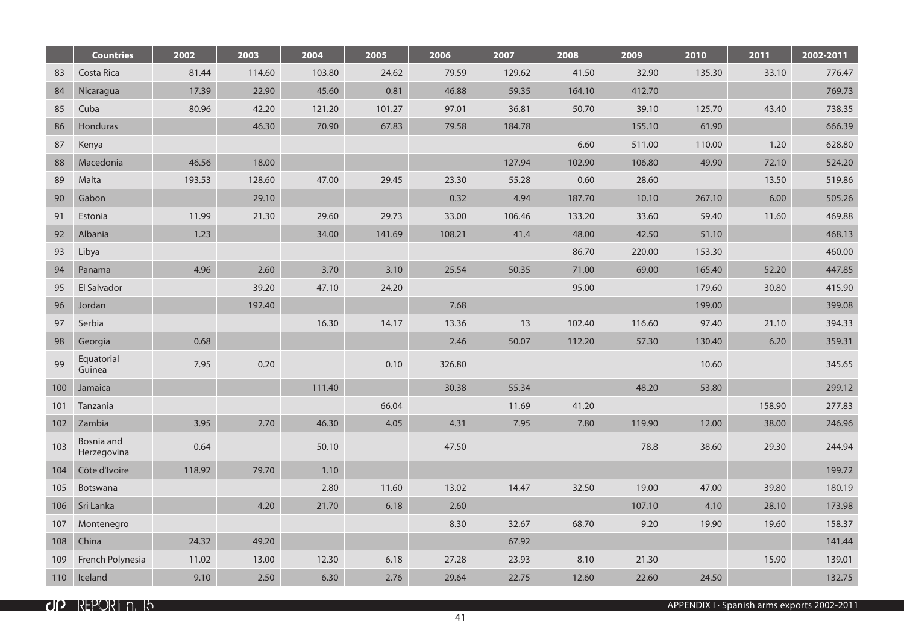| | Countries | 2002 | 2003 | 2004 | 2005 | 2006 | 2007 | 2008 | 2009 | 2010 | 2011 | 2002-2011 |
|---|---|---|---|---|---|---|---|---|---|---|---|---|
| 83 | Costa Rica | 81.44 | 114.60 | 103.80 | 24.62 | 79.59 | 129.62 | 41.50 | 32.90 | 135.30 | 33.10 | 776.47 |
| 84 | Nicaragua | 17.39 | 22.90 | 45.60 | 0.81 | 46.88 | 59.35 | 164.10 | 412.70 | | | 769.73 |
| 85 | Cuba | 80.96 | 42.20 | 121.20 | 101.27 | 97.01 | 36.81 | 50.70 | 39.10 | 125.70 | 43.40 | 738.35 |
| 86 | Honduras | | 46.30 | 70.90 | 67.83 | 79.58 | 184.78 | | 155.10 | 61.90 | | 666.39 |
| 87 | Kenya | | | | | | | 6.60 | 511.00 | 110.00 | 1.20 | 628.80 |
| 88 | Macedonia | 46.56 | 18.00 | | | | 127.94 | 102.90 | 106.80 | 49.90 | 72.10 | 524.20 |
| 89 | Malta | 193.53 | 128.60 | 47.00 | 29.45 | 23.30 | 55.28 | 0.60 | 28.60 | | 13.50 | 519.86 |
| 90 | Gabon | | 29.10 | | | 0.32 | 4.94 | 187.70 | 10.10 | 267.10 | 6.00 | 505.26 |
| 91 | Estonia | 11.99 | 21.30 | 29.60 | 29.73 | 33.00 | 106.46 | 133.20 | 33.60 | 59.40 | 11.60 | 469.88 |
| 92 | Albania | 1.23 | | 34.00 | 141.69 | 108.21 | 41.4 | 48.00 | 42.50 | 51.10 | | 468.13 |
| 93 | Libya | | | | | | | 86.70 | 220.00 | 153.30 | | 460.00 |
| 94 | Panama | 4.96 | 2.60 | 3.70 | 3.10 | 25.54 | 50.35 | 71.00 | 69.00 | 165.40 | 52.20 | 447.85 |
| 95 | El Salvador | | 39.20 | 47.10 | 24.20 | | | 95.00 | | 179.60 | 30.80 | 415.90 |
| 96 | Jordan | | 192.40 | | | 7.68 | | | | 199.00 | | 399.08 |
| 97 | Serbia | | | 16.30 | 14.17 | 13.36 | 13 | 102.40 | 116.60 | 97.40 | 21.10 | 394.33 |
| 98 | Georgia | 0.68 | | | | 2.46 | 50.07 | 112.20 | 57.30 | 130.40 | 6.20 | 359.31 |
| 99 | Equatorial Guinea | 7.95 | 0.20 | | 0.10 | 326.80 | | | | 10.60 | | 345.65 |
| 100 | Jamaica | | | 111.40 | | 30.38 | 55.34 | | 48.20 | 53.80 | | 299.12 |
| 101 | Tanzania | | | | 66.04 | | 11.69 | 41.20 | | | 158.90 | 277.83 |
| 102 | Zambia | 3.95 | 2.70 | 46.30 | 4.05 | 4.31 | 7.95 | 7.80 | 119.90 | 12.00 | 38.00 | 246.96 |
| 103 | Bosnia and Herzegovina | 0.64 | | 50.10 | | 47.50 | | | 78.8 | 38.60 | 29.30 | 244.94 |
| 104 | Côte d'Ivoire | 118.92 | 79.70 | 1.10 | | | | | | | | 199.72 |
| 105 | Botswana | | | 2.80 | 11.60 | 13.02 | 14.47 | 32.50 | 19.00 | 47.00 | 39.80 | 180.19 |
| 106 | Sri Lanka | | 4.20 | 21.70 | 6.18 | 2.60 | | | 107.10 | 4.10 | 28.10 | 173.98 |
| 107 | Montenegro | | | | | 8.30 | 32.67 | 68.70 | 9.20 | 19.90 | 19.60 | 158.37 |
| 108 | China | 24.32 | 49.20 | | | | 67.92 | | | | | 141.44 |
| 109 | French Polynesia | 11.02 | 13.00 | 12.30 | 6.18 | 27.28 | 23.93 | 8.10 | 21.30 | | 15.90 | 139.01 |
| 110 | Iceland | 9.10 | 2.50 | 6.30 | 2.76 | 29.64 | 22.75 | 12.60 | 22.60 | 24.50 | | 132.75 |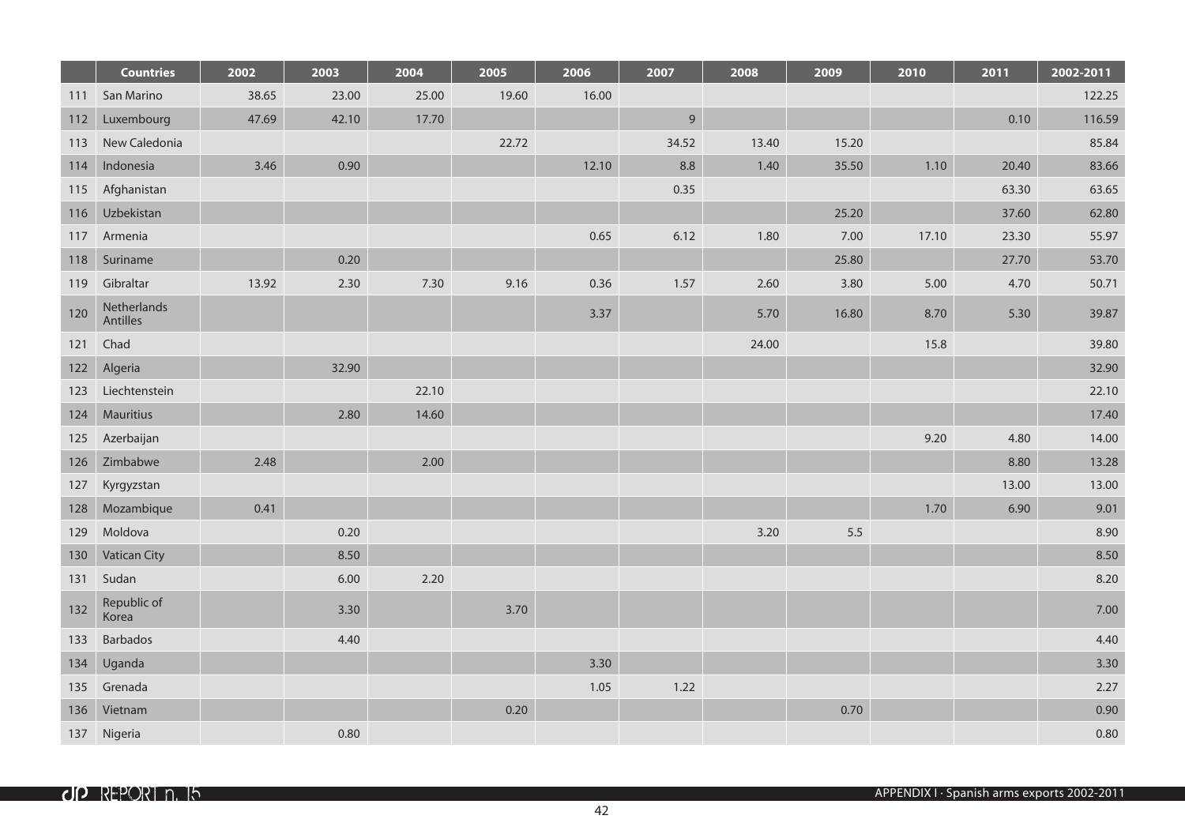| | Countries | 2002 | 2003 | 2004 | 2005 | 2006 | 2007 | 2008 | 2009 | 2010 | 2011 | 2002-2011 |
|---|---|---|---|---|---|---|---|---|---|---|---|---|
| 111 | San Marino | 38.65 | 23.00 | 25.00 | 19.60 | 16.00 | | | | | | 122.25 |
| 112 | Luxembourg | 47.69 | 42.10 | 17.70 | | | 9 | | | | 0.10 | 116.59 |
| 113 | New Caledonia | | | | 22.72 | | 34.52 | 13.40 | 15.20 | | | 85.84 |
| 114 | Indonesia | 3.46 | 0.90 | | | 12.10 | 8.8 | 1.40 | 35.50 | 1.10 | 20.40 | 83.66 |
| 115 | Afghanistan | | | | | | 0.35 | | | | 63.30 | 63.65 |
| 116 | Uzbekistan | | | | | | | | 25.20 | | 37.60 | 62.80 |
| 117 | Armenia | | | | | 0.65 | 6.12 | 1.80 | 7.00 | 17.10 | 23.30 | 55.97 |
| 118 | Suriname | | 0.20 | | | | | | 25.80 | | 27.70 | 53.70 |
| 119 | Gibraltar | 13.92 | 2.30 | 7.30 | 9.16 | 0.36 | 1.57 | 2.60 | 3.80 | 5.00 | 4.70 | 50.71 |
| 120 | Netherlands Antilles | | | | | 3.37 | | 5.70 | 16.80 | 8.70 | 5.30 | 39.87 |
| 121 | Chad | | | | | | | 24.00 | | 15.8 | | 39.80 |
| 122 | Algeria | | 32.90 | | | | | | | | | 32.90 |
| 123 | Liechtenstein | | | 22.10 | | | | | | | | 22.10 |
| 124 | Mauritius | | 2.80 | 14.60 | | | | | | | | 17.40 |
| 125 | Azerbaijan | | | | | | | | | 9.20 | 4.80 | 14.00 |
| 126 | Zimbabwe | 2.48 | | 2.00 | | | | | | | 8.80 | 13.28 |
| 127 | Kyrgyzstan | | | | | | | | | | 13.00 | 13.00 |
| 128 | Mozambique | 0.41 | | | | | | | | 1.70 | 6.90 | 9.01 |
| 129 | Moldova | | 0.20 | | | | | 3.20 | 5.5 | | | 8.90 |
| 130 | Vatican City | | 8.50 | | | | | | | | | 8.50 |
| 131 | Sudan | | 6.00 | 2.20 | | | | | | | | 8.20 |
| 132 | Republic of Korea | | 3.30 | | 3.70 | | | | | | | 7.00 |
| 133 | Barbados | | 4.40 | | | | | | | | | 4.40 |
| 134 | Uganda | | | | | 3.30 | | | | | | 3.30 |
| 135 | Grenada | | | | | 1.05 | 1.22 | | | | | 2.27 |
| 136 | Vietnam | | | | 0.20 | | | | 0.70 | | | 0.90 |
| 137 | Nigeria | | 0.80 | | | | | | | | | 0.80 |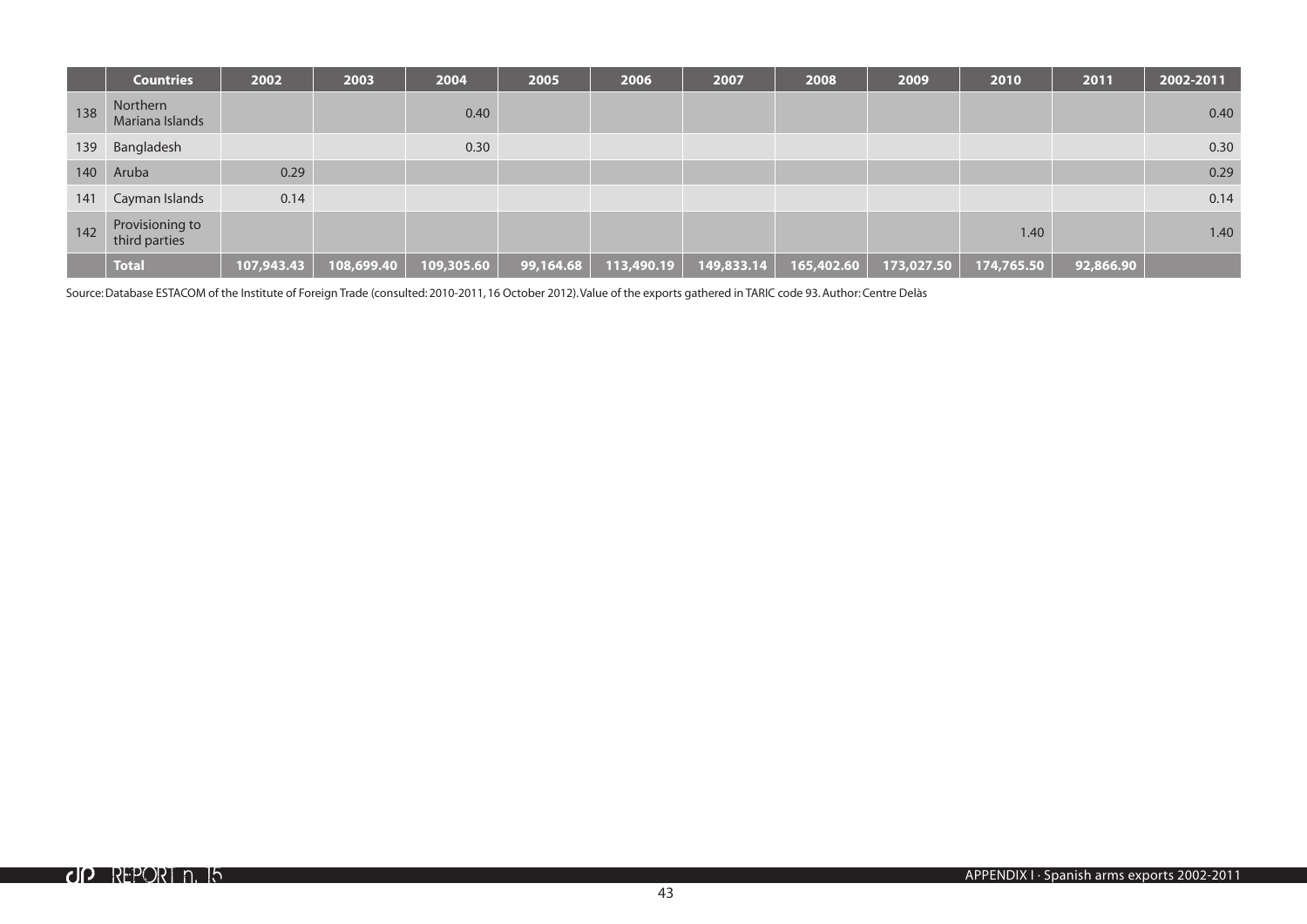| | Countries | 2002 | 2003 | 2004 | 2005 | 2006 | 2007 | 2008 | 2009 | 2010 | 2011 | 2002-2011 |
|---|---|---|---|---|---|---|---|---|---|---|---|---|
| 138 | Northern Mariana Islands | | | 0.40 | | | | | | | | 0.40 |
| 139 | Bangladesh | | | 0.30 | | | | | | | | 0.30 |
| 140 | Aruba | 0.29 | | | | | | | | | | 0.29 |
| 141 | Cayman Islands | 0.14 | | | | | | | | | | 0.14 |
| 142 | Provisioning to third parties | | | | | | | | | 1.40 | | 1.40 |
| | **Total** | **107,943.43** | **108,699.40** | **109,305.60** | **99,164.68** | **113,490.19** | **149,833.14** | **165,402.60** | **173,027.50** | **174,765.50** | **92,866.90** | |

Source: Database ESTACOM of the Institute of Foreign Trade (consulted: 2010-2011, 16 October 2012). Value of the exports gathered in TARIC code 93. Author: Centre Delàs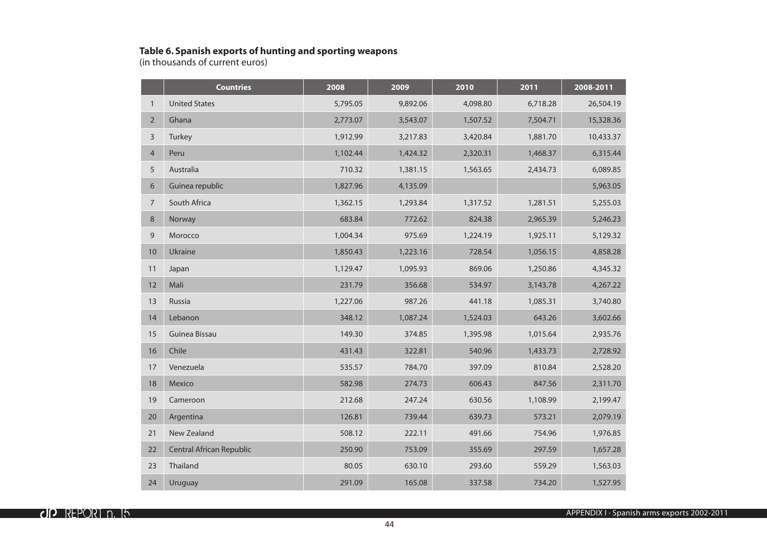**Table 6. Spanish exports of hunting and sporting weapons**
(in thousands of current euros)

| | Countries | 2008 | 2009 | 2010 | 2011 | 2008-2011 |
|---|---|---|---|---|---|---|
| 1 | United States | 5,795.05 | 9,892.06 | 4,098.80 | 6,718.28 | 26,504.19 |
| 2 | Ghana | 2,773.07 | 3,543.07 | 1,507.52 | 7,504.71 | 15,328.36 |
| 3 | Turkey | 1,912.99 | 3,217.83 | 3,420.84 | 1,881.70 | 10,433.37 |
| 4 | Peru | 1,102.44 | 1,424.32 | 2,320.31 | 1,468.37 | 6,315.44 |
| 5 | Australia | 710.32 | 1,381.15 | 1,563.65 | 2,434.73 | 6,089.85 |
| 6 | Guinea republic | 1,827.96 | 4,135.09 | | | 5,963.05 |
| 7 | South Africa | 1,362.15 | 1,293.84 | 1,317.52 | 1,281.51 | 5,255.03 |
| 8 | Norway | 683.84 | 772.62 | 824.38 | 2,965.39 | 5,246.23 |
| 9 | Morocco | 1,004.34 | 975.69 | 1,224.19 | 1,925.11 | 5,129.32 |
| 10 | Ukraine | 1,850.43 | 1,223.16 | 728.54 | 1,056.15 | 4,858.28 |
| 11 | Japan | 1,129.47 | 1,095.93 | 869.06 | 1,250.86 | 4,345.32 |
| 12 | Mali | 231.79 | 356.68 | 534.97 | 3,143.78 | 4,267.22 |
| 13 | Russia | 1,227.06 | 987.26 | 441.18 | 1,085.31 | 3,740.80 |
| 14 | Lebanon | 348.12 | 1,087.24 | 1,524.03 | 643.26 | 3,602.66 |
| 15 | Guinea Bissau | 149.30 | 374.85 | 1,395.98 | 1,015.64 | 2,935.76 |
| 16 | Chile | 431.43 | 322.81 | 540.96 | 1,433.73 | 2,728.92 |
| 17 | Venezuela | 535.57 | 784.70 | 397.09 | 810.84 | 2,528.20 |
| 18 | Mexico | 582.98 | 274.73 | 606.43 | 847.56 | 2,311.70 |
| 19 | Cameroon | 212.68 | 247.24 | 630.56 | 1,108.99 | 2,199.47 |
| 20 | Argentina | 126.81 | 739.44 | 639.73 | 573.21 | 2,079.19 |
| 21 | New Zealand | 508.12 | 222.11 | 491.66 | 754.96 | 1,976.85 |
| 22 | Central African Republic | 250.90 | 753.09 | 355.69 | 297.59 | 1,657.28 |
| 23 | Thailand | 80.05 | 630.10 | 293.60 | 559.29 | 1,563.03 |
| 24 | Uruguay | 291.09 | 165.08 | 337.58 | 734.20 | 1,527.95 |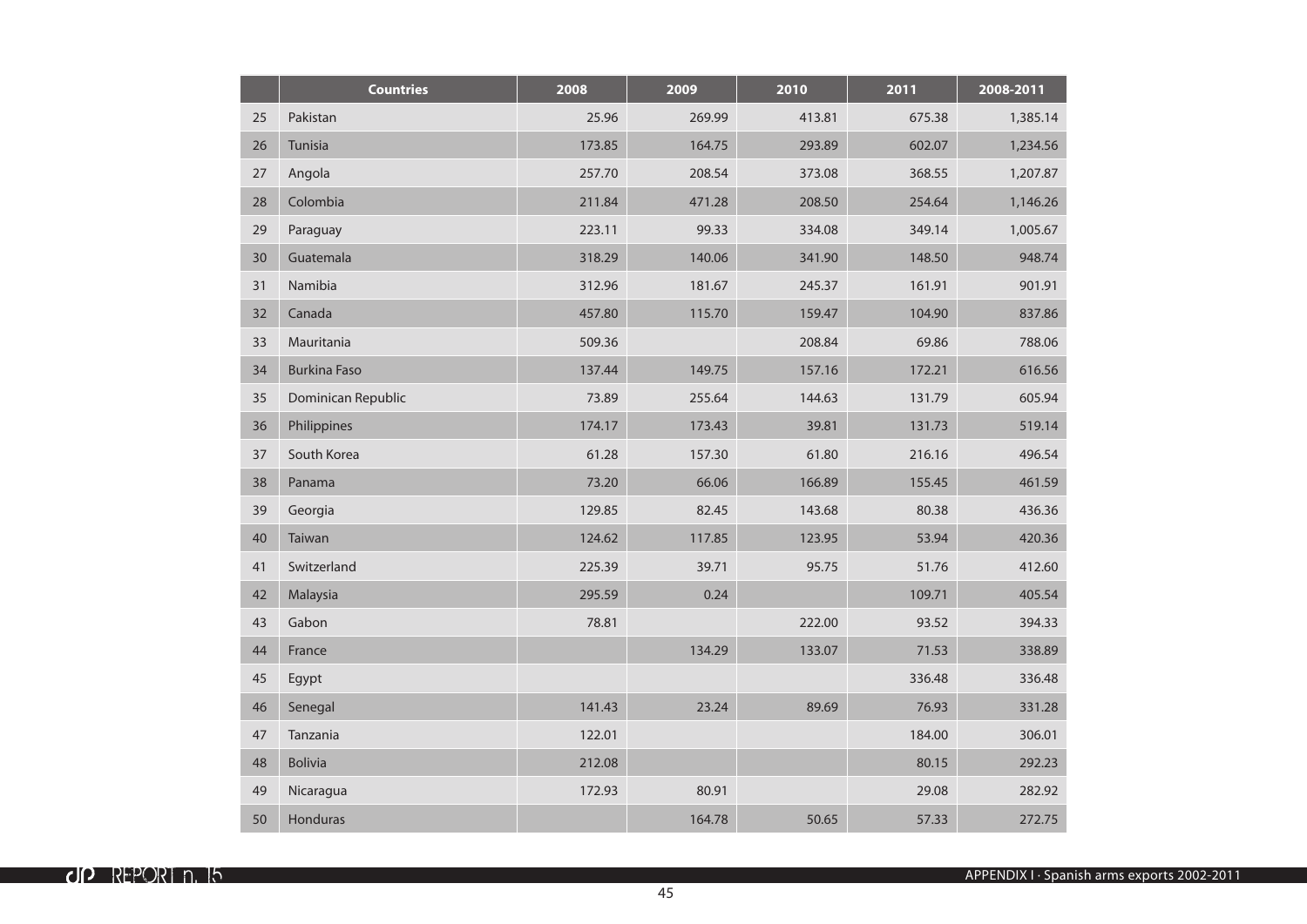| | Countries | 2008 | 2009 | 2010 | 2011 | 2008-2011 |
|---|---|---|---|---|---|---|
| 25 | Pakistan | 25.96 | 269.99 | 413.81 | 675.38 | 1,385.14 |
| 26 | Tunisia | 173.85 | 164.75 | 293.89 | 602.07 | 1,234.56 |
| 27 | Angola | 257.70 | 208.54 | 373.08 | 368.55 | 1,207.87 |
| 28 | Colombia | 211.84 | 471.28 | 208.50 | 254.64 | 1,146.26 |
| 29 | Paraguay | 223.11 | 99.33 | 334.08 | 349.14 | 1,005.67 |
| 30 | Guatemala | 318.29 | 140.06 | 341.90 | 148.50 | 948.74 |
| 31 | Namibia | 312.96 | 181.67 | 245.37 | 161.91 | 901.91 |
| 32 | Canada | 457.80 | 115.70 | 159.47 | 104.90 | 837.86 |
| 33 | Mauritania | 509.36 | | 208.84 | 69.86 | 788.06 |
| 34 | Burkina Faso | 137.44 | 149.75 | 157.16 | 172.21 | 616.56 |
| 35 | Dominican Republic | 73.89 | 255.64 | 144.63 | 131.79 | 605.94 |
| 36 | Philippines | 174.17 | 173.43 | 39.81 | 131.73 | 519.14 |
| 37 | South Korea | 61.28 | 157.30 | 61.80 | 216.16 | 496.54 |
| 38 | Panama | 73.20 | 66.06 | 166.89 | 155.45 | 461.59 |
| 39 | Georgia | 129.85 | 82.45 | 143.68 | 80.38 | 436.36 |
| 40 | Taiwan | 124.62 | 117.85 | 123.95 | 53.94 | 420.36 |
| 41 | Switzerland | 225.39 | 39.71 | 95.75 | 51.76 | 412.60 |
| 42 | Malaysia | 295.59 | 0.24 | | 109.71 | 405.54 |
| 43 | Gabon | 78.81 | | 222.00 | 93.52 | 394.33 |
| 44 | France | | 134.29 | 133.07 | 71.53 | 338.89 |
| 45 | Egypt | | | | 336.48 | 336.48 |
| 46 | Senegal | 141.43 | 23.24 | 89.69 | 76.93 | 331.28 |
| 47 | Tanzania | 122.01 | | | 184.00 | 306.01 |
| 48 | Bolivia | 212.08 | | | 80.15 | 292.23 |
| 49 | Nicaragua | 172.93 | 80.91 | | 29.08 | 282.92 |
| 50 | Honduras | | 164.78 | 50.65 | 57.33 | 272.75 |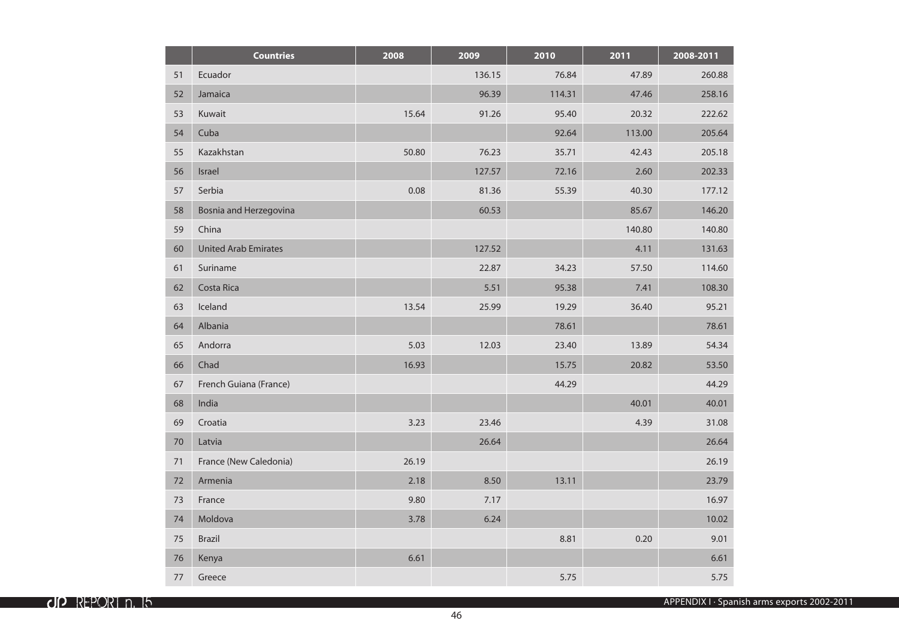| | Countries | 2008 | 2009 | 2010 | 2011 | 2008-2011 |
|---|---|---|---|---|---|---|
| 51 | Ecuador | | 136.15 | 76.84 | 47.89 | 260.88 |
| 52 | Jamaica | | 96.39 | 114.31 | 47.46 | 258.16 |
| 53 | Kuwait | 15.64 | 91.26 | 95.40 | 20.32 | 222.62 |
| 54 | Cuba | | | 92.64 | 113.00 | 205.64 |
| 55 | Kazakhstan | 50.80 | 76.23 | 35.71 | 42.43 | 205.18 |
| 56 | Israel | | 127.57 | 72.16 | 2.60 | 202.33 |
| 57 | Serbia | 0.08 | 81.36 | 55.39 | 40.30 | 177.12 |
| 58 | Bosnia and Herzegovina | | 60.53 | | 85.67 | 146.20 |
| 59 | China | | | | 140.80 | 140.80 |
| 60 | United Arab Emirates | | 127.52 | | 4.11 | 131.63 |
| 61 | Suriname | | 22.87 | 34.23 | 57.50 | 114.60 |
| 62 | Costa Rica | | 5.51 | 95.38 | 7.41 | 108.30 |
| 63 | Iceland | 13.54 | 25.99 | 19.29 | 36.40 | 95.21 |
| 64 | Albania | | | 78.61 | | 78.61 |
| 65 | Andorra | 5.03 | 12.03 | 23.40 | 13.89 | 54.34 |
| 66 | Chad | 16.93 | | 15.75 | 20.82 | 53.50 |
| 67 | French Guiana (France) | | | 44.29 | | 44.29 |
| 68 | India | | | | 40.01 | 40.01 |
| 69 | Croatia | 3.23 | 23.46 | | 4.39 | 31.08 |
| 70 | Latvia | | 26.64 | | | 26.64 |
| 71 | France (New Caledonia) | 26.19 | | | | 26.19 |
| 72 | Armenia | 2.18 | 8.50 | 13.11 | | 23.79 |
| 73 | France | 9.80 | 7.17 | | | 16.97 |
| 74 | Moldova | 3.78 | 6.24 | | | 10.02 |
| 75 | Brazil | | | 8.81 | 0.20 | 9.01 |
| 76 | Kenya | 6.61 | | | | 6.61 |
| 77 | Greece | | | 5.75 | | 5.75 |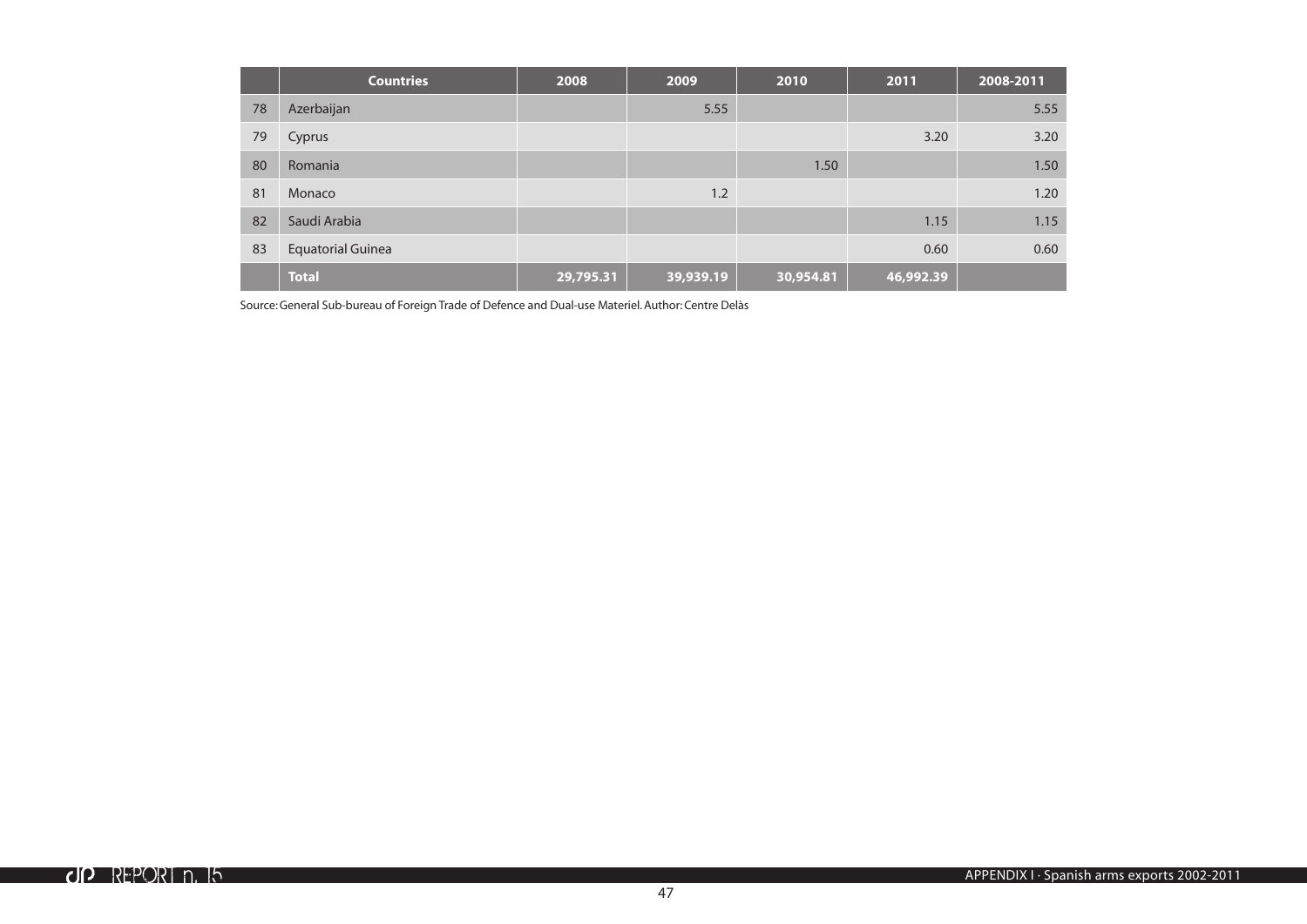| | Countries | 2008 | 2009 | 2010 | 2011 | 2008-2011 |
|---|---|---|---|---|---|---|
| 78 | Azerbaijan | | 5.55 | | | 5.55 |
| 79 | Cyprus | | | | 3.20 | 3.20 |
| 80 | Romania | | | 1.50 | | 1.50 |
| 81 | Monaco | | 1.2 | | | 1.20 |
| 82 | Saudi Arabia | | | | 1.15 | 1.15 |
| 83 | Equatorial Guinea | | | | 0.60 | 0.60 |
| | **Total** | **29,795.31** | **39,939.19** | **30,954.81** | **46,992.39** | |

Source: General Sub-bureau of Foreign Trade of Defence and Dual-use Materiel. Author: Centre Delàs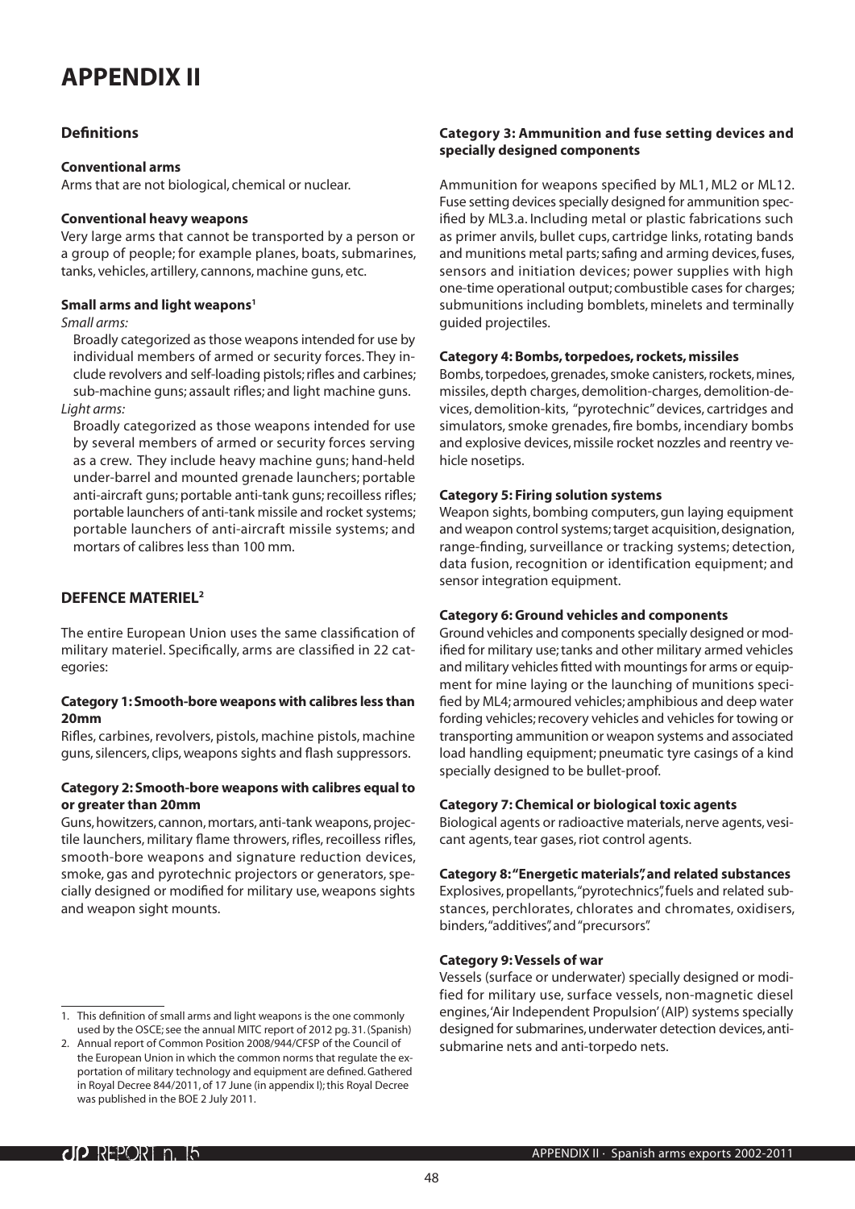# APPENDIX II

## Definitions

**Conventional arms**

Arms that are not biological, chemical or nuclear.

**Conventional heavy weapons**

Very large arms that cannot be transported by a person or a group of people; for example planes, boats, submarines, tanks, vehicles, artillery, cannons, machine guns, etc.

**Small arms and light weapons[1]**

*Small arms:*

Broadly categorized as those weapons intended for use by individual members of armed or security forces. They include revolvers and self-loading pistols; rifles and carbines; sub-machine guns; assault rifles; and light machine guns.

*Light arms:*

Broadly categorized as those weapons intended for use by several members of armed or security forces serving as a crew. They include heavy machine guns; hand-held under-barrel and mounted grenade launchers; portable anti-aircraft guns; portable anti-tank guns; recoilless rifles; portable launchers of anti-tank missile and rocket systems; portable launchers of anti-aircraft missile systems; and mortars of calibres less than 100 mm.

## DEFENCE MATERIEL[2]

The entire European Union uses the same classification of military materiel. Specifically, arms are classified in 22 categories:

**Category 1: Smooth-bore weapons with calibres less than 20mm**

Rifles, carbines, revolvers, pistols, machine pistols, machine guns, silencers, clips, weapons sights and flash suppressors.

**Category 2: Smooth-bore weapons with calibres equal to or greater than 20mm**

Guns, howitzers, cannon, mortars, anti-tank weapons, projectile launchers, military flame throwers, rifles, recoilless rifles, smooth-bore weapons and signature reduction devices, smoke, gas and pyrotechnic projectors or generators, specially designed or modified for military use, weapons sights and weapon sight mounts.

**Category 3: Ammunition and fuse setting devices and specially designed components**

Ammunition for weapons specified by ML1, ML2 or ML12. Fuse setting devices specially designed for ammunition specified by ML3.a. Including metal or plastic fabrications such as primer anvils, bullet cups, cartridge links, rotating bands and munitions metal parts; safing and arming devices, fuses, sensors and initiation devices; power supplies with high one-time operational output; combustible cases for charges; submunitions including bomblets, minelets and terminally guided projectiles.

**Category 4: Bombs, torpedoes, rockets, missiles**

Bombs, torpedoes, grenades, smoke canisters, rockets, mines, missiles, depth charges, demolition-charges, demolition-devices, demolition-kits, "pyrotechnic" devices, cartridges and simulators, smoke grenades, fire bombs, incendiary bombs and explosive devices, missile rocket nozzles and reentry vehicle nosetips.

**Category 5: Firing solution systems**

Weapon sights, bombing computers, gun laying equipment and weapon control systems; target acquisition, designation, range-finding, surveillance or tracking systems; detection, data fusion, recognition or identification equipment; and sensor integration equipment.

**Category 6: Ground vehicles and components**

Ground vehicles and components specially designed or modified for military use; tanks and other military armed vehicles and military vehicles fitted with mountings for arms or equipment for mine laying or the launching of munitions specified by ML4; armoured vehicles; amphibious and deep water fording vehicles; recovery vehicles and vehicles for towing or transporting ammunition or weapon systems and associated load handling equipment; pneumatic tyre casings of a kind specially designed to be bullet-proof.

**Category 7: Chemical or biological toxic agents**

Biological agents or radioactive materials, nerve agents, vesicant agents, tear gases, riot control agents.

**Category 8: "Energetic materials", and related substances**

Explosives, propellants, "pyrotechnics", fuels and related substances, perchlorates, chlorates and chromates, oxidisers, binders, "additives", and "precursors".

**Category 9: Vessels of war**

Vessels (surface or underwater) specially designed or modified for military use, surface vessels, non-magnetic diesel engines, 'Air Independent Propulsion' (AIP) systems specially designed for submarines, underwater detection devices, anti-submarine nets and anti-torpedo nets.

---

1. This definition of small arms and light weapons is the one commonly used by the OSCE; see the annual MITC report of 2012 pg. 31. (Spanish)
2. Annual report of Common Position 2008/944/CFSP of the Council of the European Union in which the common norms that regulate the exportation of military technology and equipment are defined. Gathered in Royal Decree 844/2011, of 17 June (in appendix I); this Royal Decree was published in the BOE 2 July 2011.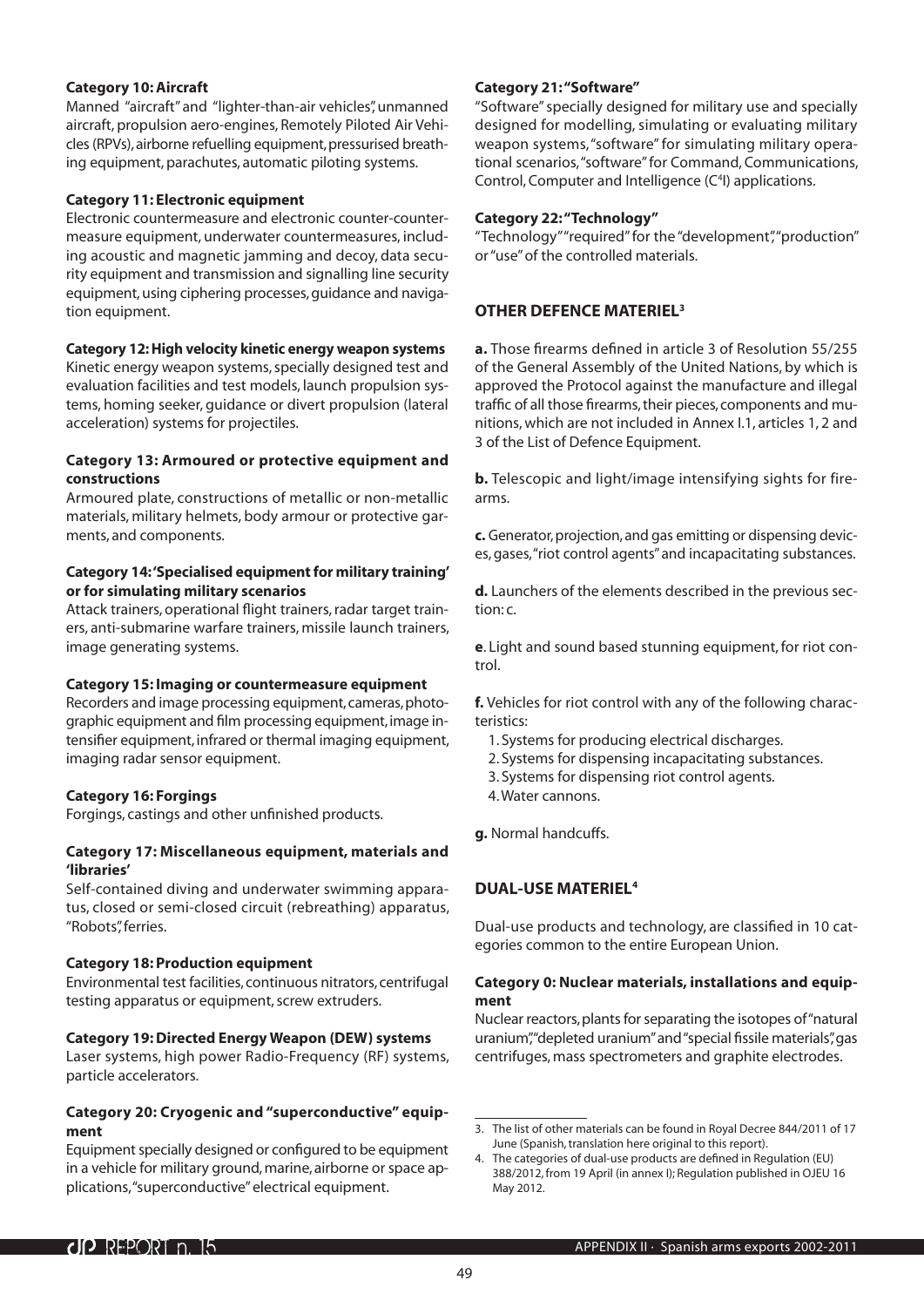**Category 10: Aircraft**

Manned "aircraft" and "lighter-than-air vehicles", unmanned aircraft, propulsion aero-engines, Remotely Piloted Air Vehicles (RPVs), airborne refuelling equipment, pressurised breathing equipment, parachutes, automatic piloting systems.

**Category 11: Electronic equipment**

Electronic countermeasure and electronic counter-countermeasure equipment, underwater countermeasures, including acoustic and magnetic jamming and decoy, data security equipment and transmission and signalling line security equipment, using ciphering processes, guidance and navigation equipment.

**Category 12: High velocity kinetic energy weapon systems**

Kinetic energy weapon systems, specially designed test and evaluation facilities and test models, launch propulsion systems, homing seeker, guidance or divert propulsion (lateral acceleration) systems for projectiles.

**Category 13: Armoured or protective equipment and constructions**

Armoured plate, constructions of metallic or non-metallic materials, military helmets, body armour or protective garments, and components.

**Category 14: 'Specialised equipment for military training' or for simulating military scenarios**

Attack trainers, operational flight trainers, radar target trainers, anti-submarine warfare trainers, missile launch trainers, image generating systems.

**Category 15: Imaging or countermeasure equipment**

Recorders and image processing equipment, cameras, photographic equipment and film processing equipment, image intensifier equipment, infrared or thermal imaging equipment, imaging radar sensor equipment.

**Category 16: Forgings**

Forgings, castings and other unfinished products.

**Category 17: Miscellaneous equipment, materials and 'libraries'**

Self-contained diving and underwater swimming apparatus, closed or semi-closed circuit (rebreathing) apparatus, "Robots", ferries.

**Category 18: Production equipment**

Environmental test facilities, continuous nitrators, centrifugal testing apparatus or equipment, screw extruders.

**Category 19: Directed Energy Weapon (DEW) systems**

Laser systems, high power Radio-Frequency (RF) systems, particle accelerators.

**Category 20: Cryogenic and "superconductive" equipment**

Equipment specially designed or configured to be equipment in a vehicle for military ground, marine, airborne or space applications, "superconductive" electrical equipment.

**Category 21: "Software"**

"Software" specially designed for military use and specially designed for modelling, simulating or evaluating military weapon systems, "software" for simulating military operational scenarios, "software" for Command, Communications, Control, Computer and Intelligence ($C^4I$) applications.

**Category 22: "Technology"**

"Technology" "required" for the "development", "production" or "use" of the controlled materials.

## OTHER DEFENCE MATERIEL[3]

**a.** Those firearms defined in article 3 of Resolution 55/255 of the General Assembly of the United Nations, by which is approved the Protocol against the manufacture and illegal traffic of all those firearms, their pieces, components and munitions, which are not included in Annex I.1, articles 1, 2 and 3 of the List of Defence Equipment.

**b.** Telescopic and light/image intensifying sights for firearms.

**c.** Generator, projection, and gas emitting or dispensing devices, gases, "riot control agents" and incapacitating substances.

**d.** Launchers of the elements described in the previous section: c.

**e**. Light and sound based stunning equipment, for riot control.

**f.** Vehicles for riot control with any of the following characteristics:

1. Systems for producing electrical discharges.
2. Systems for dispensing incapacitating substances.
3. Systems for dispensing riot control agents.
4. Water cannons.

**g.** Normal handcuffs.

## DUAL-USE MATERIEL[4]

Dual-use products and technology, are classified in 10 categories common to the entire European Union.

**Category 0: Nuclear materials, installations and equipment**

Nuclear reactors, plants for separating the isotopes of "natural uranium", "depleted uranium" and "special fissile materials", gas centrifuges, mass spectrometers and graphite electrodes.

---

3. The list of other materials can be found in Royal Decree 844/2011 of 17 June (Spanish, translation here original to this report).
4. The categories of dual-use products are defined in Regulation (EU) 388/2012, from 19 April (in annex I); Regulation published in OJEU 16 May 2012.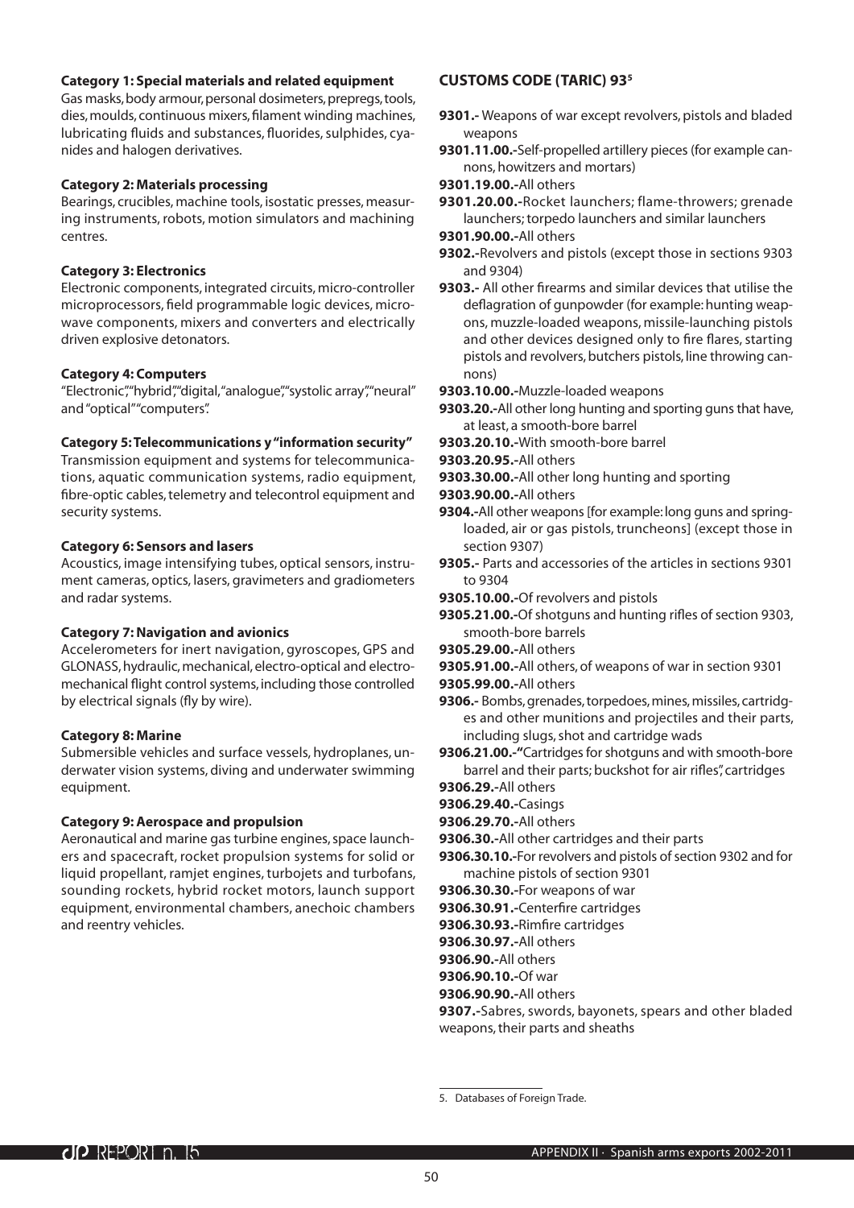**Category 1: Special materials and related equipment**

Gas masks, body armour, personal dosimeters, prepregs, tools, dies, moulds, continuous mixers, filament winding machines, lubricating fluids and substances, fluorides, sulphides, cyanides and halogen derivatives.

**Category 2: Materials processing**

Bearings, crucibles, machine tools, isostatic presses, measuring instruments, robots, motion simulators and machining centres.

**Category 3: Electronics**

Electronic components, integrated circuits, micro-controller microprocessors, field programmable logic devices, microwave components, mixers and converters and electrically driven explosive detonators.

**Category 4: Computers**

"Electronic", "hybrid", "digital, "analogue", "systolic array", "neural" and "optical" "computers".

**Category 5: Telecommunications y "information security"**

Transmission equipment and systems for telecommunications, aquatic communication systems, radio equipment, fibre-optic cables, telemetry and telecontrol equipment and security systems.

**Category 6: Sensors and lasers**

Acoustics, image intensifying tubes, optical sensors, instrument cameras, optics, lasers, gravimeters and gradiometers and radar systems.

**Category 7: Navigation and avionics**

Accelerometers for inert navigation, gyroscopes, GPS and GLONASS, hydraulic, mechanical, electro-optical and electromechanical flight control systems, including those controlled by electrical signals (fly by wire).

**Category 8: Marine**

Submersible vehicles and surface vessels, hydroplanes, underwater vision systems, diving and underwater swimming equipment.

**Category 9: Aerospace and propulsion**

Aeronautical and marine gas turbine engines, space launchers and spacecraft, rocket propulsion systems for solid or liquid propellant, ramjet engines, turbojets and turbofans, sounding rockets, hybrid rocket motors, launch support equipment, environmental chambers, anechoic chambers and reentry vehicles.

## CUSTOMS CODE (TARIC) 93[5]

**9301.-** Weapons of war except revolvers, pistols and bladed weapons

**9301.11.00.-**Self-propelled artillery pieces (for example cannons, howitzers and mortars)

**9301.19.00.-**All others

**9301.20.00.-**Rocket launchers; flame-throwers; grenade launchers; torpedo launchers and similar launchers

**9301.90.00.-**All others

**9302.-**Revolvers and pistols (except those in sections 9303 and 9304)

**9303.-** All other firearms and similar devices that utilise the deflagration of gunpowder (for example: hunting weapons, muzzle-loaded weapons, missile-launching pistols and other devices designed only to fire flares, starting pistols and revolvers, butchers pistols, line throwing cannons)

**9303.10.00.-**Muzzle-loaded weapons

**9303.20.-**All other long hunting and sporting guns that have, at least, a smooth-bore barrel

**9303.20.10.-**With smooth-bore barrel

**9303.20.95.-**All others

**9303.30.00.-**All other long hunting and sporting

**9303.90.00.-**All others

**9304.-**All other weapons [for example: long guns and spring-loaded, air or gas pistols, truncheons] (except those in section 9307)

**9305.-** Parts and accessories of the articles in sections 9301 to 9304

**9305.10.00.-**Of revolvers and pistols

**9305.21.00.-**Of shotguns and hunting rifles of section 9303, smooth-bore barrels

**9305.29.00.-**All others

**9305.91.00.-**All others, of weapons of war in section 9301

**9305.99.00.-**All others

**9306.-** Bombs, grenades, torpedoes, mines, missiles, cartridges and other munitions and projectiles and their parts, including slugs, shot and cartridge wads

**9306.21.00.-"**Cartridges for shotguns and with smooth-bore barrel and their parts; buckshot for air rifles", cartridges

**9306.29.-**All others

**9306.29.40.-**Casings

**9306.29.70.-**All others

**9306.30.-**All other cartridges and their parts

**9306.30.10.-**For revolvers and pistols of section 9302 and for machine pistols of section 9301

**9306.30.30.-**For weapons of war

**9306.30.91.-**Centerfire cartridges

**9306.30.93.-**Rimfire cartridges

**9306.30.97.-**All others

**9306.90.-**All others

**9306.90.10.-**Of war

**9306.90.90.-**All others

**9307.-**Sabres, swords, bayonets, spears and other bladed weapons, their parts and sheaths

5. Databases of Foreign Trade.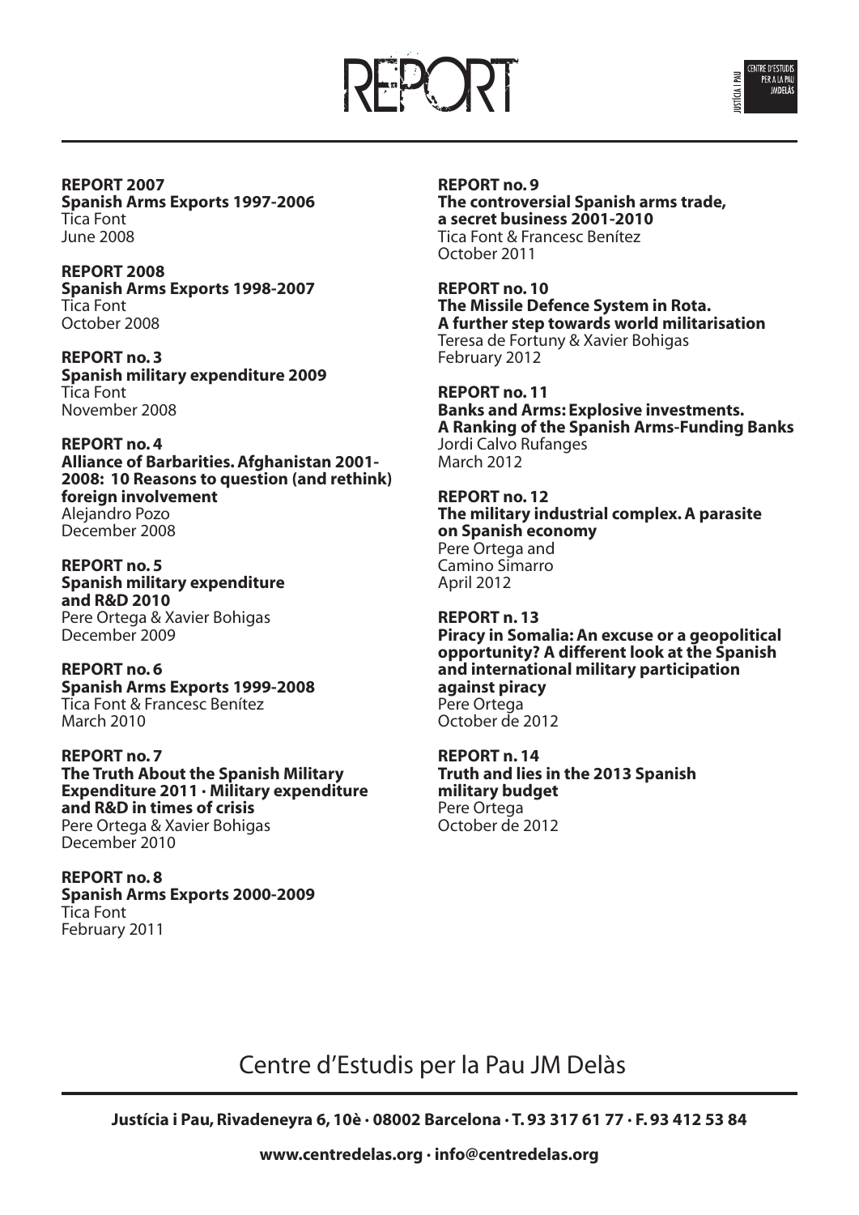# REPORT

**REPORT 2007**
**Spanish Arms Exports 1997-2006**
Tica Font
June 2008

**REPORT 2008**
**Spanish Arms Exports 1998-2007**
Tica Font
October 2008

**REPORT no. 3**
**Spanish military expenditure 2009**
Tica Font
November 2008

**REPORT no. 4**
**Alliance of Barbarities. Afghanistan 2001-2008: 10 Reasons to question (and rethink) foreign involvement**
Alejandro Pozo
December 2008

**REPORT no. 5**
**Spanish military expenditure and R&D 2010**
Pere Ortega & Xavier Bohigas
December 2009

**REPORT no. 6**
**Spanish Arms Exports 1999-2008**
Tica Font & Francesc Benítez
March 2010

**REPORT no. 7**
**The Truth About the Spanish Military Expenditure 2011 · Military expenditure and R&D in times of crisis**
Pere Ortega & Xavier Bohigas
December 2010

**REPORT no. 8**
**Spanish Arms Exports 2000-2009**
Tica Font
February 2011

**REPORT no. 9**
**The controversial Spanish arms trade, a secret business 2001-2010**
Tica Font & Francesc Benítez
October 2011

**REPORT no. 10**
**The Missile Defence System in Rota. A further step towards world militarisation**
Teresa de Fortuny & Xavier Bohigas
February 2012

**REPORT no. 11**
**Banks and Arms: Explosive investments. A Ranking of the Spanish Arms-Funding Banks**
Jordi Calvo Rufanges
March 2012

**REPORT no. 12**
**The military industrial complex. A parasite on Spanish economy**
Pere Ortega and
Camino Simarro
April 2012

**REPORT n. 13**
**Piracy in Somalia: An excuse or a geopolitical opportunity? A different look at the Spanish and international military participation against piracy**
Pere Ortega
October de 2012

**REPORT n. 14**
**Truth and lies in the 2013 Spanish military budget**
Pere Ortega
October de 2012

Centre d'Estudis per la Pau JM Delàs

**Justícia i Pau, Rivadeneyra 6, 10è · 08002 Barcelona · T. 93 317 61 77 · F. 93 412 53 84**

**www.centredelas.org · info@centredelas.org**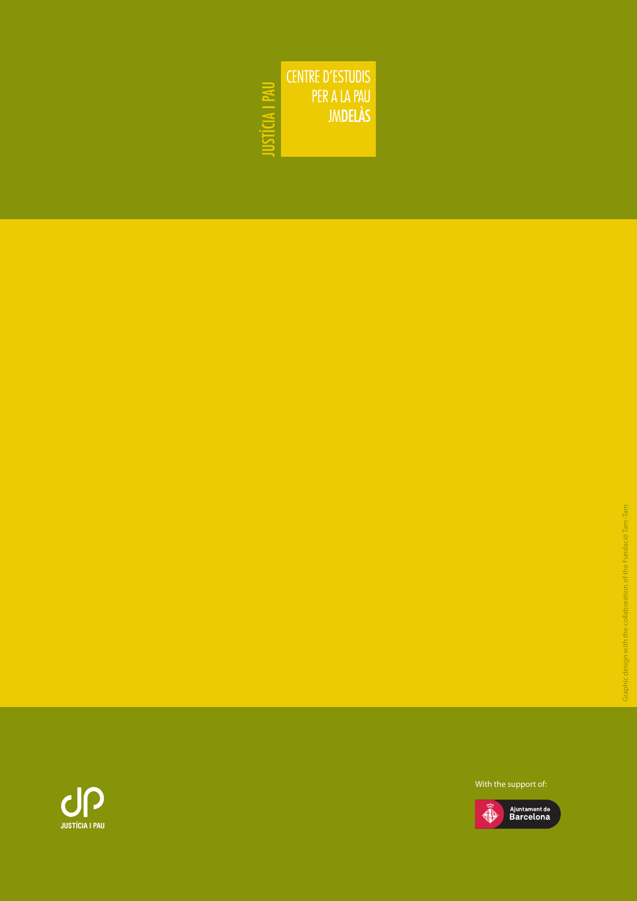JUSTÍCIA I PAU

CENTRE D'ESTUDIS PER A LA PAU JMDELÀS

Graphic design with the collaboration of the Fundació Tam-Tam

JUSTÍCIA I PAU

With the support of:

Ajuntament de Barcelona